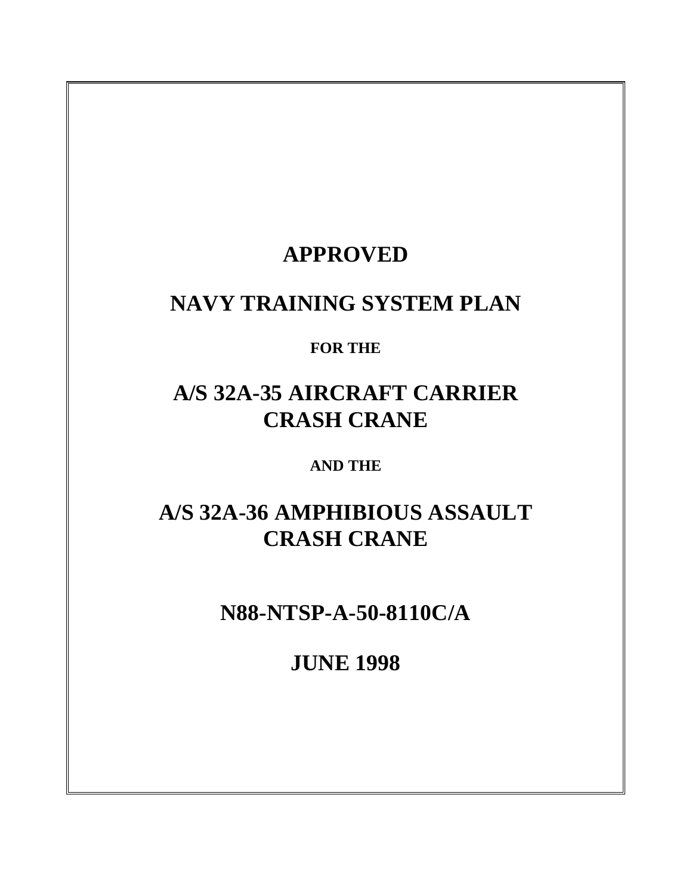# APPROVED

# NAVY TRAINING SYSTEM PLAN

**FOR THE**

# A/S 32A-35 AIRCRAFT CARRIER CRASH CRANE

**AND THE**

# A/S 32A-36 AMPHIBIOUS ASSAULT CRASH CRANE

## N88-NTSP-A-50-8110C/A

## JUNE 1998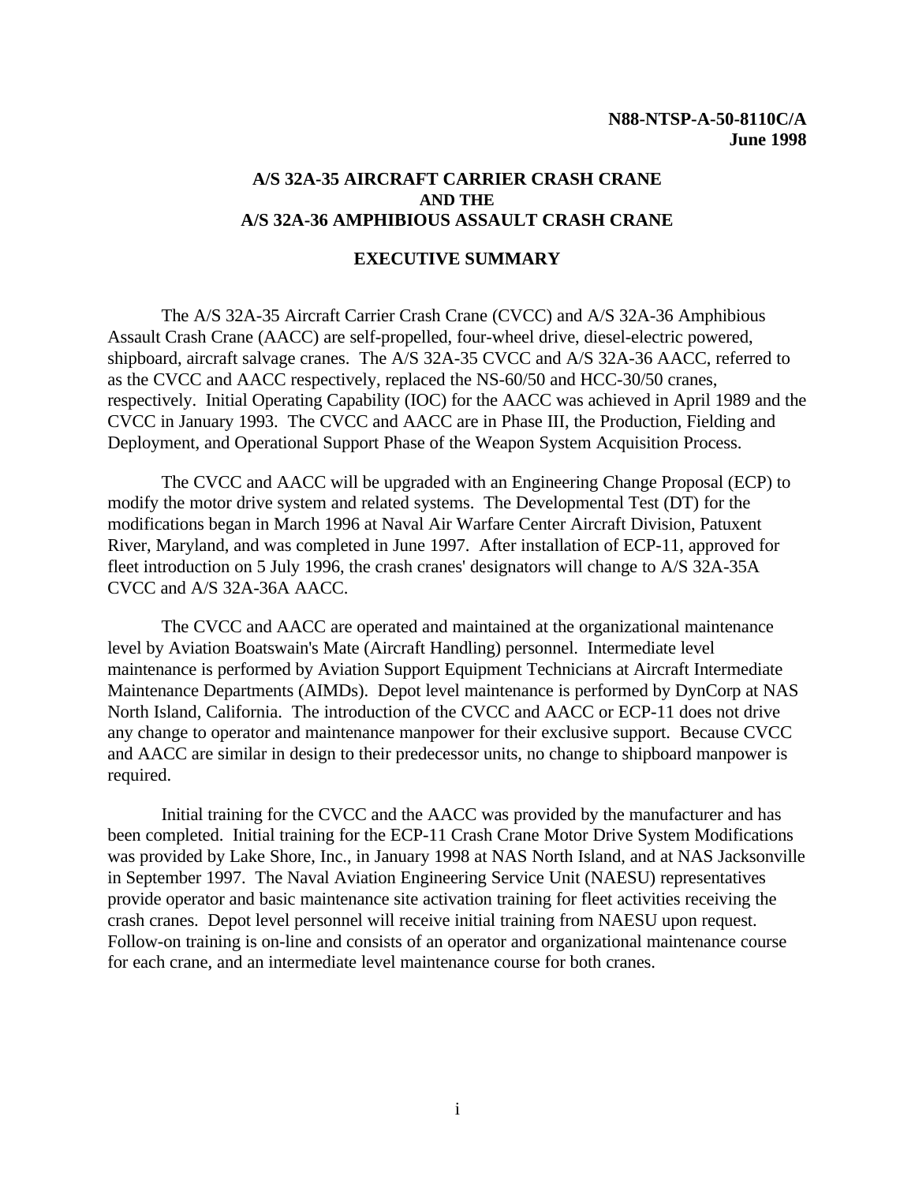N88-NTSP-A-50-8110C/A
June 1998

# A/S 32A-35 AIRCRAFT CARRIER CRASH CRANE AND THE A/S 32A-36 AMPHIBIOUS ASSAULT CRASH CRANE

## EXECUTIVE SUMMARY

The A/S 32A-35 Aircraft Carrier Crash Crane (CVCC) and A/S 32A-36 Amphibious Assault Crash Crane (AACC) are self-propelled, four-wheel drive, diesel-electric powered, shipboard, aircraft salvage cranes. The A/S 32A-35 CVCC and A/S 32A-36 AACC, referred to as the CVCC and AACC respectively, replaced the NS-60/50 and HCC-30/50 cranes, respectively. Initial Operating Capability (IOC) for the AACC was achieved in April 1989 and the CVCC in January 1993. The CVCC and AACC are in Phase III, the Production, Fielding and Deployment, and Operational Support Phase of the Weapon System Acquisition Process.

The CVCC and AACC will be upgraded with an Engineering Change Proposal (ECP) to modify the motor drive system and related systems. The Developmental Test (DT) for the modifications began in March 1996 at Naval Air Warfare Center Aircraft Division, Patuxent River, Maryland, and was completed in June 1997. After installation of ECP-11, approved for fleet introduction on 5 July 1996, the crash cranes' designators will change to A/S 32A-35A CVCC and A/S 32A-36A AACC.

The CVCC and AACC are operated and maintained at the organizational maintenance level by Aviation Boatswain's Mate (Aircraft Handling) personnel. Intermediate level maintenance is performed by Aviation Support Equipment Technicians at Aircraft Intermediate Maintenance Departments (AIMDs). Depot level maintenance is performed by DynCorp at NAS North Island, California. The introduction of the CVCC and AACC or ECP-11 does not drive any change to operator and maintenance manpower for their exclusive support. Because CVCC and AACC are similar in design to their predecessor units, no change to shipboard manpower is required.

Initial training for the CVCC and the AACC was provided by the manufacturer and has been completed. Initial training for the ECP-11 Crash Crane Motor Drive System Modifications was provided by Lake Shore, Inc., in January 1998 at NAS North Island, and at NAS Jacksonville in September 1997. The Naval Aviation Engineering Service Unit (NAESU) representatives provide operator and basic maintenance site activation training for fleet activities receiving the crash cranes. Depot level personnel will receive initial training from NAESU upon request. Follow-on training is on-line and consists of an operator and organizational maintenance course for each crane, and an intermediate level maintenance course for both cranes.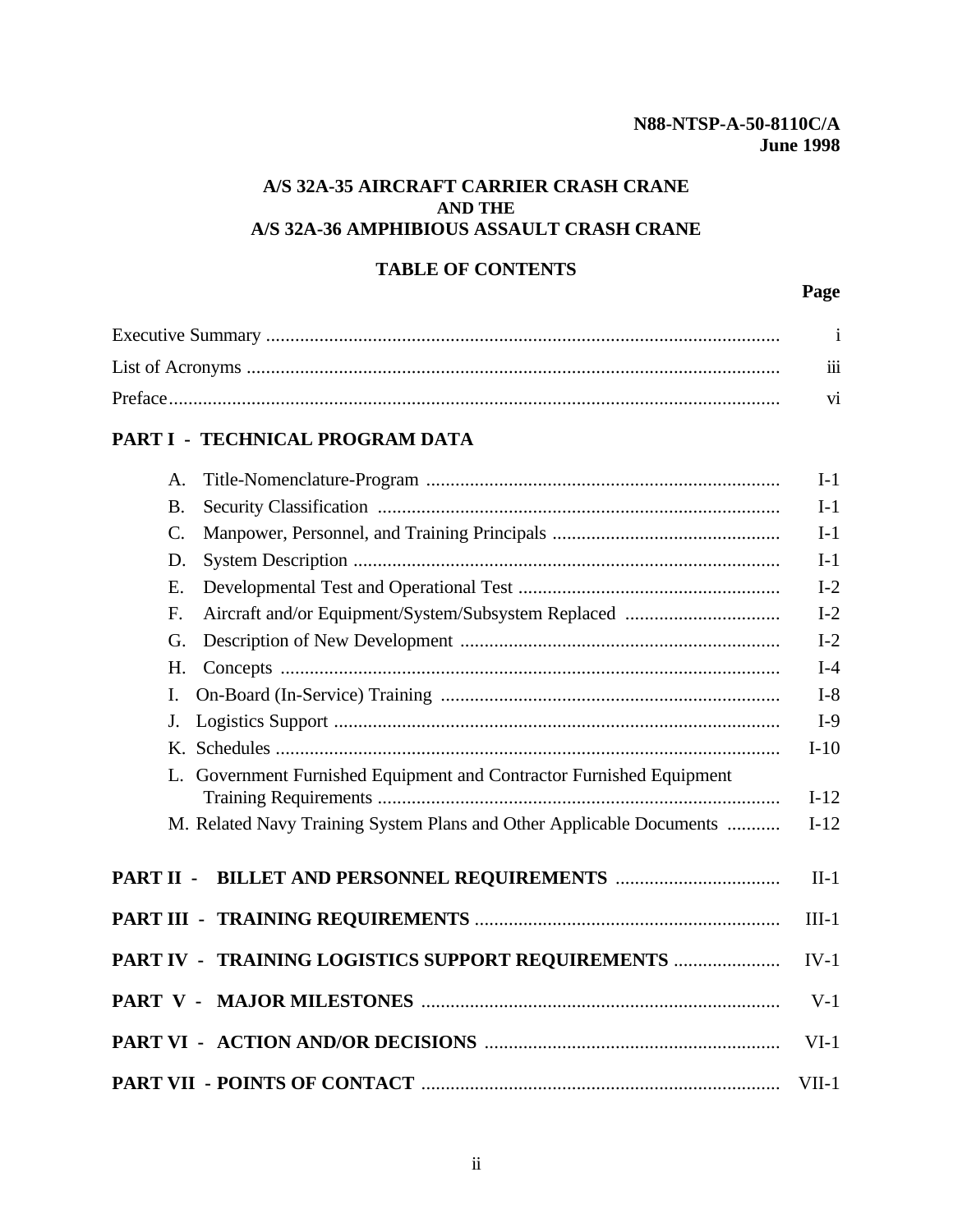**N88-NTSP-A-50-8110C/A**
**June 1998**

# A/S 32A-35 AIRCRAFT CARRIER CRASH CRANE AND THE A/S 32A-36 AMPHIBIOUS ASSAULT CRASH CRANE

## TABLE OF CONTENTS

| | Page |
|---|---|
| Executive Summary | i |
| List of Acronyms | iii |
| Preface | vi |
| **PART I - TECHNICAL PROGRAM DATA** | |
| A. Title-Nomenclature-Program | I-1 |
| B. Security Classification | I-1 |
| C. Manpower, Personnel, and Training Principals | I-1 |
| D. System Description | I-1 |
| E. Developmental Test and Operational Test | I-2 |
| F. Aircraft and/or Equipment/System/Subsystem Replaced | I-2 |
| G. Description of New Development | I-2 |
| H. Concepts | I-4 |
| I. On-Board (In-Service) Training | I-8 |
| J. Logistics Support | I-9 |
| K. Schedules | I-10 |
| L. Government Furnished Equipment and Contractor Furnished Equipment Training Requirements | I-12 |
| M. Related Navy Training System Plans and Other Applicable Documents | I-12 |
| **PART II - BILLET AND PERSONNEL REQUIREMENTS** | II-1 |
| **PART III - TRAINING REQUIREMENTS** | III-1 |
| **PART IV - TRAINING LOGISTICS SUPPORT REQUIREMENTS** | IV-1 |
| **PART V - MAJOR MILESTONES** | V-1 |
| **PART VI - ACTION AND/OR DECISIONS** | VI-1 |
| **PART VII - POINTS OF CONTACT** | VII-1 |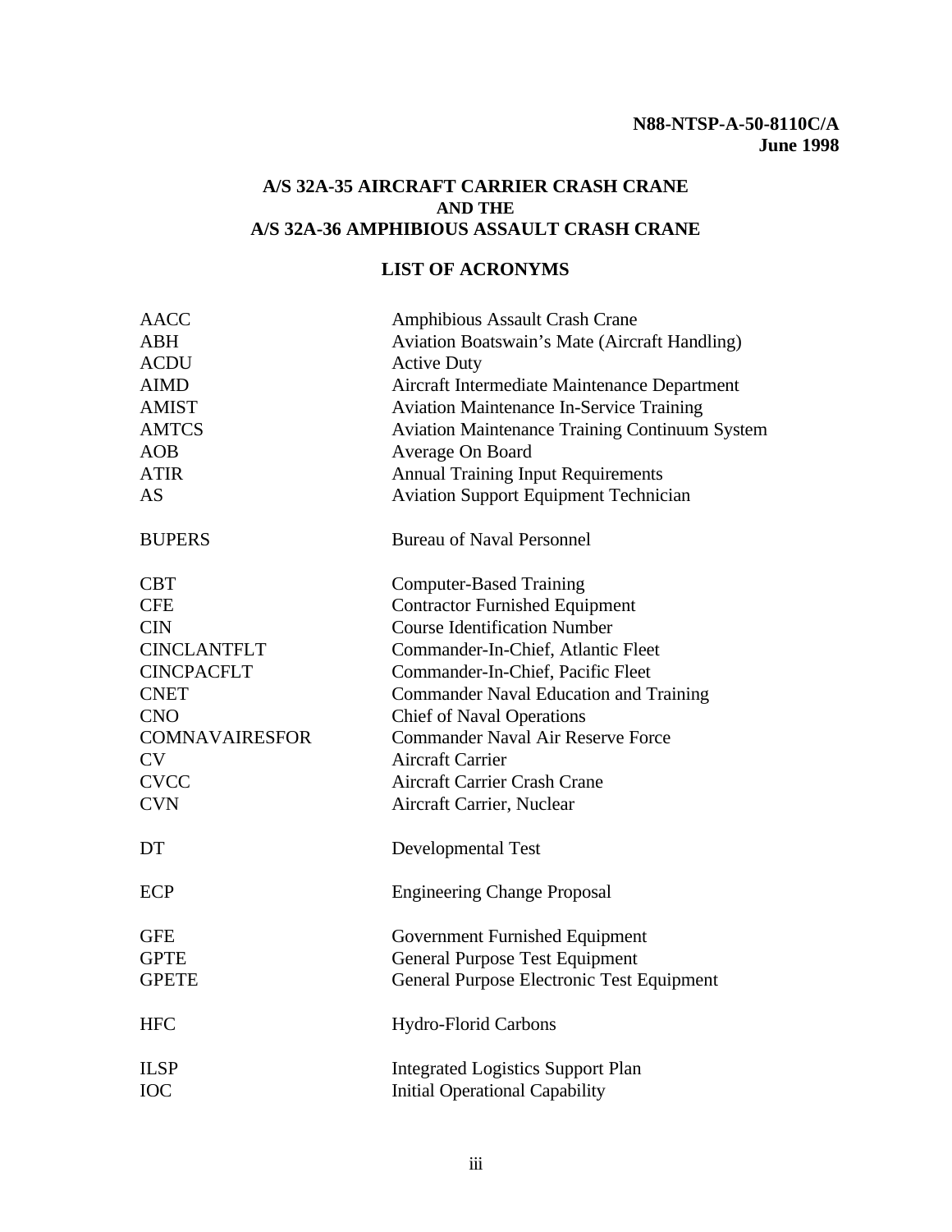**N88-NTSP-A-50-8110C/A**
**June 1998**

# A/S 32A-35 AIRCRAFT CARRIER CRASH CRANE AND THE A/S 32A-36 AMPHIBIOUS ASSAULT CRASH CRANE

## LIST OF ACRONYMS

| | |
|---|---|
| AACC | Amphibious Assault Crash Crane |
| ABH | Aviation Boatswain's Mate (Aircraft Handling) |
| ACDU | Active Duty |
| AIMD | Aircraft Intermediate Maintenance Department |
| AMIST | Aviation Maintenance In-Service Training |
| AMTCS | Aviation Maintenance Training Continuum System |
| AOB | Average On Board |
| ATIR | Annual Training Input Requirements |
| AS | Aviation Support Equipment Technician |
| BUPERS | Bureau of Naval Personnel |
| CBT | Computer-Based Training |
| CFE | Contractor Furnished Equipment |
| CIN | Course Identification Number |
| CINCLANTFLT | Commander-In-Chief, Atlantic Fleet |
| CINCPACFLT | Commander-In-Chief, Pacific Fleet |
| CNET | Commander Naval Education and Training |
| CNO | Chief of Naval Operations |
| COMNAVAIRESFOR | Commander Naval Air Reserve Force |
| CV | Aircraft Carrier |
| CVCC | Aircraft Carrier Crash Crane |
| CVN | Aircraft Carrier, Nuclear |
| DT | Developmental Test |
| ECP | Engineering Change Proposal |
| GFE | Government Furnished Equipment |
| GPTE | General Purpose Test Equipment |
| GPETE | General Purpose Electronic Test Equipment |
| HFC | Hydro-Florid Carbons |
| ILSP | Integrated Logistics Support Plan |
| IOC | Initial Operational Capability |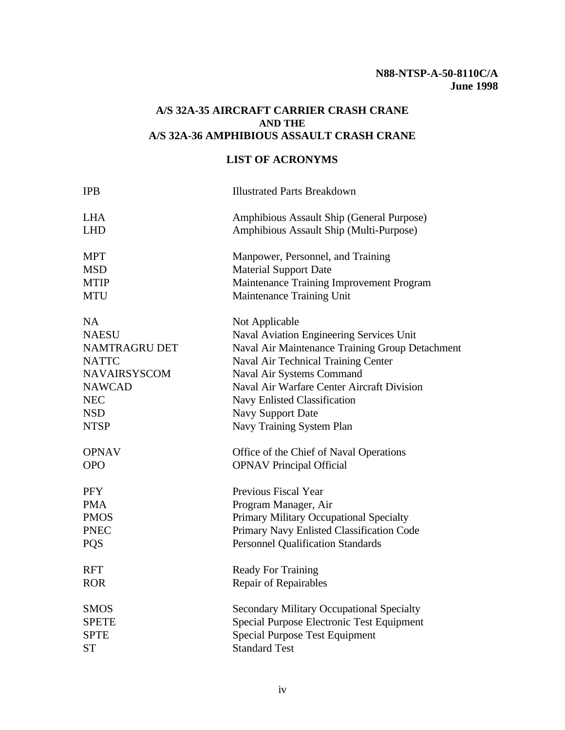**N88-NTSP-A-50-8110C/A**
**June 1998**

## A/S 32A-35 AIRCRAFT CARRIER CRASH CRANE AND THE A/S 32A-36 AMPHIBIOUS ASSAULT CRASH CRANE

## LIST OF ACRONYMS

| | |
|---|---|
| IPB | Illustrated Parts Breakdown |
| LHA | Amphibious Assault Ship (General Purpose) |
| LHD | Amphibious Assault Ship (Multi-Purpose) |
| MPT | Manpower, Personnel, and Training |
| MSD | Material Support Date |
| MTIP | Maintenance Training Improvement Program |
| MTU | Maintenance Training Unit |
| NA | Not Applicable |
| NAESU | Naval Aviation Engineering Services Unit |
| NAMTRAGRU DET | Naval Air Maintenance Training Group Detachment |
| NATTC | Naval Air Technical Training Center |
| NAVAIRSYSCOM | Naval Air Systems Command |
| NAWCAD | Naval Air Warfare Center Aircraft Division |
| NEC | Navy Enlisted Classification |
| NSD | Navy Support Date |
| NTSP | Navy Training System Plan |
| OPNAV | Office of the Chief of Naval Operations |
| OPO | OPNAV Principal Official |
| PFY | Previous Fiscal Year |
| PMA | Program Manager, Air |
| PMOS | Primary Military Occupational Specialty |
| PNEC | Primary Navy Enlisted Classification Code |
| PQS | Personnel Qualification Standards |
| RFT | Ready For Training |
| ROR | Repair of Repairables |
| SMOS | Secondary Military Occupational Specialty |
| SPETE | Special Purpose Electronic Test Equipment |
| SPTE | Special Purpose Test Equipment |
| ST | Standard Test |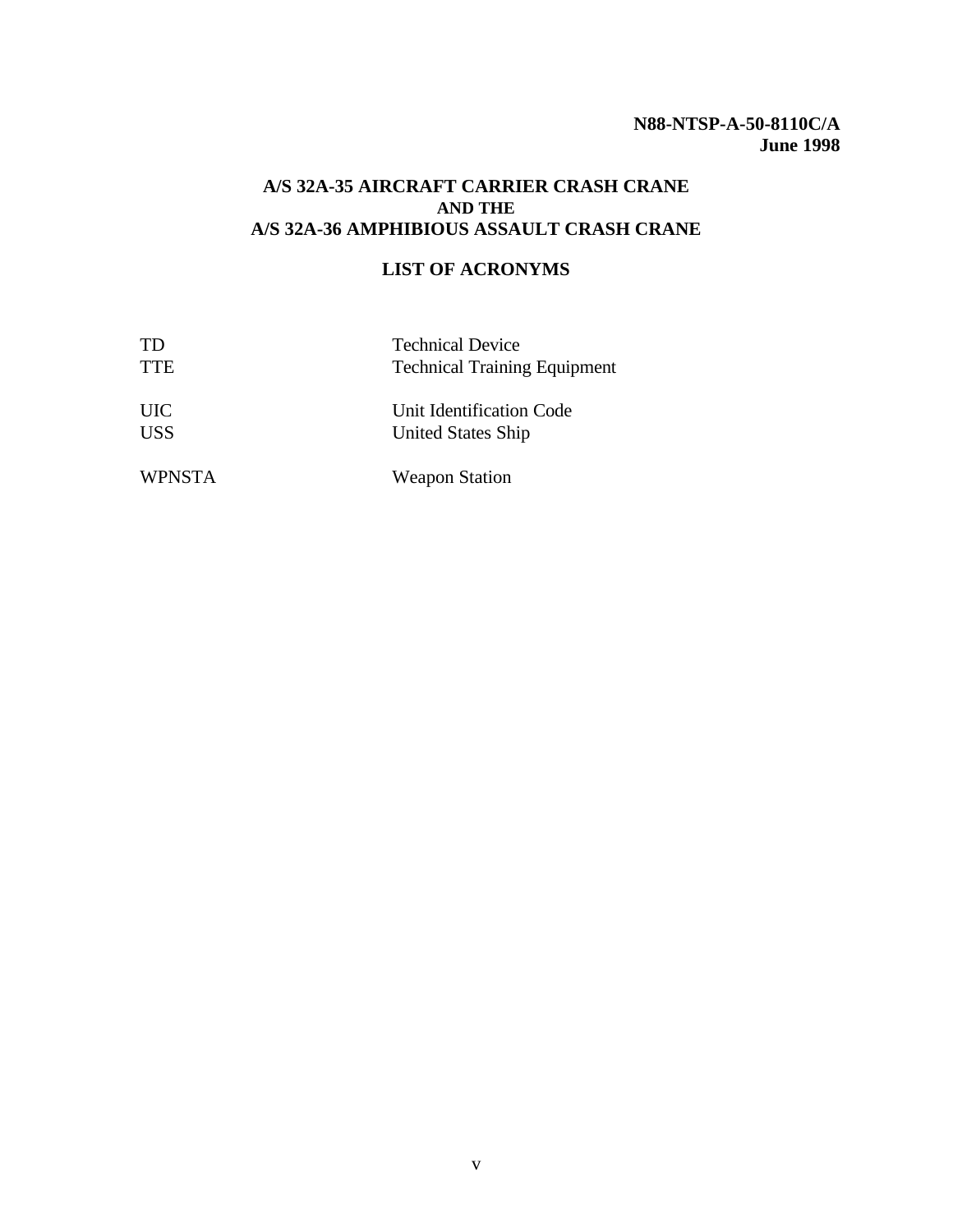**N88-NTSP-A-50-8110C/A**
**June 1998**

# A/S 32A-35 AIRCRAFT CARRIER CRASH CRANE
## AND THE
# A/S 32A-36 AMPHIBIOUS ASSAULT CRASH CRANE

## LIST OF ACRONYMS

| | |
|---|---|
| TD | Technical Device |
| TTE | Technical Training Equipment |
| | |
| UIC | Unit Identification Code |
| USS | United States Ship |
| | |
| WPNSTA | Weapon Station |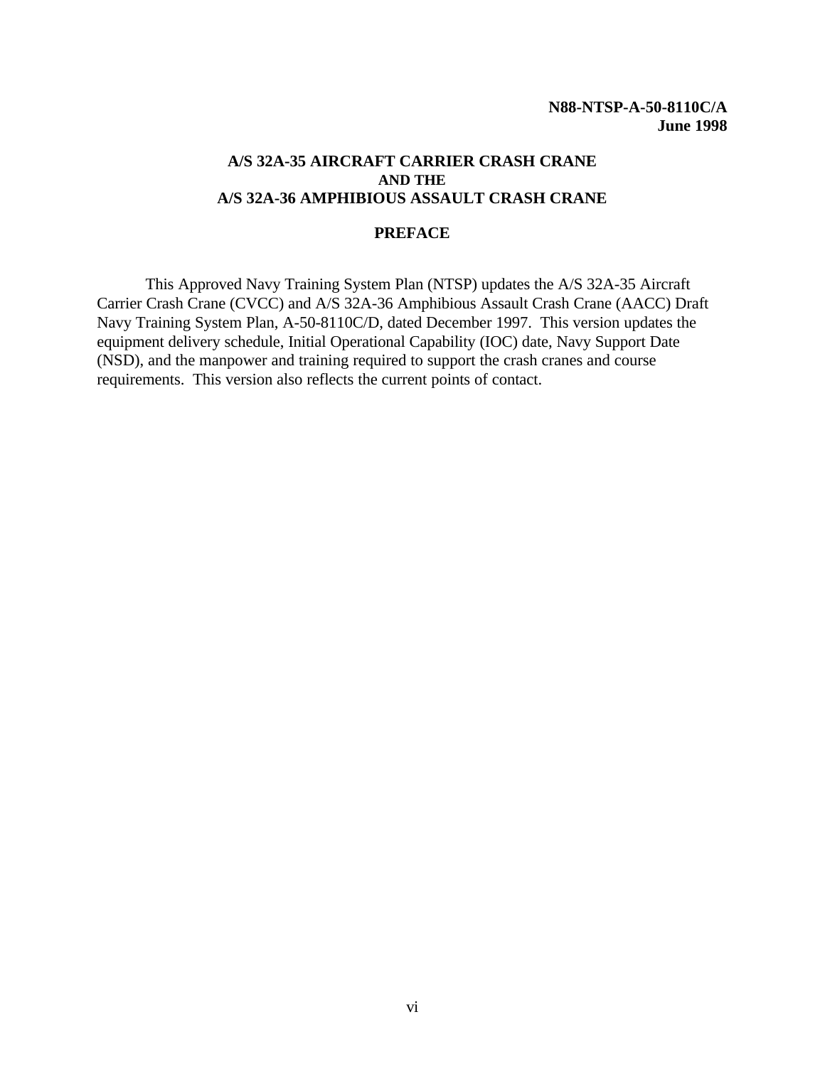**N88-NTSP-A-50-8110C/A**
**June 1998**

# A/S 32A-35 AIRCRAFT CARRIER CRASH CRANE AND THE A/S 32A-36 AMPHIBIOUS ASSAULT CRASH CRANE

## PREFACE

This Approved Navy Training System Plan (NTSP) updates the A/S 32A-35 Aircraft Carrier Crash Crane (CVCC) and A/S 32A-36 Amphibious Assault Crash Crane (AACC) Draft Navy Training System Plan, A-50-8110C/D, dated December 1997. This version updates the equipment delivery schedule, Initial Operational Capability (IOC) date, Navy Support Date (NSD), and the manpower and training required to support the crash cranes and course requirements. This version also reflects the current points of contact.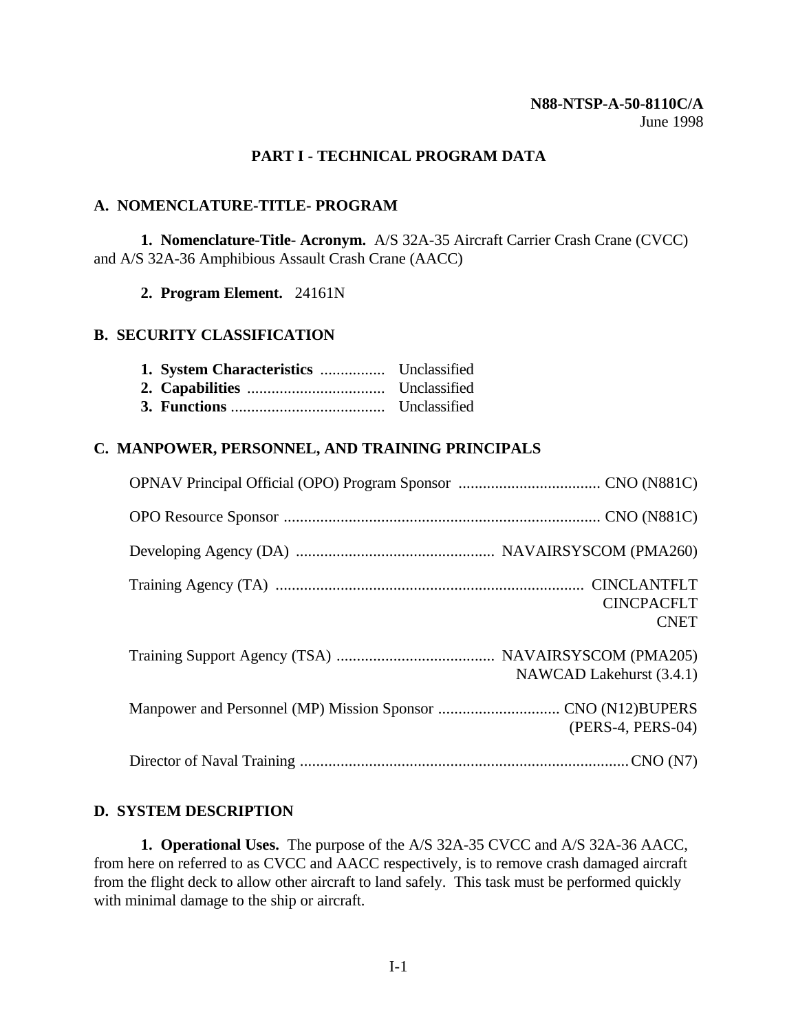N88-NTSP-A-50-8110C/A
June 1998

# PART I - TECHNICAL PROGRAM DATA

## A. NOMENCLATURE-TITLE- PROGRAM

**1. Nomenclature-Title- Acronym.** A/S 32A-35 Aircraft Carrier Crash Crane (CVCC) and A/S 32A-36 Amphibious Assault Crash Crane (AACC)

**2. Program Element.** 24161N

## B. SECURITY CLASSIFICATION

**1. System Characteristics** ................ Unclassified
**2. Capabilities** .................................. Unclassified
**3. Functions** ...................................... Unclassified

## C. MANPOWER, PERSONNEL, AND TRAINING PRINCIPALS

OPNAV Principal Official (OPO) Program Sponsor ................................... CNO (N881C)

OPO Resource Sponsor .............................................................................. CNO (N881C)

Developing Agency (DA) ................................................. NAVAIRSYSCOM (PMA260)

Training Agency (TA) ............................................................................ CINCLANTFLT
CINCPACFLT
CNET

Training Support Agency (TSA) ....................................... NAVAIRSYSCOM (PMA205)
NAWCAD Lakehurst (3.4.1)

Manpower and Personnel (MP) Mission Sponsor .............................. CNO (N12)BUPERS
(PERS-4, PERS-04)

Director of Naval Training .................................................................................CNO (N7)

## D. SYSTEM DESCRIPTION

**1. Operational Uses.** The purpose of the A/S 32A-35 CVCC and A/S 32A-36 AACC, from here on referred to as CVCC and AACC respectively, is to remove crash damaged aircraft from the flight deck to allow other aircraft to land safely. This task must be performed quickly with minimal damage to the ship or aircraft.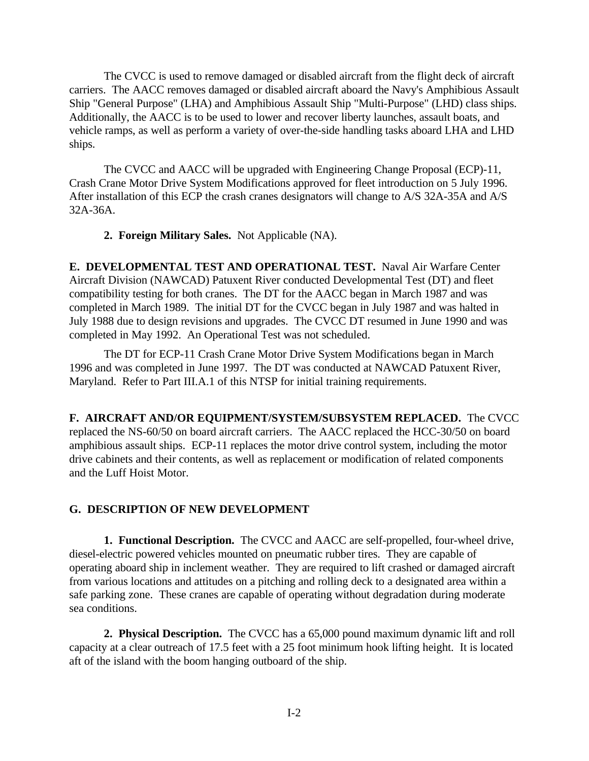The CVCC is used to remove damaged or disabled aircraft from the flight deck of aircraft carriers. The AACC removes damaged or disabled aircraft aboard the Navy's Amphibious Assault Ship "General Purpose" (LHA) and Amphibious Assault Ship "Multi-Purpose" (LHD) class ships. Additionally, the AACC is to be used to lower and recover liberty launches, assault boats, and vehicle ramps, as well as perform a variety of over-the-side handling tasks aboard LHA and LHD ships.

The CVCC and AACC will be upgraded with Engineering Change Proposal (ECP)-11, Crash Crane Motor Drive System Modifications approved for fleet introduction on 5 July 1996. After installation of this ECP the crash cranes designators will change to A/S 32A-35A and A/S 32A-36A.

**2. Foreign Military Sales.** Not Applicable (NA).

**E. DEVELOPMENTAL TEST AND OPERATIONAL TEST.** Naval Air Warfare Center Aircraft Division (NAWCAD) Patuxent River conducted Developmental Test (DT) and fleet compatibility testing for both cranes. The DT for the AACC began in March 1987 and was completed in March 1989. The initial DT for the CVCC began in July 1987 and was halted in July 1988 due to design revisions and upgrades. The CVCC DT resumed in June 1990 and was completed in May 1992. An Operational Test was not scheduled.

The DT for ECP-11 Crash Crane Motor Drive System Modifications began in March 1996 and was completed in June 1997. The DT was conducted at NAWCAD Patuxent River, Maryland. Refer to Part III.A.1 of this NTSP for initial training requirements.

**F. AIRCRAFT AND/OR EQUIPMENT/SYSTEM/SUBSYSTEM REPLACED.** The CVCC replaced the NS-60/50 on board aircraft carriers. The AACC replaced the HCC-30/50 on board amphibious assault ships. ECP-11 replaces the motor drive control system, including the motor drive cabinets and their contents, as well as replacement or modification of related components and the Luff Hoist Motor.

**G. DESCRIPTION OF NEW DEVELOPMENT**

**1. Functional Description.** The CVCC and AACC are self-propelled, four-wheel drive, diesel-electric powered vehicles mounted on pneumatic rubber tires. They are capable of operating aboard ship in inclement weather. They are required to lift crashed or damaged aircraft from various locations and attitudes on a pitching and rolling deck to a designated area within a safe parking zone. These cranes are capable of operating without degradation during moderate sea conditions.

**2. Physical Description.** The CVCC has a 65,000 pound maximum dynamic lift and roll capacity at a clear outreach of 17.5 feet with a 25 foot minimum hook lifting height. It is located aft of the island with the boom hanging outboard of the ship.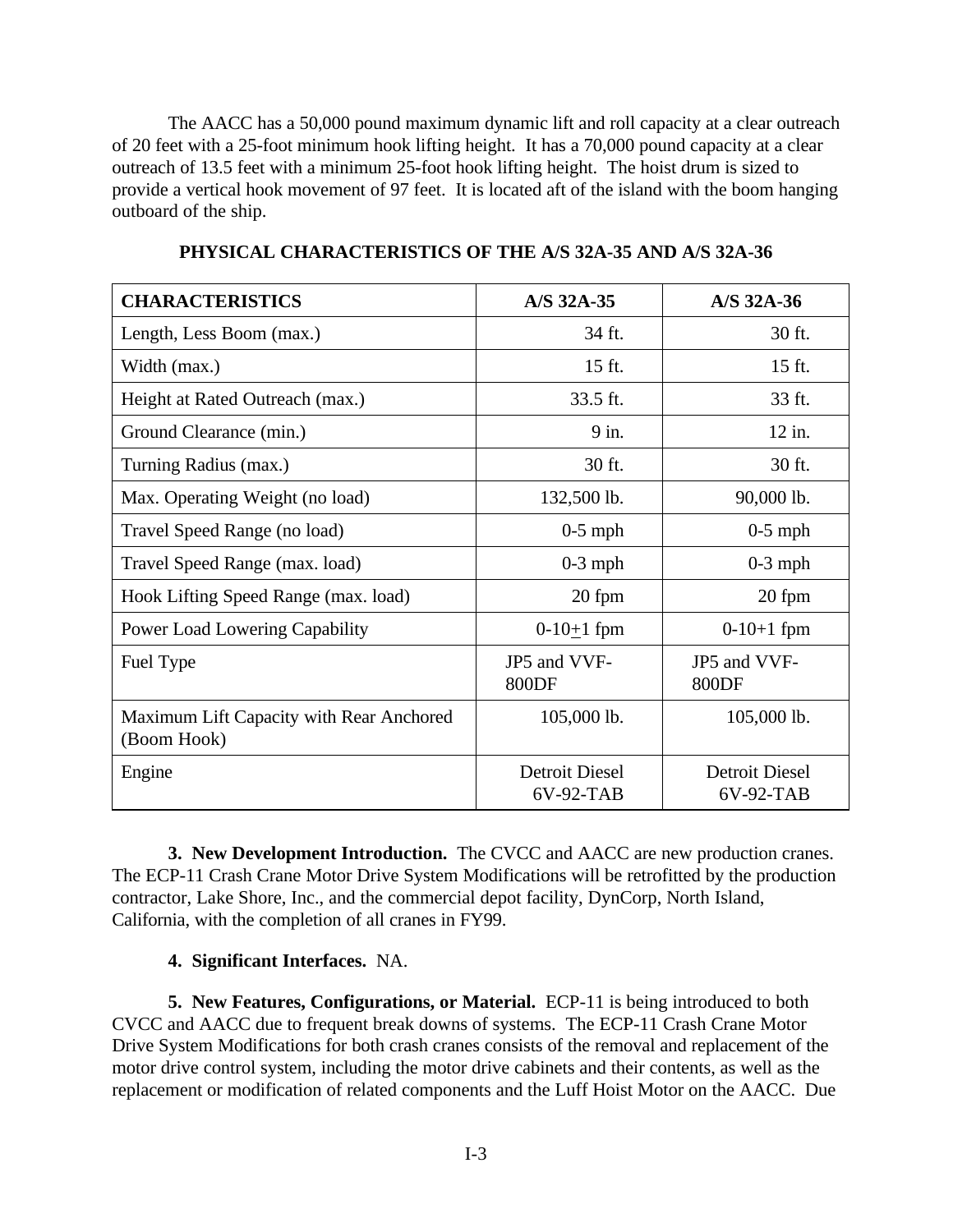The AACC has a 50,000 pound maximum dynamic lift and roll capacity at a clear outreach of 20 feet with a 25-foot minimum hook lifting height. It has a 70,000 pound capacity at a clear outreach of 13.5 feet with a minimum 25-foot hook lifting height. The hoist drum is sized to provide a vertical hook movement of 97 feet. It is located aft of the island with the boom hanging outboard of the ship.

**PHYSICAL CHARACTERISTICS OF THE A/S 32A-35 AND A/S 32A-36**

| CHARACTERISTICS | A/S 32A-35 | A/S 32A-36 |
|---|---|---|
| Length, Less Boom (max.) | 34 ft. | 30 ft. |
| Width (max.) | 15 ft. | 15 ft. |
| Height at Rated Outreach (max.) | 33.5 ft. | 33 ft. |
| Ground Clearance (min.) | 9 in. | 12 in. |
| Turning Radius (max.) | 30 ft. | 30 ft. |
| Max. Operating Weight (no load) | 132,500 lb. | 90,000 lb. |
| Travel Speed Range (no load) | 0-5 mph | 0-5 mph |
| Travel Speed Range (max. load) | 0-3 mph | 0-3 mph |
| Hook Lifting Speed Range (max. load) | 20 fpm | 20 fpm |
| Power Load Lowering Capability | 0-10±1 fpm | 0-10+1 fpm |
| Fuel Type | JP5 and VVF-800DF | JP5 and VVF-800DF |
| Maximum Lift Capacity with Rear Anchored (Boom Hook) | 105,000 lb. | 105,000 lb. |
| Engine | Detroit Diesel 6V-92-TAB | Detroit Diesel 6V-92-TAB |

**3. New Development Introduction.** The CVCC and AACC are new production cranes. The ECP-11 Crash Crane Motor Drive System Modifications will be retrofitted by the production contractor, Lake Shore, Inc., and the commercial depot facility, DynCorp, North Island, California, with the completion of all cranes in FY99.

**4. Significant Interfaces.** NA.

**5. New Features, Configurations, or Material.** ECP-11 is being introduced to both CVCC and AACC due to frequent break downs of systems. The ECP-11 Crash Crane Motor Drive System Modifications for both crash cranes consists of the removal and replacement of the motor drive control system, including the motor drive cabinets and their contents, as well as the replacement or modification of related components and the Luff Hoist Motor on the AACC. Due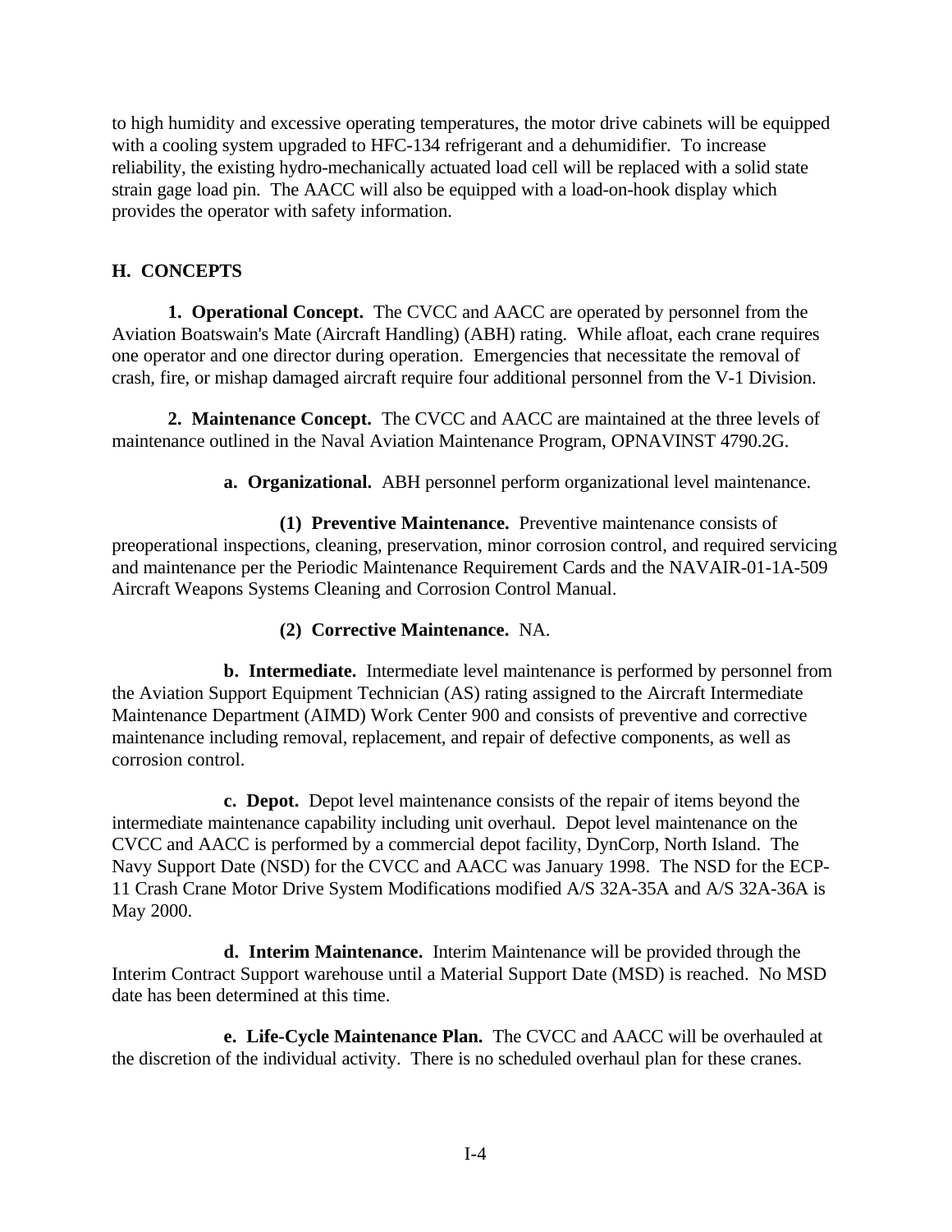to high humidity and excessive operating temperatures, the motor drive cabinets will be equipped with a cooling system upgraded to HFC-134 refrigerant and a dehumidifier. To increase reliability, the existing hydro-mechanically actuated load cell will be replaced with a solid state strain gage load pin. The AACC will also be equipped with a load-on-hook display which provides the operator with safety information.

## H. CONCEPTS

**1. Operational Concept.** The CVCC and AACC are operated by personnel from the Aviation Boatswain's Mate (Aircraft Handling) (ABH) rating. While afloat, each crane requires one operator and one director during operation. Emergencies that necessitate the removal of crash, fire, or mishap damaged aircraft require four additional personnel from the V-1 Division.

**2. Maintenance Concept.** The CVCC and AACC are maintained at the three levels of maintenance outlined in the Naval Aviation Maintenance Program, OPNAVINST 4790.2G.

**a. Organizational.** ABH personnel perform organizational level maintenance.

**(1) Preventive Maintenance.** Preventive maintenance consists of preoperational inspections, cleaning, preservation, minor corrosion control, and required servicing and maintenance per the Periodic Maintenance Requirement Cards and the NAVAIR-01-1A-509 Aircraft Weapons Systems Cleaning and Corrosion Control Manual.

**(2) Corrective Maintenance.** NA.

**b. Intermediate.** Intermediate level maintenance is performed by personnel from the Aviation Support Equipment Technician (AS) rating assigned to the Aircraft Intermediate Maintenance Department (AIMD) Work Center 900 and consists of preventive and corrective maintenance including removal, replacement, and repair of defective components, as well as corrosion control.

**c. Depot.** Depot level maintenance consists of the repair of items beyond the intermediate maintenance capability including unit overhaul. Depot level maintenance on the CVCC and AACC is performed by a commercial depot facility, DynCorp, North Island. The Navy Support Date (NSD) for the CVCC and AACC was January 1998. The NSD for the ECP-11 Crash Crane Motor Drive System Modifications modified A/S 32A-35A and A/S 32A-36A is May 2000.

**d. Interim Maintenance.** Interim Maintenance will be provided through the Interim Contract Support warehouse until a Material Support Date (MSD) is reached. No MSD date has been determined at this time.

**e. Life-Cycle Maintenance Plan.** The CVCC and AACC will be overhauled at the discretion of the individual activity. There is no scheduled overhaul plan for these cranes.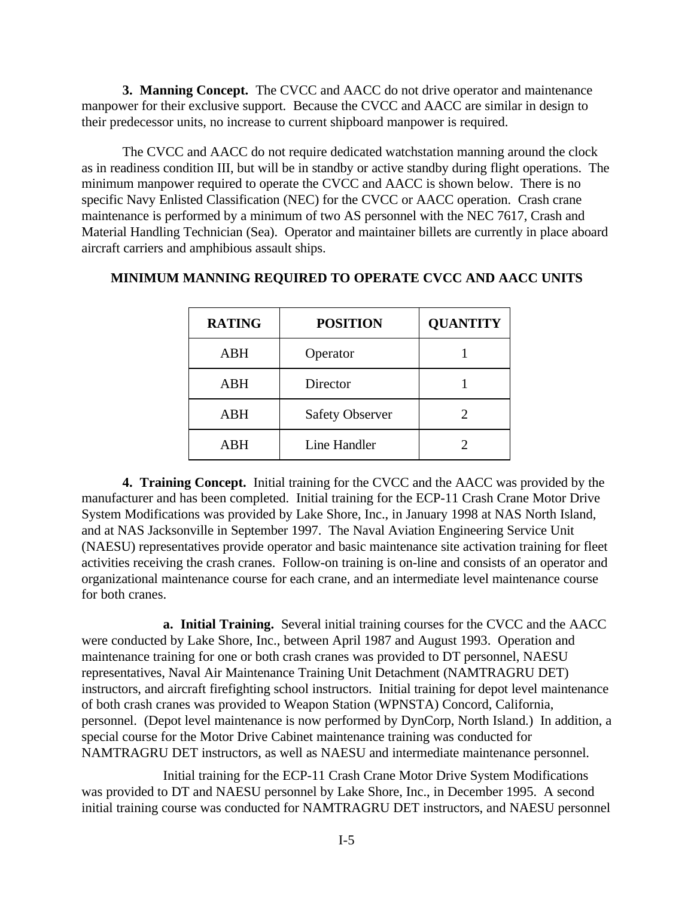**3. Manning Concept.** The CVCC and AACC do not drive operator and maintenance manpower for their exclusive support. Because the CVCC and AACC are similar in design to their predecessor units, no increase to current shipboard manpower is required.

The CVCC and AACC do not require dedicated watchstation manning around the clock as in readiness condition III, but will be in standby or active standby during flight operations. The minimum manpower required to operate the CVCC and AACC is shown below. There is no specific Navy Enlisted Classification (NEC) for the CVCC or AACC operation. Crash crane maintenance is performed by a minimum of two AS personnel with the NEC 7617, Crash and Material Handling Technician (Sea). Operator and maintainer billets are currently in place aboard aircraft carriers and amphibious assault ships.

**MINIMUM MANNING REQUIRED TO OPERATE CVCC AND AACC UNITS**

| RATING | POSITION | QUANTITY |
|---|---|---|
| ABH | Operator | 1 |
| ABH | Director | 1 |
| ABH | Safety Observer | 2 |
| ABH | Line Handler | 2 |

**4. Training Concept.** Initial training for the CVCC and the AACC was provided by the manufacturer and has been completed. Initial training for the ECP-11 Crash Crane Motor Drive System Modifications was provided by Lake Shore, Inc., in January 1998 at NAS North Island, and at NAS Jacksonville in September 1997. The Naval Aviation Engineering Service Unit (NAESU) representatives provide operator and basic maintenance site activation training for fleet activities receiving the crash cranes. Follow-on training is on-line and consists of an operator and organizational maintenance course for each crane, and an intermediate level maintenance course for both cranes.

**a. Initial Training.** Several initial training courses for the CVCC and the AACC were conducted by Lake Shore, Inc., between April 1987 and August 1993. Operation and maintenance training for one or both crash cranes was provided to DT personnel, NAESU representatives, Naval Air Maintenance Training Unit Detachment (NAMTRAGRU DET) instructors, and aircraft firefighting school instructors. Initial training for depot level maintenance of both crash cranes was provided to Weapon Station (WPNSTA) Concord, California, personnel. (Depot level maintenance is now performed by DynCorp, North Island.) In addition, a special course for the Motor Drive Cabinet maintenance training was conducted for NAMTRAGRU DET instructors, as well as NAESU and intermediate maintenance personnel.

Initial training for the ECP-11 Crash Crane Motor Drive System Modifications was provided to DT and NAESU personnel by Lake Shore, Inc., in December 1995. A second initial training course was conducted for NAMTRAGRU DET instructors, and NAESU personnel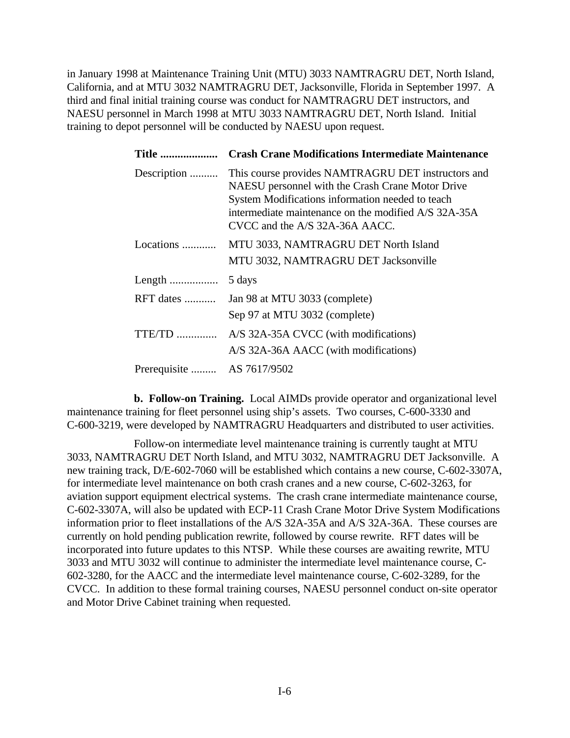in January 1998 at Maintenance Training Unit (MTU) 3033 NAMTRAGRU DET, North Island, California, and at MTU 3032 NAMTRAGRU DET, Jacksonville, Florida in September 1997. A third and final initial training course was conduct for NAMTRAGRU DET instructors, and NAESU personnel in March 1998 at MTU 3033 NAMTRAGRU DET, North Island. Initial training to depot personnel will be conducted by NAESU upon request.

| **Title ....................** | **Crash Crane Modifications Intermediate Maintenance** |
|---|---|
| Description .......... | This course provides NAMTRAGRU DET instructors and NAESU personnel with the Crash Crane Motor Drive System Modifications information needed to teach intermediate maintenance on the modified A/S 32A-35A CVCC and the A/S 32A-36A AACC. |
| Locations ............ | MTU 3033, NAMTRAGRU DET North Island<br>MTU 3032, NAMTRAGRU DET Jacksonville |
| Length ................. | 5 days |
| RFT dates ........... | Jan 98 at MTU 3033 (complete)<br>Sep 97 at MTU 3032 (complete) |
| TTE/TD .............. | A/S 32A-35A CVCC (with modifications)<br>A/S 32A-36A AACC (with modifications) |
| Prerequisite ......... | AS 7617/9502 |

**b. Follow-on Training.** Local AIMDs provide operator and organizational level maintenance training for fleet personnel using ship's assets. Two courses, C-600-3330 and C-600-3219, were developed by NAMTRAGRU Headquarters and distributed to user activities.

Follow-on intermediate level maintenance training is currently taught at MTU 3033, NAMTRAGRU DET North Island, and MTU 3032, NAMTRAGRU DET Jacksonville. A new training track, D/E-602-7060 will be established which contains a new course, C-602-3307A, for intermediate level maintenance on both crash cranes and a new course, C-602-3263, for aviation support equipment electrical systems. The crash crane intermediate maintenance course, C-602-3307A, will also be updated with ECP-11 Crash Crane Motor Drive System Modifications information prior to fleet installations of the A/S 32A-35A and A/S 32A-36A. These courses are currently on hold pending publication rewrite, followed by course rewrite. RFT dates will be incorporated into future updates to this NTSP. While these courses are awaiting rewrite, MTU 3033 and MTU 3032 will continue to administer the intermediate level maintenance course, C-602-3280, for the AACC and the intermediate level maintenance course, C-602-3289, for the CVCC. In addition to these formal training courses, NAESU personnel conduct on-site operator and Motor Drive Cabinet training when requested.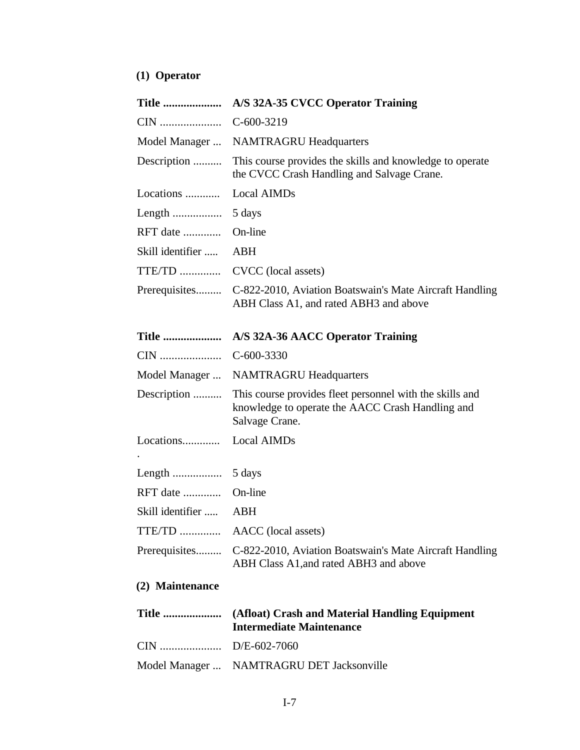**(1) Operator**

| | |
|---|---|
| **Title ....................** | **A/S 32A-35 CVCC Operator Training** |
| CIN ..................... | C-600-3219 |
| Model Manager ... | NAMTRAGRU Headquarters |
| Description .......... | This course provides the skills and knowledge to operate the CVCC Crash Handling and Salvage Crane. |
| Locations ............ | Local AIMDs |
| Length ................. | 5 days |
| RFT date ............. | On-line |
| Skill identifier ..... | ABH |
| TTE/TD .............. | CVCC (local assets) |
| Prerequisites......... | C-822-2010, Aviation Boatswain's Mate Aircraft Handling ABH Class A1, and rated ABH3 and above |

| | |
|---|---|
| **Title ....................** | **A/S 32A-36 AACC Operator Training** |
| CIN ..................... | C-600-3330 |
| Model Manager ... | NAMTRAGRU Headquarters |
| Description .......... | This course provides fleet personnel with the skills and knowledge to operate the AACC Crash Handling and Salvage Crane. |
| Locations............. | Local AIMDs |
| Length ................. | 5 days |
| RFT date ............. | On-line |
| Skill identifier ..... | ABH |
| TTE/TD .............. | AACC (local assets) |
| Prerequisites......... | C-822-2010, Aviation Boatswain's Mate Aircraft Handling ABH Class A1,and rated ABH3 and above |

**(2) Maintenance**

| | |
|---|---|
| **Title ....................** | **(Afloat) Crash and Material Handling Equipment Intermediate Maintenance** |
| CIN ..................... | D/E-602-7060 |
| Model Manager ... | NAMTRAGRU DET Jacksonville |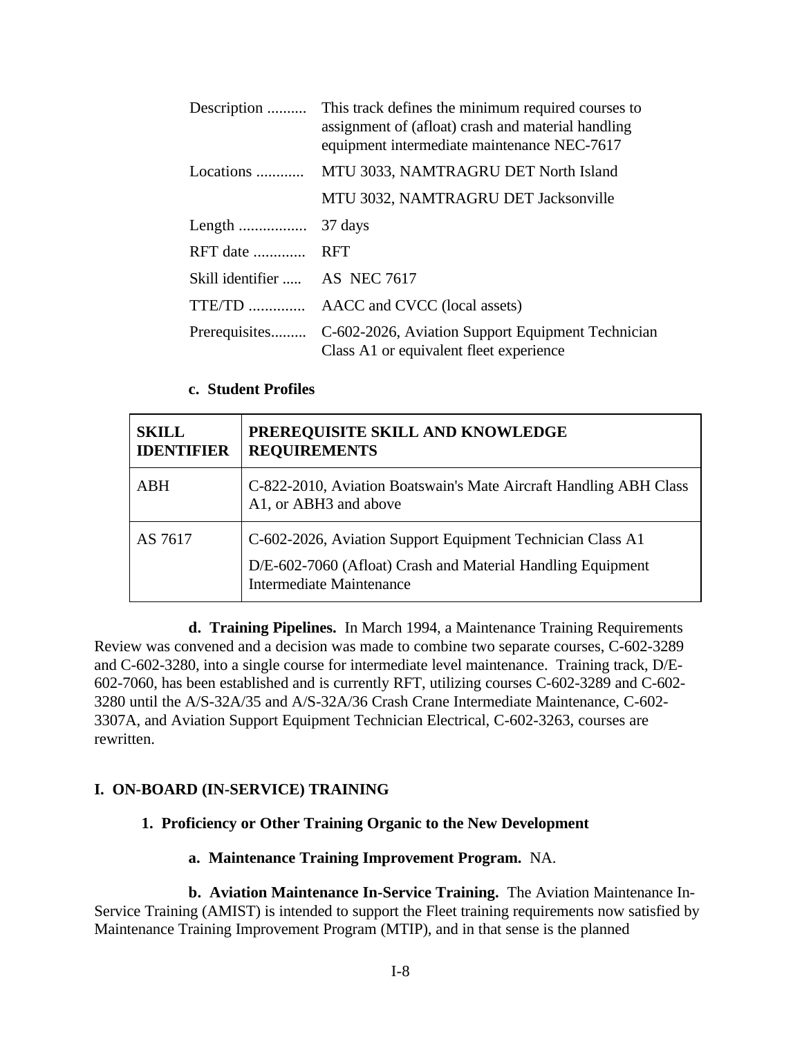| | |
|---|---|
| Description .......... | This track defines the minimum required courses to assignment of (afloat) crash and material handling equipment intermediate maintenance NEC-7617 |
| Locations ............ | MTU 3033, NAMTRAGRU DET North Island |
| | MTU 3032, NAMTRAGRU DET Jacksonville |
| Length ................. | 37 days |
| RFT date ............. | RFT |
| Skill identifier ..... | AS NEC 7617 |
| TTE/TD .............. | AACC and CVCC (local assets) |
| Prerequisites......... | C-602-2026, Aviation Support Equipment Technician Class A1 or equivalent fleet experience |

**c. Student Profiles**

| SKILL IDENTIFIER | PREREQUISITE SKILL AND KNOWLEDGE REQUIREMENTS |
|---|---|
| ABH | C-822-2010, Aviation Boatswain's Mate Aircraft Handling ABH Class A1, or ABH3 and above |
| AS 7617 | C-602-2026, Aviation Support Equipment Technician Class A1<br>D/E-602-7060 (Afloat) Crash and Material Handling Equipment Intermediate Maintenance |

**d. Training Pipelines.** In March 1994, a Maintenance Training Requirements Review was convened and a decision was made to combine two separate courses, C-602-3289 and C-602-3280, into a single course for intermediate level maintenance. Training track, D/E-602-7060, has been established and is currently RFT, utilizing courses C-602-3289 and C-602-3280 until the A/S-32A/35 and A/S-32A/36 Crash Crane Intermediate Maintenance, C-602-3307A, and Aviation Support Equipment Technician Electrical, C-602-3263, courses are rewritten.

## I. ON-BOARD (IN-SERVICE) TRAINING

### 1. Proficiency or Other Training Organic to the New Development

**a. Maintenance Training Improvement Program.** NA.

**b. Aviation Maintenance In-Service Training.** The Aviation Maintenance In-Service Training (AMIST) is intended to support the Fleet training requirements now satisfied by Maintenance Training Improvement Program (MTIP), and in that sense is the planned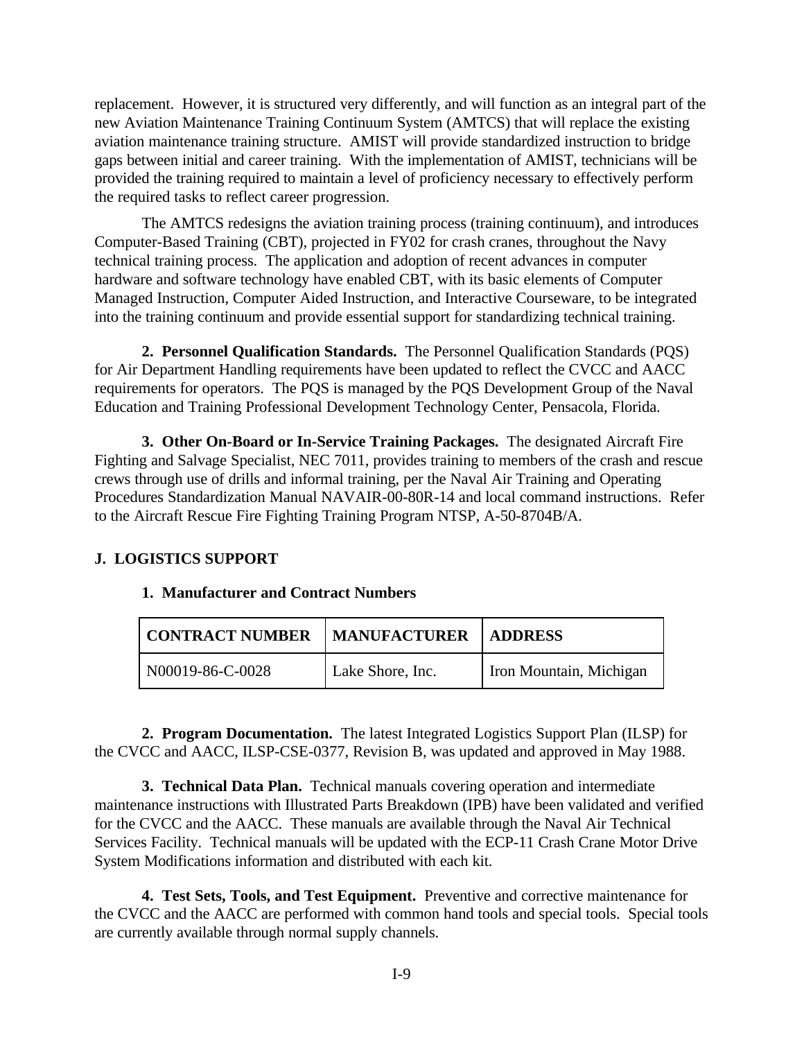replacement. However, it is structured very differently, and will function as an integral part of the new Aviation Maintenance Training Continuum System (AMTCS) that will replace the existing aviation maintenance training structure. AMIST will provide standardized instruction to bridge gaps between initial and career training. With the implementation of AMIST, technicians will be provided the training required to maintain a level of proficiency necessary to effectively perform the required tasks to reflect career progression.

The AMTCS redesigns the aviation training process (training continuum), and introduces Computer-Based Training (CBT), projected in FY02 for crash cranes, throughout the Navy technical training process. The application and adoption of recent advances in computer hardware and software technology have enabled CBT, with its basic elements of Computer Managed Instruction, Computer Aided Instruction, and Interactive Courseware, to be integrated into the training continuum and provide essential support for standardizing technical training.

**2. Personnel Qualification Standards.** The Personnel Qualification Standards (PQS) for Air Department Handling requirements have been updated to reflect the CVCC and AACC requirements for operators. The PQS is managed by the PQS Development Group of the Naval Education and Training Professional Development Technology Center, Pensacola, Florida.

**3. Other On-Board or In-Service Training Packages.** The designated Aircraft Fire Fighting and Salvage Specialist, NEC 7011, provides training to members of the crash and rescue crews through use of drills and informal training, per the Naval Air Training and Operating Procedures Standardization Manual NAVAIR-00-80R-14 and local command instructions. Refer to the Aircraft Rescue Fire Fighting Training Program NTSP, A-50-8704B/A.

## J. LOGISTICS SUPPORT

**1. Manufacturer and Contract Numbers**

| CONTRACT NUMBER | MANUFACTURER | ADDRESS |
|---|---|---|
| N00019-86-C-0028 | Lake Shore, Inc. | Iron Mountain, Michigan |

**2. Program Documentation.** The latest Integrated Logistics Support Plan (ILSP) for the CVCC and AACC, ILSP-CSE-0377, Revision B, was updated and approved in May 1988.

**3. Technical Data Plan.** Technical manuals covering operation and intermediate maintenance instructions with Illustrated Parts Breakdown (IPB) have been validated and verified for the CVCC and the AACC. These manuals are available through the Naval Air Technical Services Facility. Technical manuals will be updated with the ECP-11 Crash Crane Motor Drive System Modifications information and distributed with each kit.

**4. Test Sets, Tools, and Test Equipment.** Preventive and corrective maintenance for the CVCC and the AACC are performed with common hand tools and special tools. Special tools are currently available through normal supply channels.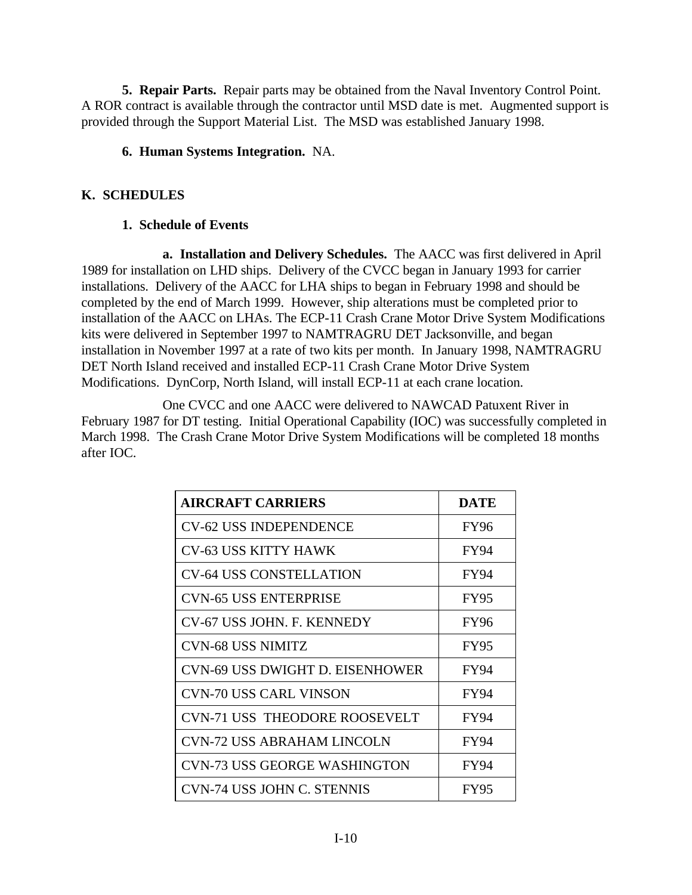**5. Repair Parts.** Repair parts may be obtained from the Naval Inventory Control Point. A ROR contract is available through the contractor until MSD date is met. Augmented support is provided through the Support Material List. The MSD was established January 1998.

**6. Human Systems Integration.** NA.

## K. SCHEDULES

### 1. Schedule of Events

**a. Installation and Delivery Schedules.** The AACC was first delivered in April 1989 for installation on LHD ships. Delivery of the CVCC began in January 1993 for carrier installations. Delivery of the AACC for LHA ships to began in February 1998 and should be completed by the end of March 1999. However, ship alterations must be completed prior to installation of the AACC on LHAs. The ECP-11 Crash Crane Motor Drive System Modifications kits were delivered in September 1997 to NAMTRAGRU DET Jacksonville, and began installation in November 1997 at a rate of two kits per month. In January 1998, NAMTRAGRU DET North Island received and installed ECP-11 Crash Crane Motor Drive System Modifications. DynCorp, North Island, will install ECP-11 at each crane location.

One CVCC and one AACC were delivered to NAWCAD Patuxent River in February 1987 for DT testing. Initial Operational Capability (IOC) was successfully completed in March 1998. The Crash Crane Motor Drive System Modifications will be completed 18 months after IOC.

| AIRCRAFT CARRIERS | DATE |
|---|---|
| CV-62 USS INDEPENDENCE | FY96 |
| CV-63 USS KITTY HAWK | FY94 |
| CV-64 USS CONSTELLATION | FY94 |
| CVN-65 USS ENTERPRISE | FY95 |
| CV-67 USS JOHN. F. KENNEDY | FY96 |
| CVN-68 USS NIMITZ | FY95 |
| CVN-69 USS DWIGHT D. EISENHOWER | FY94 |
| CVN-70 USS CARL VINSON | FY94 |
| CVN-71 USS THEODORE ROOSEVELT | FY94 |
| CVN-72 USS ABRAHAM LINCOLN | FY94 |
| CVN-73 USS GEORGE WASHINGTON | FY94 |
| CVN-74 USS JOHN C. STENNIS | FY95 |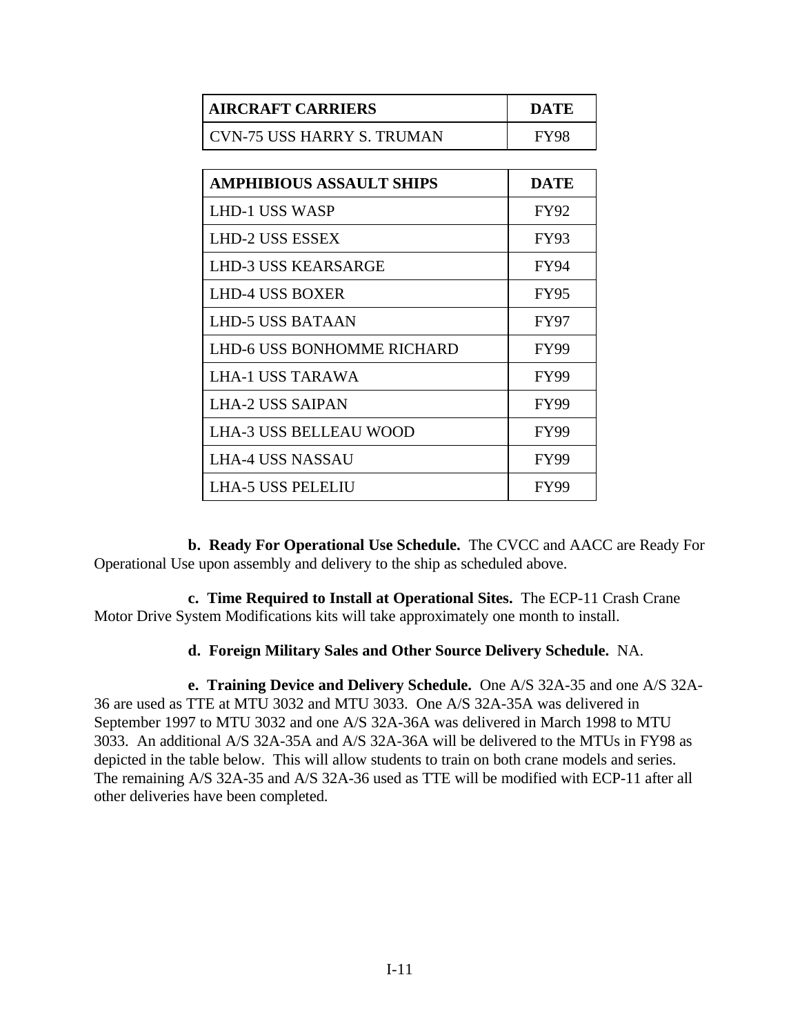| AIRCRAFT CARRIERS | DATE |
|---|---|
| CVN-75 USS HARRY S. TRUMAN | FY98 |

| AMPHIBIOUS ASSAULT SHIPS | DATE |
|---|---|
| LHD-1 USS WASP | FY92 |
| LHD-2 USS ESSEX | FY93 |
| LHD-3 USS KEARSARGE | FY94 |
| LHD-4 USS BOXER | FY95 |
| LHD-5 USS BATAAN | FY97 |
| LHD-6 USS BONHOMME RICHARD | FY99 |
| LHA-1 USS TARAWA | FY99 |
| LHA-2 USS SAIPAN | FY99 |
| LHA-3 USS BELLEAU WOOD | FY99 |
| LHA-4 USS NASSAU | FY99 |
| LHA-5 USS PELELIU | FY99 |

**b. Ready For Operational Use Schedule.** The CVCC and AACC are Ready For Operational Use upon assembly and delivery to the ship as scheduled above.

**c. Time Required to Install at Operational Sites.** The ECP-11 Crash Crane Motor Drive System Modifications kits will take approximately one month to install.

**d. Foreign Military Sales and Other Source Delivery Schedule.** NA.

**e. Training Device and Delivery Schedule.** One A/S 32A-35 and one A/S 32A-36 are used as TTE at MTU 3032 and MTU 3033. One A/S 32A-35A was delivered in September 1997 to MTU 3032 and one A/S 32A-36A was delivered in March 1998 to MTU 3033. An additional A/S 32A-35A and A/S 32A-36A will be delivered to the MTUs in FY98 as depicted in the table below. This will allow students to train on both crane models and series. The remaining A/S 32A-35 and A/S 32A-36 used as TTE will be modified with ECP-11 after all other deliveries have been completed.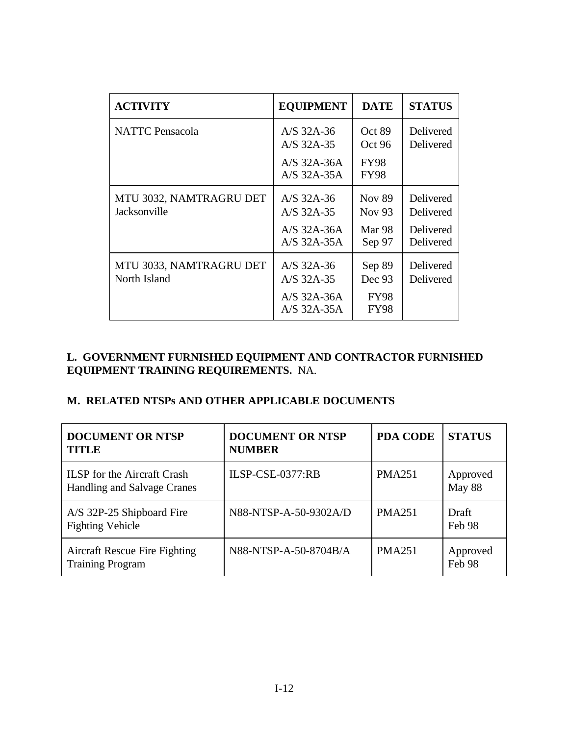| ACTIVITY | EQUIPMENT | DATE | STATUS |
|---|---|---|---|
| NATTC Pensacola | A/S 32A-36<br>A/S 32A-35<br>A/S 32A-36A<br>A/S 32A-35A | Oct 89<br>Oct 96<br>FY98<br>FY98 | Delivered<br>Delivered |
| MTU 3032, NAMTRAGRU DET Jacksonville | A/S 32A-36<br>A/S 32A-35<br>A/S 32A-36A<br>A/S 32A-35A | Nov 89<br>Nov 93<br>Mar 98<br>Sep 97 | Delivered<br>Delivered<br>Delivered<br>Delivered |
| MTU 3033, NAMTRAGRU DET North Island | A/S 32A-36<br>A/S 32A-35<br>A/S 32A-36A<br>A/S 32A-35A | Sep 89<br>Dec 93<br>FY98<br>FY98 | Delivered<br>Delivered |

**L. GOVERNMENT FURNISHED EQUIPMENT AND CONTRACTOR FURNISHED EQUIPMENT TRAINING REQUIREMENTS.** NA.

**M. RELATED NTSPs AND OTHER APPLICABLE DOCUMENTS**

| DOCUMENT OR NTSP TITLE | DOCUMENT OR NTSP NUMBER | PDA CODE | STATUS |
|---|---|---|---|
| ILSP for the Aircraft Crash Handling and Salvage Cranes | ILSP-CSE-0377:RB | PMA251 | Approved May 88 |
| A/S 32P-25 Shipboard Fire Fighting Vehicle | N88-NTSP-A-50-9302A/D | PMA251 | Draft Feb 98 |
| Aircraft Rescue Fire Fighting Training Program | N88-NTSP-A-50-8704B/A | PMA251 | Approved Feb 98 |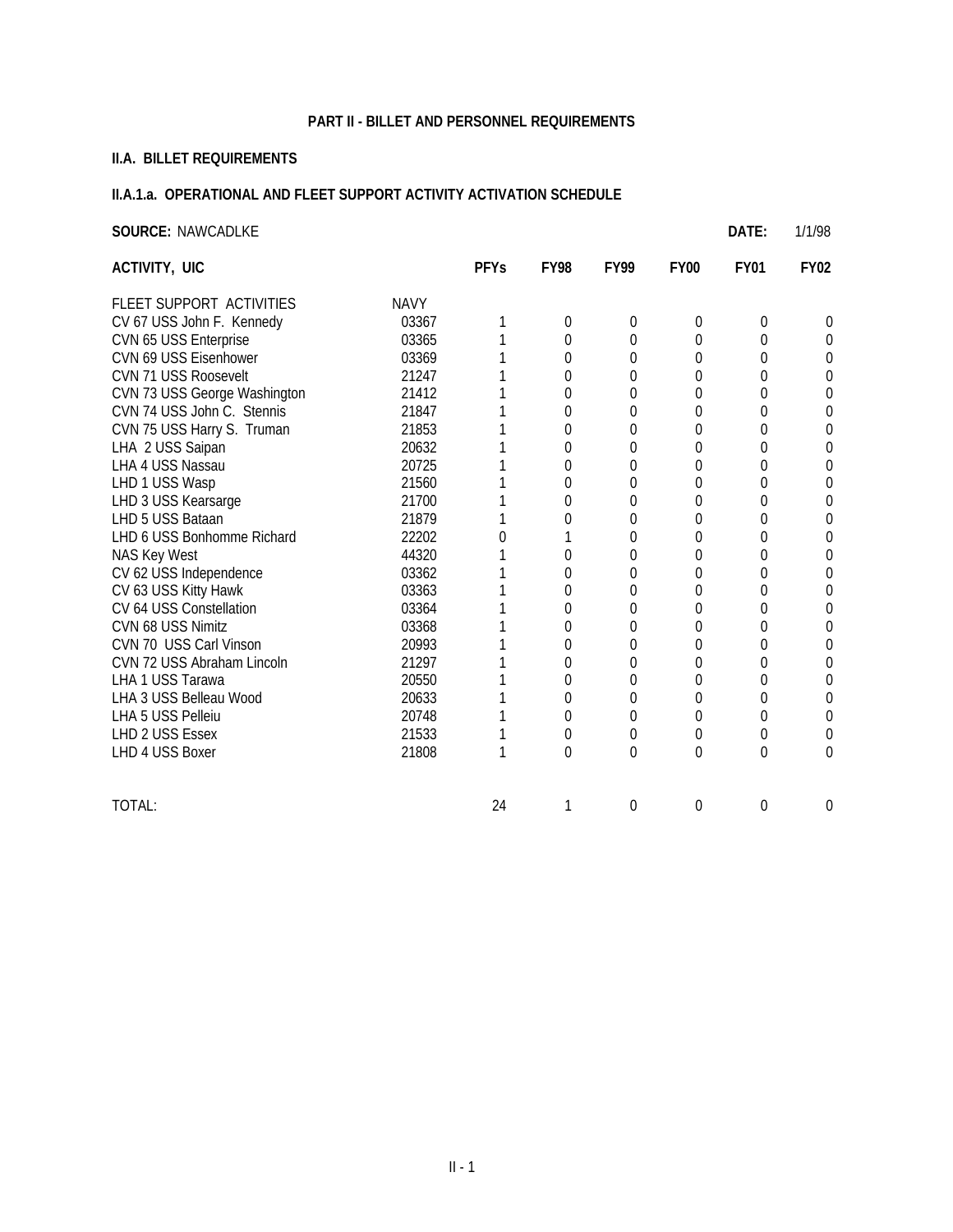# PART II - BILLET AND PERSONNEL REQUIREMENTS

## II.A. BILLET REQUIREMENTS

### II.A.1.a. OPERATIONAL AND FLEET SUPPORT ACTIVITY ACTIVATION SCHEDULE

**SOURCE:** NAWCADLKE **DATE:** 1/1/98

| ACTIVITY, UIC | | PFYs | FY98 | FY99 | FY00 | FY01 | FY02 |
|---|---|---|---|---|---|---|---|
| FLEET SUPPORT ACTIVITIES | NAVY | | | | | | |
| CV 67 USS John F. Kennedy | 03367 | 1 | 0 | 0 | 0 | 0 | 0 |
| CVN 65 USS Enterprise | 03365 | 1 | 0 | 0 | 0 | 0 | 0 |
| CVN 69 USS Eisenhower | 03369 | 1 | 0 | 0 | 0 | 0 | 0 |
| CVN 71 USS Roosevelt | 21247 | 1 | 0 | 0 | 0 | 0 | 0 |
| CVN 73 USS George Washington | 21412 | 1 | 0 | 0 | 0 | 0 | 0 |
| CVN 74 USS John C. Stennis | 21847 | 1 | 0 | 0 | 0 | 0 | 0 |
| CVN 75 USS Harry S. Truman | 21853 | 1 | 0 | 0 | 0 | 0 | 0 |
| LHA 2 USS Saipan | 20632 | 1 | 0 | 0 | 0 | 0 | 0 |
| LHA 4 USS Nassau | 20725 | 1 | 0 | 0 | 0 | 0 | 0 |
| LHD 1 USS Wasp | 21560 | 1 | 0 | 0 | 0 | 0 | 0 |
| LHD 3 USS Kearsarge | 21700 | 1 | 0 | 0 | 0 | 0 | 0 |
| LHD 5 USS Bataan | 21879 | 1 | 0 | 0 | 0 | 0 | 0 |
| LHD 6 USS Bonhomme Richard | 22202 | 0 | 1 | 0 | 0 | 0 | 0 |
| NAS Key West | 44320 | 1 | 0 | 0 | 0 | 0 | 0 |
| CV 62 USS Independence | 03362 | 1 | 0 | 0 | 0 | 0 | 0 |
| CV 63 USS Kitty Hawk | 03363 | 1 | 0 | 0 | 0 | 0 | 0 |
| CV 64 USS Constellation | 03364 | 1 | 0 | 0 | 0 | 0 | 0 |
| CVN 68 USS Nimitz | 03368 | 1 | 0 | 0 | 0 | 0 | 0 |
| CVN 70 USS Carl Vinson | 20993 | 1 | 0 | 0 | 0 | 0 | 0 |
| CVN 72 USS Abraham Lincoln | 21297 | 1 | 0 | 0 | 0 | 0 | 0 |
| LHA 1 USS Tarawa | 20550 | 1 | 0 | 0 | 0 | 0 | 0 |
| LHA 3 USS Belleau Wood | 20633 | 1 | 0 | 0 | 0 | 0 | 0 |
| LHA 5 USS Pelleiu | 20748 | 1 | 0 | 0 | 0 | 0 | 0 |
| LHD 2 USS Essex | 21533 | 1 | 0 | 0 | 0 | 0 | 0 |
| LHD 4 USS Boxer | 21808 | 1 | 0 | 0 | 0 | 0 | 0 |
| TOTAL: | | 24 | 1 | 0 | 0 | 0 | 0 |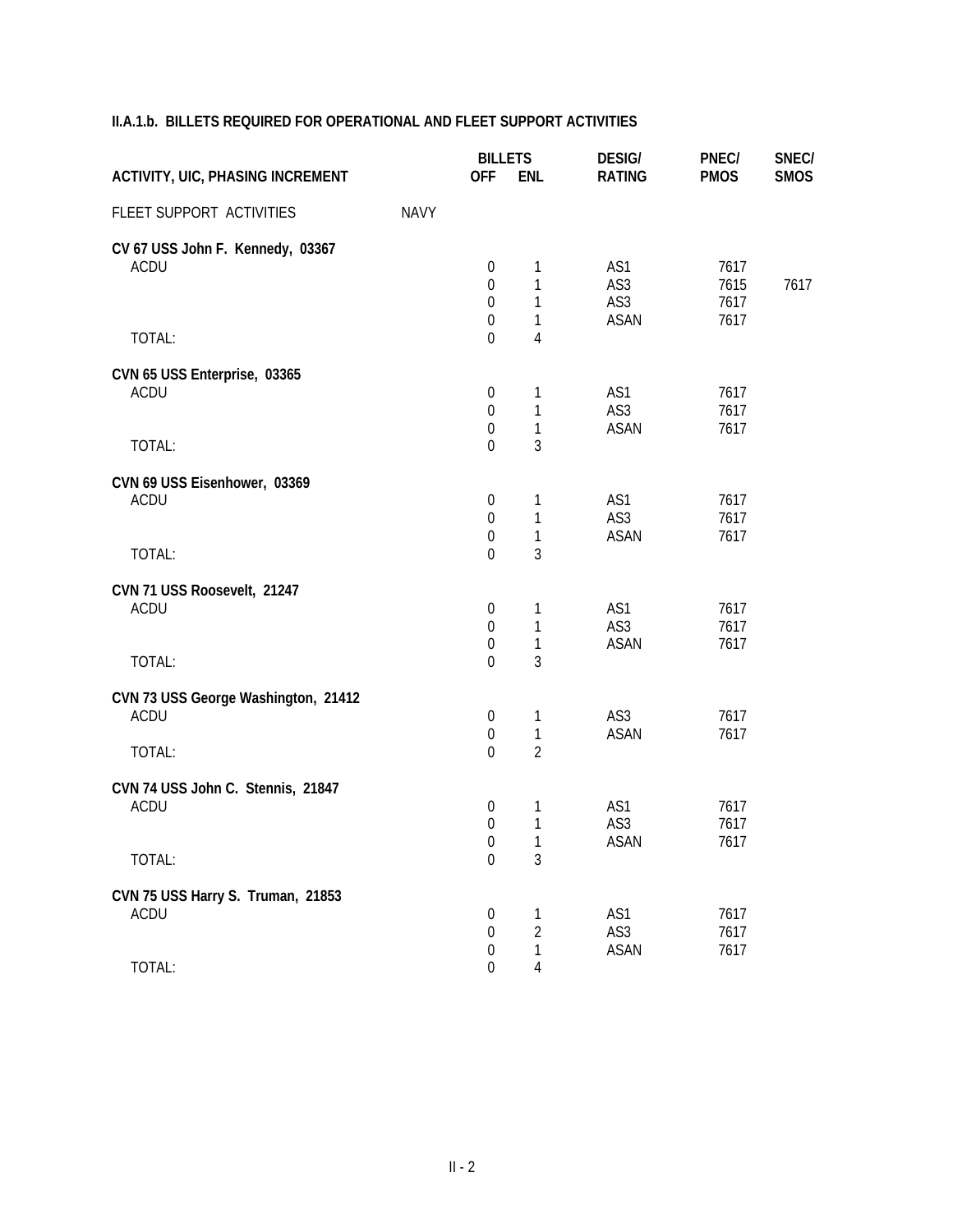**II.A.1.b. BILLETS REQUIRED FOR OPERATIONAL AND FLEET SUPPORT ACTIVITIES**

| ACTIVITY, UIC, PHASING INCREMENT | | BILLETS OFF | BILLETS ENL | DESIG/ RATING | PNEC/ PMOS | SNEC/ SMOS |
|---|---|---|---|---|---|---|
| FLEET SUPPORT ACTIVITIES | NAVY | | | | | |
| **CV 67 USS John F. Kennedy, 03367** | | | | | | |
| ACDU | | 0 | 1 | AS1 | 7617 | |
| | | 0 | 1 | AS3 | 7615 | 7617 |
| | | 0 | 1 | AS3 | 7617 | |
| | | 0 | 1 | ASAN | 7617 | |
| TOTAL: | | 0 | 4 | | | |
| **CVN 65 USS Enterprise, 03365** | | | | | | |
| ACDU | | 0 | 1 | AS1 | 7617 | |
| | | 0 | 1 | AS3 | 7617 | |
| | | 0 | 1 | ASAN | 7617 | |
| TOTAL: | | 0 | 3 | | | |
| **CVN 69 USS Eisenhower, 03369** | | | | | | |
| ACDU | | 0 | 1 | AS1 | 7617 | |
| | | 0 | 1 | AS3 | 7617 | |
| | | 0 | 1 | ASAN | 7617 | |
| TOTAL: | | 0 | 3 | | | |
| **CVN 71 USS Roosevelt, 21247** | | | | | | |
| ACDU | | 0 | 1 | AS1 | 7617 | |
| | | 0 | 1 | AS3 | 7617 | |
| | | 0 | 1 | ASAN | 7617 | |
| TOTAL: | | 0 | 3 | | | |
| **CVN 73 USS George Washington, 21412** | | | | | | |
| ACDU | | 0 | 1 | AS3 | 7617 | |
| | | 0 | 1 | ASAN | 7617 | |
| TOTAL: | | 0 | 2 | | | |
| **CVN 74 USS John C. Stennis, 21847** | | | | | | |
| ACDU | | 0 | 1 | AS1 | 7617 | |
| | | 0 | 1 | AS3 | 7617 | |
| | | 0 | 1 | ASAN | 7617 | |
| TOTAL: | | 0 | 3 | | | |
| **CVN 75 USS Harry S. Truman, 21853** | | | | | | |
| ACDU | | 0 | 1 | AS1 | 7617 | |
| | | 0 | 2 | AS3 | 7617 | |
| | | 0 | 1 | ASAN | 7617 | |
| TOTAL: | | 0 | 4 | | | |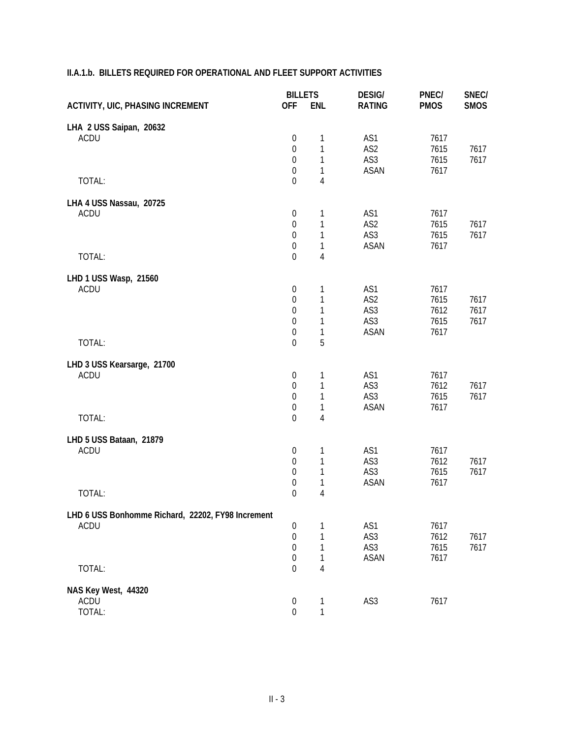## II.A.1.b. BILLETS REQUIRED FOR OPERATIONAL AND FLEET SUPPORT ACTIVITIES

| ACTIVITY, UIC, PHASING INCREMENT | BILLETS OFF | BILLETS ENL | DESIG/ RATING | PNEC/ PMOS | SNEC/ SMOS |
|---|---|---|---|---|---|
| **LHA 2 USS Saipan, 20632** | | | | | |
| ACDU | 0 | 1 | AS1 | 7617 | |
| | 0 | 1 | AS2 | 7615 | 7617 |
| | 0 | 1 | AS3 | 7615 | 7617 |
| | 0 | 1 | ASAN | 7617 | |
| TOTAL: | 0 | 4 | | | |
| **LHA 4 USS Nassau, 20725** | | | | | |
| ACDU | 0 | 1 | AS1 | 7617 | |
| | 0 | 1 | AS2 | 7615 | 7617 |
| | 0 | 1 | AS3 | 7615 | 7617 |
| | 0 | 1 | ASAN | 7617 | |
| TOTAL: | 0 | 4 | | | |
| **LHD 1 USS Wasp, 21560** | | | | | |
| ACDU | 0 | 1 | AS1 | 7617 | |
| | 0 | 1 | AS2 | 7615 | 7617 |
| | 0 | 1 | AS3 | 7612 | 7617 |
| | 0 | 1 | AS3 | 7615 | 7617 |
| | 0 | 1 | ASAN | 7617 | |
| TOTAL: | 0 | 5 | | | |
| **LHD 3 USS Kearsarge, 21700** | | | | | |
| ACDU | 0 | 1 | AS1 | 7617 | |
| | 0 | 1 | AS3 | 7612 | 7617 |
| | 0 | 1 | AS3 | 7615 | 7617 |
| | 0 | 1 | ASAN | 7617 | |
| TOTAL: | 0 | 4 | | | |
| **LHD 5 USS Bataan, 21879** | | | | | |
| ACDU | 0 | 1 | AS1 | 7617 | |
| | 0 | 1 | AS3 | 7612 | 7617 |
| | 0 | 1 | AS3 | 7615 | 7617 |
| | 0 | 1 | ASAN | 7617 | |
| TOTAL: | 0 | 4 | | | |
| **LHD 6 USS Bonhomme Richard, 22202, FY98 Increment** | | | | | |
| ACDU | 0 | 1 | AS1 | 7617 | |
| | 0 | 1 | AS3 | 7612 | 7617 |
| | 0 | 1 | AS3 | 7615 | 7617 |
| | 0 | 1 | ASAN | 7617 | |
| TOTAL: | 0 | 4 | | | |
| **NAS Key West, 44320** | | | | | |
| ACDU | 0 | 1 | AS3 | 7617 | |
| TOTAL: | 0 | 1 | | | |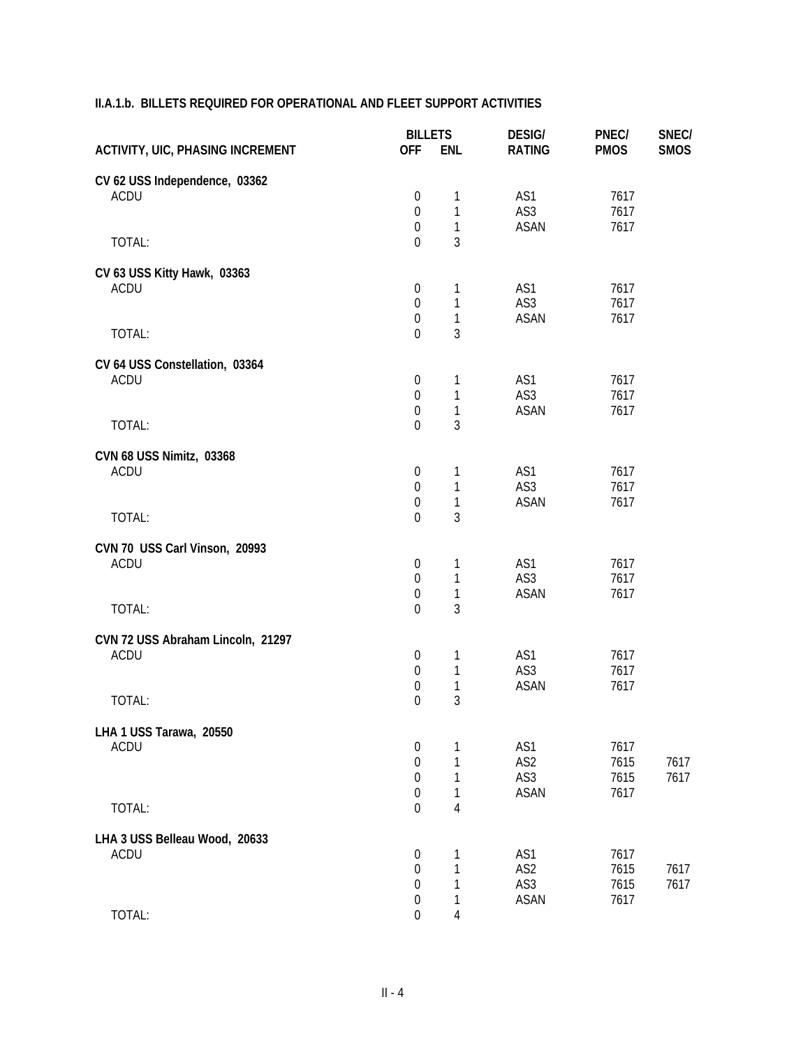## II.A.1.b. BILLETS REQUIRED FOR OPERATIONAL AND FLEET SUPPORT ACTIVITIES

| ACTIVITY, UIC, PHASING INCREMENT | BILLETS OFF | BILLETS ENL | DESIG/ RATING | PNEC/ PMOS | SNEC/ SMOS |
|---|---|---|---|---|---|
| **CV 62 USS Independence, 03362** | | | | | |
| ACDU | 0 | 1 | AS1 | 7617 | |
| | 0 | 1 | AS3 | 7617 | |
| | 0 | 1 | ASAN | 7617 | |
| TOTAL: | 0 | 3 | | | |
| **CV 63 USS Kitty Hawk, 03363** | | | | | |
| ACDU | 0 | 1 | AS1 | 7617 | |
| | 0 | 1 | AS3 | 7617 | |
| | 0 | 1 | ASAN | 7617 | |
| TOTAL: | 0 | 3 | | | |
| **CV 64 USS Constellation, 03364** | | | | | |
| ACDU | 0 | 1 | AS1 | 7617 | |
| | 0 | 1 | AS3 | 7617 | |
| | 0 | 1 | ASAN | 7617 | |
| TOTAL: | 0 | 3 | | | |
| **CVN 68 USS Nimitz, 03368** | | | | | |
| ACDU | 0 | 1 | AS1 | 7617 | |
| | 0 | 1 | AS3 | 7617 | |
| | 0 | 1 | ASAN | 7617 | |
| TOTAL: | 0 | 3 | | | |
| **CVN 70 USS Carl Vinson, 20993** | | | | | |
| ACDU | 0 | 1 | AS1 | 7617 | |
| | 0 | 1 | AS3 | 7617 | |
| | 0 | 1 | ASAN | 7617 | |
| TOTAL: | 0 | 3 | | | |
| **CVN 72 USS Abraham Lincoln, 21297** | | | | | |
| ACDU | 0 | 1 | AS1 | 7617 | |
| | 0 | 1 | AS3 | 7617 | |
| | 0 | 1 | ASAN | 7617 | |
| TOTAL: | 0 | 3 | | | |
| **LHA 1 USS Tarawa, 20550** | | | | | |
| ACDU | 0 | 1 | AS1 | 7617 | |
| | 0 | 1 | AS2 | 7615 | 7617 |
| | 0 | 1 | AS3 | 7615 | 7617 |
| | 0 | 1 | ASAN | 7617 | |
| TOTAL: | 0 | 4 | | | |
| **LHA 3 USS Belleau Wood, 20633** | | | | | |
| ACDU | 0 | 1 | AS1 | 7617 | |
| | 0 | 1 | AS2 | 7615 | 7617 |
| | 0 | 1 | AS3 | 7615 | 7617 |
| | 0 | 1 | ASAN | 7617 | |
| TOTAL: | 0 | 4 | | | |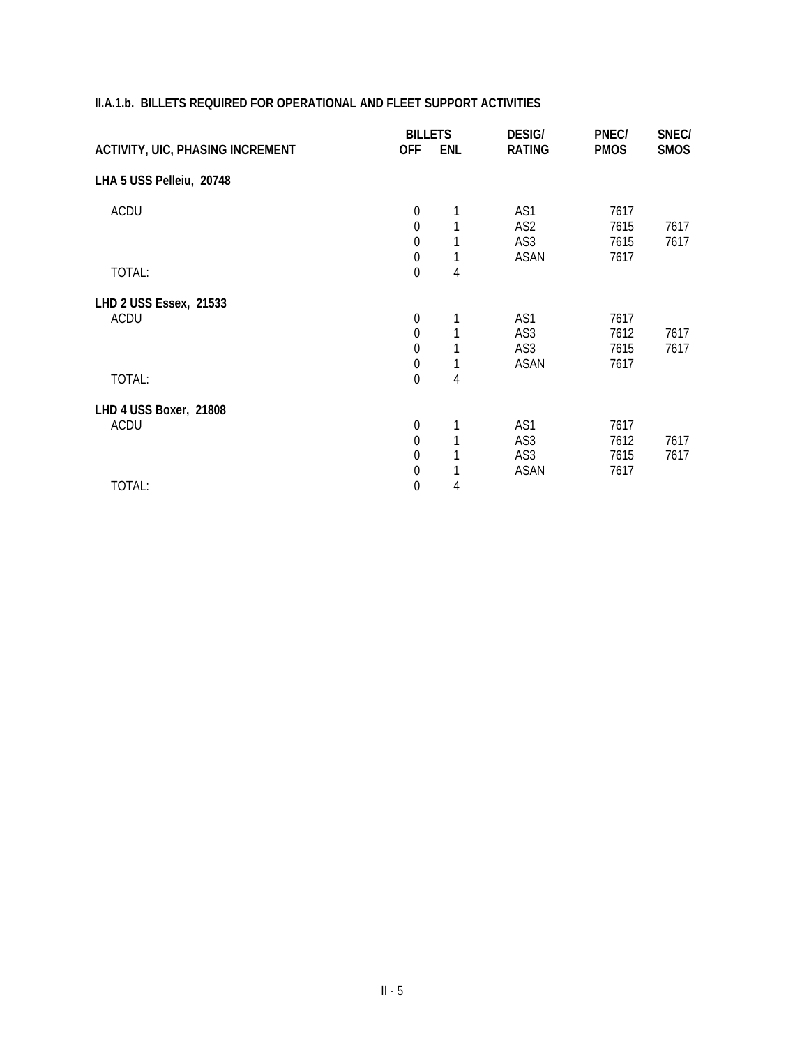### II.A.1.b. BILLETS REQUIRED FOR OPERATIONAL AND FLEET SUPPORT ACTIVITIES

| ACTIVITY, UIC, PHASING INCREMENT | BILLETS OFF | BILLETS ENL | DESIG/ RATING | PNEC/ PMOS | SNEC/ SMOS |
|---|---|---|---|---|---|
| **LHA 5 USS Pelleiu, 20748** | | | | | |
| ACDU | 0 | 1 | AS1 | 7617 | |
| | 0 | 1 | AS2 | 7615 | 7617 |
| | 0 | 1 | AS3 | 7615 | 7617 |
| | 0 | 1 | ASAN | 7617 | |
| TOTAL: | 0 | 4 | | | |
| **LHD 2 USS Essex, 21533** | | | | | |
| ACDU | 0 | 1 | AS1 | 7617 | |
| | 0 | 1 | AS3 | 7612 | 7617 |
| | 0 | 1 | AS3 | 7615 | 7617 |
| | 0 | 1 | ASAN | 7617 | |
| TOTAL: | 0 | 4 | | | |
| **LHD 4 USS Boxer, 21808** | | | | | |
| ACDU | 0 | 1 | AS1 | 7617 | |
| | 0 | 1 | AS3 | 7612 | 7617 |
| | 0 | 1 | AS3 | 7615 | 7617 |
| | 0 | 1 | ASAN | 7617 | |
| TOTAL: | 0 | 4 | | | |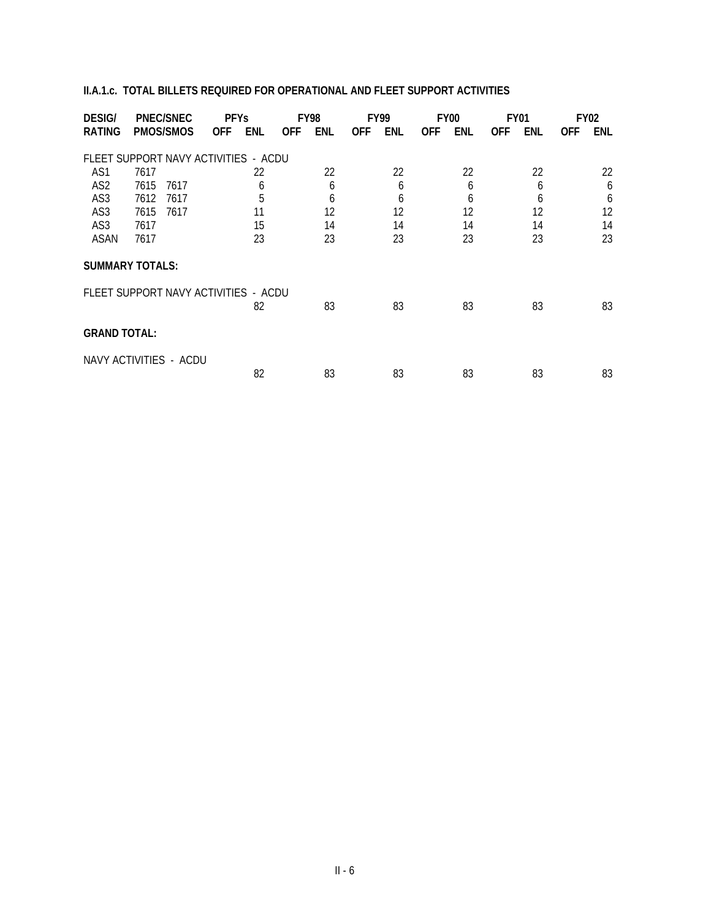### II.A.1.c. TOTAL BILLETS REQUIRED FOR OPERATIONAL AND FLEET SUPPORT ACTIVITIES

| DESIG/ RATING | PNEC/SNEC PMOS/SMOS | | PFYs OFF | PFYs ENL | FY98 OFF | FY98 ENL | FY99 OFF | FY99 ENL | FY00 OFF | FY00 ENL | FY01 OFF | FY01 ENL | FY02 OFF | FY02 ENL |
|---|---|---|---|---|---|---|---|---|---|---|---|---|---|---|
| FLEET SUPPORT NAVY ACTIVITIES - ACDU | | | | | | | | | | | | | | |
| AS1 | 7617 | | | 22 | | 22 | | 22 | | 22 | | 22 | | 22 |
| AS2 | 7615 | 7617 | | 6 | | 6 | | 6 | | 6 | | 6 | | 6 |
| AS3 | 7612 | 7617 | | 5 | | 6 | | 6 | | 6 | | 6 | | 6 |
| AS3 | 7615 | 7617 | | 11 | | 12 | | 12 | | 12 | | 12 | | 12 |
| AS3 | 7617 | | | 15 | | 14 | | 14 | | 14 | | 14 | | 14 |
| ASAN | 7617 | | | 23 | | 23 | | 23 | | 23 | | 23 | | 23 |

**SUMMARY TOTALS:**

| | PFYs OFF | PFYs ENL | FY98 OFF | FY98 ENL | FY99 OFF | FY99 ENL | FY00 OFF | FY00 ENL | FY01 OFF | FY01 ENL | FY02 OFF | FY02 ENL |
|---|---|---|---|---|---|---|---|---|---|---|---|---|
| FLEET SUPPORT NAVY ACTIVITIES - ACDU | | 82 | | 83 | | 83 | | 83 | | 83 | | 83 |

**GRAND TOTAL:**

| | PFYs OFF | PFYs ENL | FY98 OFF | FY98 ENL | FY99 OFF | FY99 ENL | FY00 OFF | FY00 ENL | FY01 OFF | FY01 ENL | FY02 OFF | FY02 ENL |
|---|---|---|---|---|---|---|---|---|---|---|---|---|
| NAVY ACTIVITIES - ACDU | | 82 | | 83 | | 83 | | 83 | | 83 | | 83 |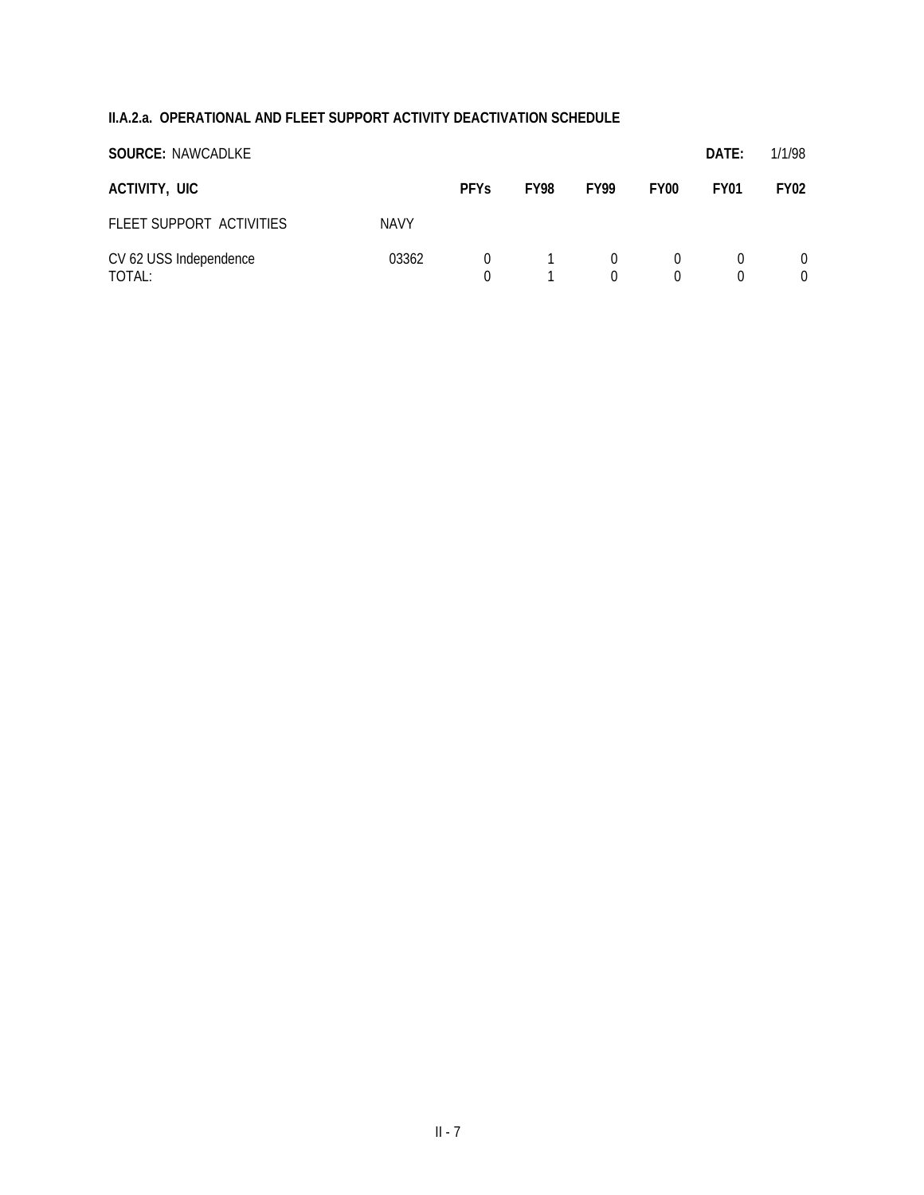## II.A.2.a. OPERATIONAL AND FLEET SUPPORT ACTIVITY DEACTIVATION SCHEDULE

**SOURCE:** NAWCADLKE **DATE:** 1/1/98

| ACTIVITY, UIC | | PFYs | FY98 | FY99 | FY00 | FY01 | FY02 |
|---|---|---|---|---|---|---|---|
| FLEET SUPPORT ACTIVITIES | NAVY | | | | | | |
| CV 62 USS Independence | 03362 | 0 | 1 | 0 | 0 | 0 | 0 |
| TOTAL: | | 0 | 1 | 0 | 0 | 0 | 0 |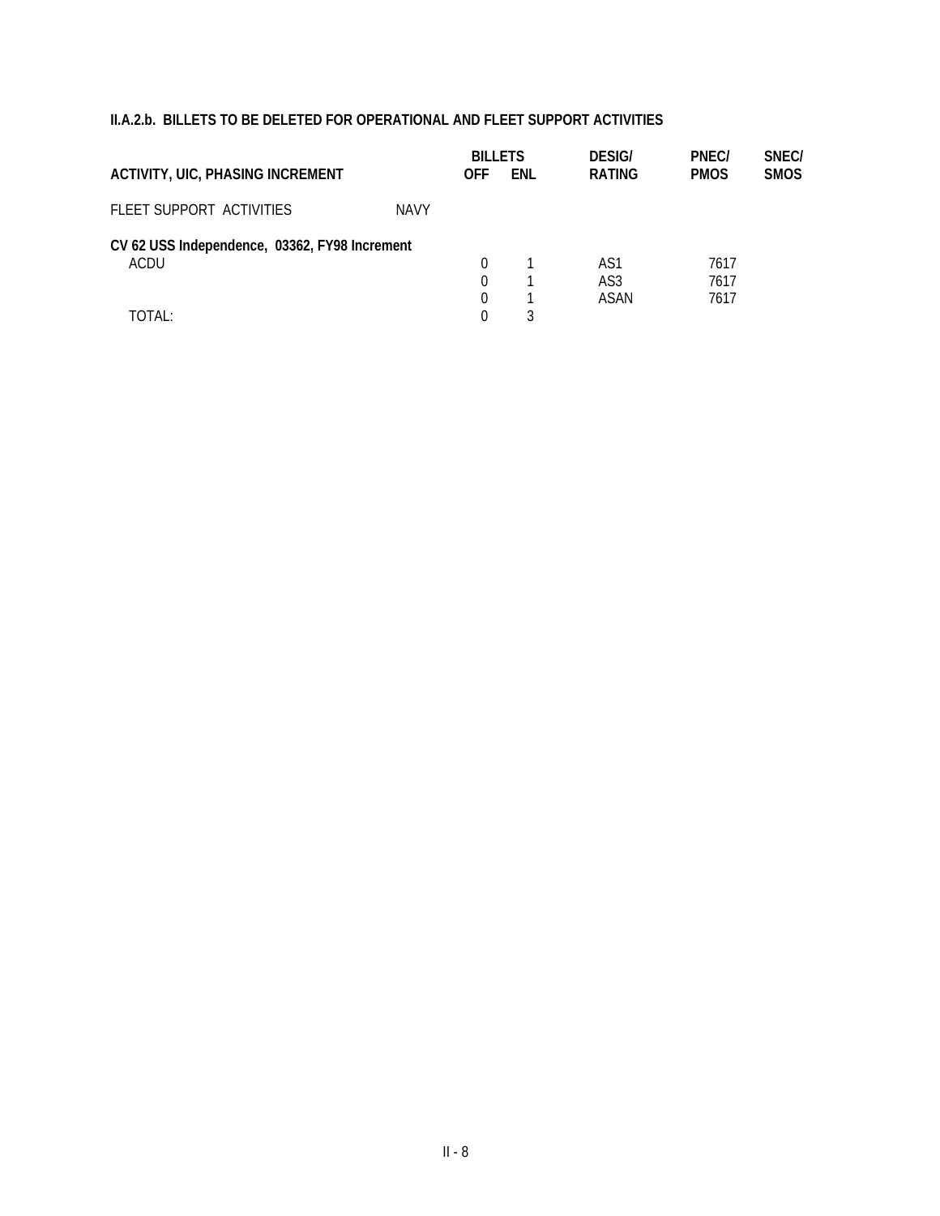**II.A.2.b. BILLETS TO BE DELETED FOR OPERATIONAL AND FLEET SUPPORT ACTIVITIES**

| ACTIVITY, UIC, PHASING INCREMENT | | BILLETS OFF | BILLETS ENL | DESIG/ RATING | PNEC/ PMOS | SNEC/ SMOS |
|---|---|---|---|---|---|---|
| FLEET SUPPORT ACTIVITIES | NAVY | | | | | |
| **CV 62 USS Independence, 03362, FY98 Increment** | | | | | | |
| ACDU | | 0 | 1 | AS1 | 7617 | |
| | | 0 | 1 | AS3 | 7617 | |
| | | 0 | 1 | ASAN | 7617 | |
| TOTAL: | | 0 | 3 | | | |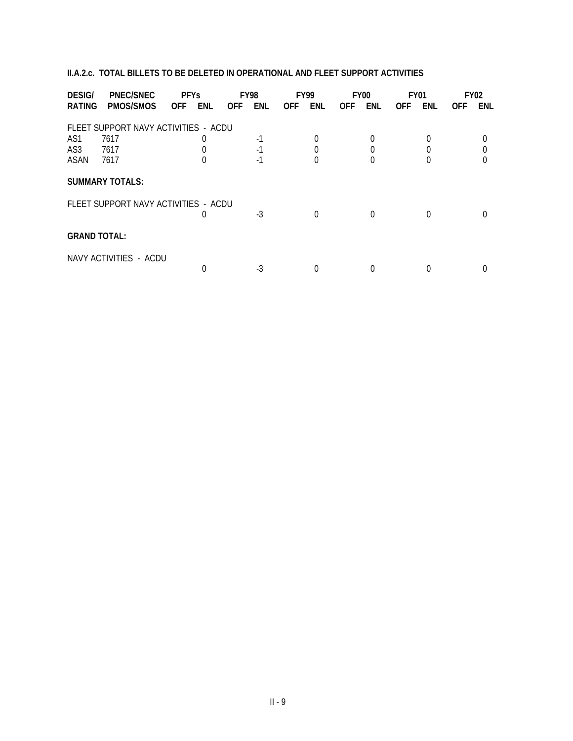**II.A.2.c. TOTAL BILLETS TO BE DELETED IN OPERATIONAL AND FLEET SUPPORT ACTIVITIES**

| DESIG/ | PNEC/SNEC | PFYs | | FY98 | | FY99 | | FY00 | | FY01 | | FY02 | |
|---|---|---|---|---|---|---|---|---|---|---|---|---|---|
| RATING | PMOS/SMOS | OFF | ENL | OFF | ENL | OFF | ENL | OFF | ENL | OFF | ENL | OFF | ENL |
| FLEET SUPPORT NAVY ACTIVITIES - ACDU | | | | | | | | | | | | | |
| AS1 | 7617 | | 0 | | -1 | | 0 | | 0 | | 0 | | 0 |
| AS3 | 7617 | | 0 | | -1 | | 0 | | 0 | | 0 | | 0 |
| ASAN | 7617 | | 0 | | -1 | | 0 | | 0 | | 0 | | 0 |
| **SUMMARY TOTALS:** | | | | | | | | | | | | | |
| FLEET SUPPORT NAVY ACTIVITIES - ACDU | | | 0 | | -3 | | 0 | | 0 | | 0 | | 0 |
| **GRAND TOTAL:** | | | | | | | | | | | | | |
| NAVY ACTIVITIES - ACDU | | | 0 | | -3 | | 0 | | 0 | | 0 | | 0 |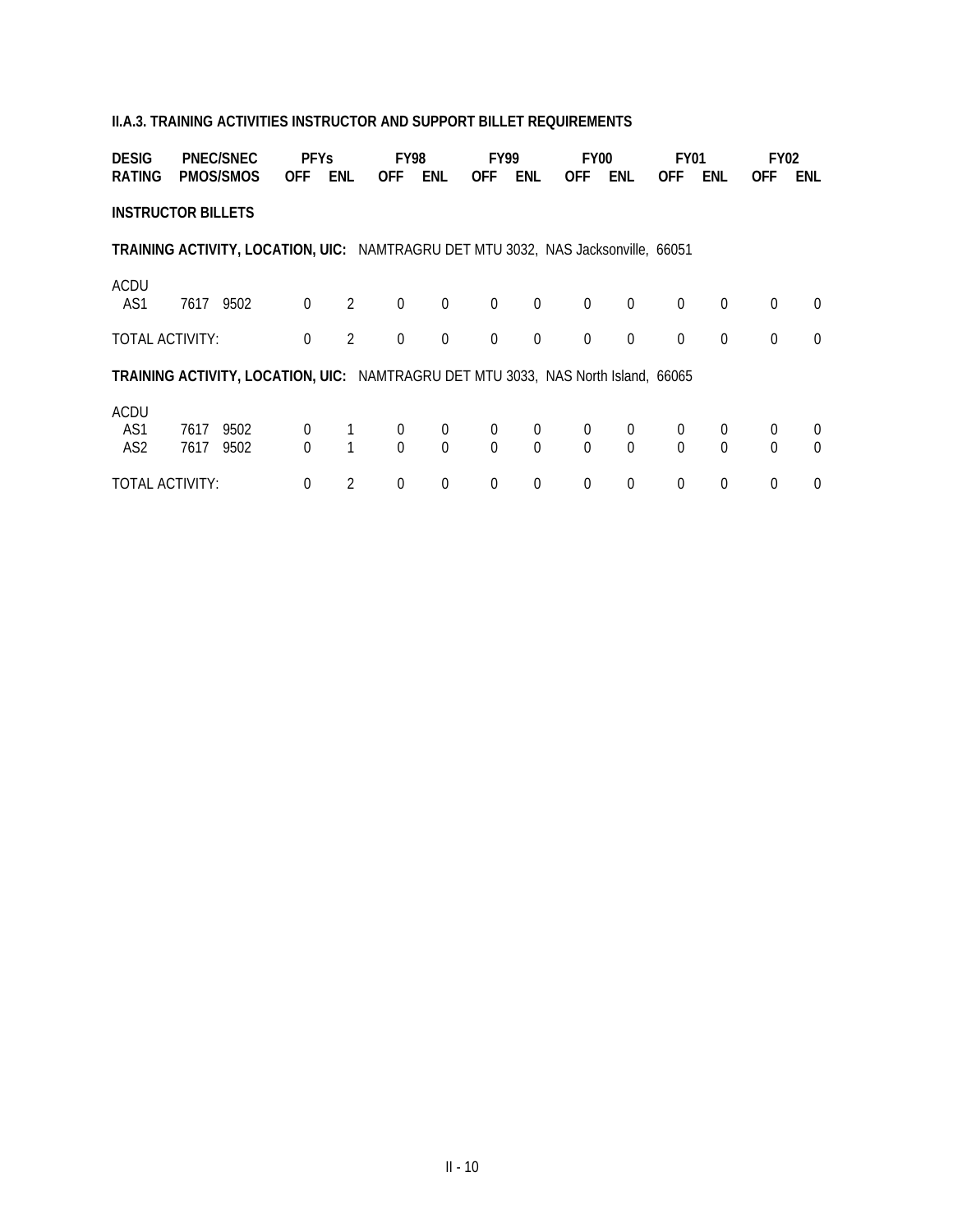**II.A.3. TRAINING ACTIVITIES INSTRUCTOR AND SUPPORT BILLET REQUIREMENTS**

| DESIG | PNEC/SNEC | | PFYs | | FY98 | | FY99 | | FY00 | | FY01 | | FY02 | |
|---|---|---|---|---|---|---|---|---|---|---|---|---|---|---|
| RATING | PMOS/SMOS | | OFF | ENL | OFF | ENL | OFF | ENL | OFF | ENL | OFF | ENL | OFF | ENL |
| **INSTRUCTOR BILLETS** | | | | | | | | | | | | | | |
| **TRAINING ACTIVITY, LOCATION, UIC:** NAMTRAGRU DET MTU 3032, NAS Jacksonville, 66051 | | | | | | | | | | | | | | |
| ACDU | | | | | | | | | | | | | | |
| AS1 | 7617 | 9502 | 0 | 2 | 0 | 0 | 0 | 0 | 0 | 0 | 0 | 0 | 0 | 0 |
| TOTAL ACTIVITY: | | | 0 | 2 | 0 | 0 | 0 | 0 | 0 | 0 | 0 | 0 | 0 | 0 |
| **TRAINING ACTIVITY, LOCATION, UIC:** NAMTRAGRU DET MTU 3033, NAS North Island, 66065 | | | | | | | | | | | | | | |
| ACDU | | | | | | | | | | | | | | |
| AS1 | 7617 | 9502 | 0 | 1 | 0 | 0 | 0 | 0 | 0 | 0 | 0 | 0 | 0 | 0 |
| AS2 | 7617 | 9502 | 0 | 1 | 0 | 0 | 0 | 0 | 0 | 0 | 0 | 0 | 0 | 0 |
| TOTAL ACTIVITY: | | | 0 | 2 | 0 | 0 | 0 | 0 | 0 | 0 | 0 | 0 | 0 | 0 |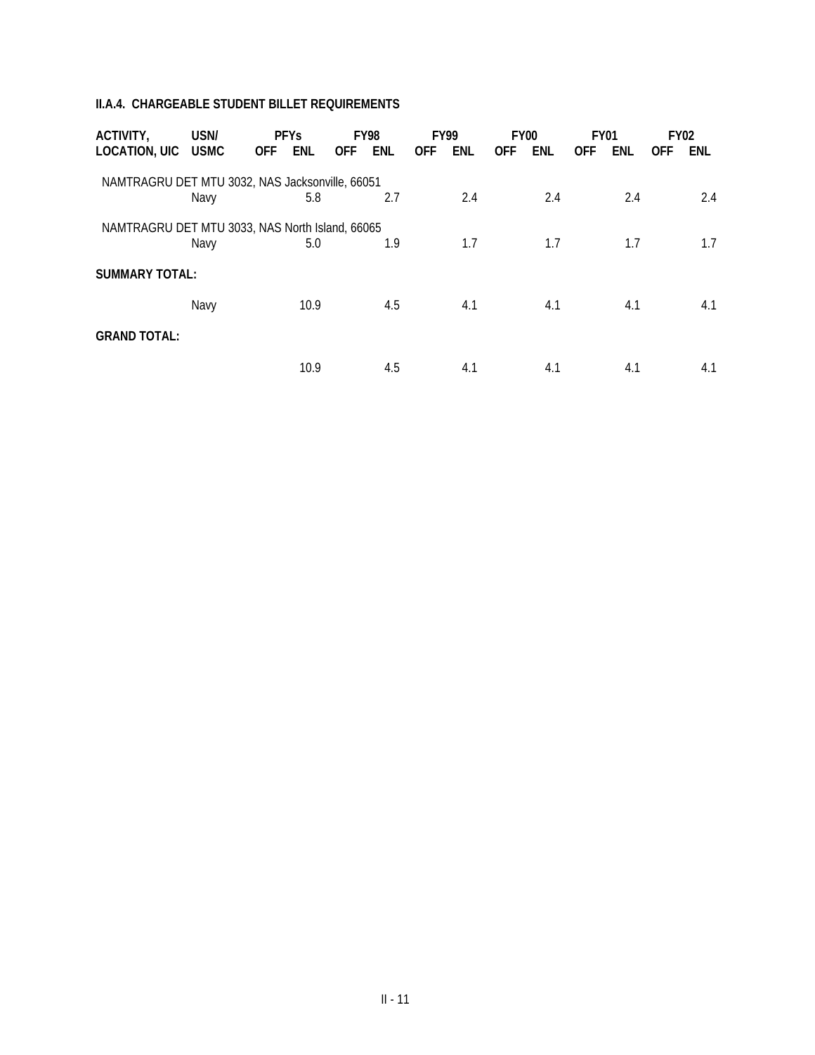## II.A.4. CHARGEABLE STUDENT BILLET REQUIREMENTS

| ACTIVITY, LOCATION, UIC | USN/ USMC | PFYs | | FY98 | | FY99 | | FY00 | | FY01 | | FY02 | |
|---|---|---|---|---|---|---|---|---|---|---|---|---|---|
| | | OFF | ENL | OFF | ENL | OFF | ENL | OFF | ENL | OFF | ENL | OFF | ENL |
| NAMTRAGRU DET MTU 3032, NAS Jacksonville, 66051 | | | | | | | | | | | | | |
| | Navy | | 5.8 | | 2.7 | | 2.4 | | 2.4 | | 2.4 | | 2.4 |
| NAMTRAGRU DET MTU 3033, NAS North Island, 66065 | | | | | | | | | | | | | |
| | Navy | | 5.0 | | 1.9 | | 1.7 | | 1.7 | | 1.7 | | 1.7 |
| **SUMMARY TOTAL:** | | | | | | | | | | | | | |
| | Navy | | 10.9 | | 4.5 | | 4.1 | | 4.1 | | 4.1 | | 4.1 |
| **GRAND TOTAL:** | | | | | | | | | | | | | |
| | | | 10.9 | | 4.5 | | 4.1 | | 4.1 | | 4.1 | | 4.1 |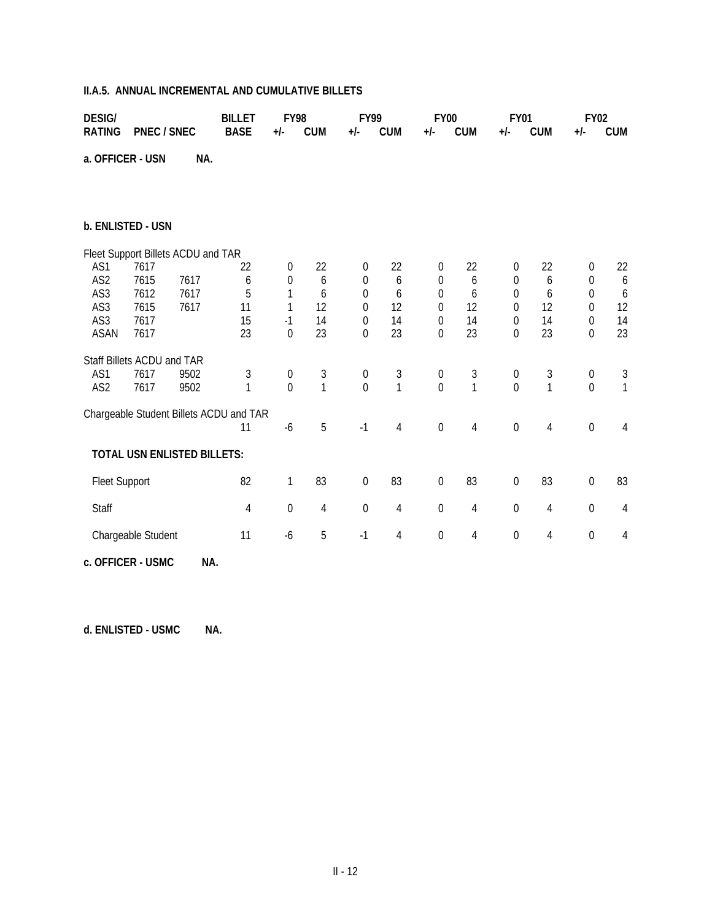**II.A.5. ANNUAL INCREMENTAL AND CUMULATIVE BILLETS**

| DESIG/ RATING | PNEC / SNEC | | BILLET BASE | FY98 +/- | FY98 CUM | FY99 +/- | FY99 CUM | FY00 +/- | FY00 CUM | FY01 +/- | FY01 CUM | FY02 +/- | FY02 CUM |
|---|---|---|---|---|---|---|---|---|---|---|---|---|---|
| **a. OFFICER - USN** | **NA.** | | | | | | | | | | | | |
| **b. ENLISTED - USN** | | | | | | | | | | | | | |
| Fleet Support Billets ACDU and TAR | | | | | | | | | | | | | |
| AS1 | 7617 | | 22 | 0 | 22 | 0 | 22 | 0 | 22 | 0 | 22 | 0 | 22 |
| AS2 | 7615 | 7617 | 6 | 0 | 6 | 0 | 6 | 0 | 6 | 0 | 6 | 0 | 6 |
| AS3 | 7612 | 7617 | 5 | 1 | 6 | 0 | 6 | 0 | 6 | 0 | 6 | 0 | 6 |
| AS3 | 7615 | 7617 | 11 | 1 | 12 | 0 | 12 | 0 | 12 | 0 | 12 | 0 | 12 |
| AS3 | 7617 | | 15 | -1 | 14 | 0 | 14 | 0 | 14 | 0 | 14 | 0 | 14 |
| ASAN | 7617 | | 23 | 0 | 23 | 0 | 23 | 0 | 23 | 0 | 23 | 0 | 23 |
| Staff Billets ACDU and TAR | | | | | | | | | | | | | |
| AS1 | 7617 | 9502 | 3 | 0 | 3 | 0 | 3 | 0 | 3 | 0 | 3 | 0 | 3 |
| AS2 | 7617 | 9502 | 1 | 0 | 1 | 0 | 1 | 0 | 1 | 0 | 1 | 0 | 1 |
| Chargeable Student Billets ACDU and TAR | | | 11 | -6 | 5 | -1 | 4 | 0 | 4 | 0 | 4 | 0 | 4 |
| **TOTAL USN ENLISTED BILLETS:** | | | | | | | | | | | | | |
| Fleet Support | | | 82 | 1 | 83 | 0 | 83 | 0 | 83 | 0 | 83 | 0 | 83 |
| Staff | | | 4 | 0 | 4 | 0 | 4 | 0 | 4 | 0 | 4 | 0 | 4 |
| Chargeable Student | | | 11 | -6 | 5 | -1 | 4 | 0 | 4 | 0 | 4 | 0 | 4 |

**c. OFFICER - USMC NA.**

**d. ENLISTED - USMC NA.**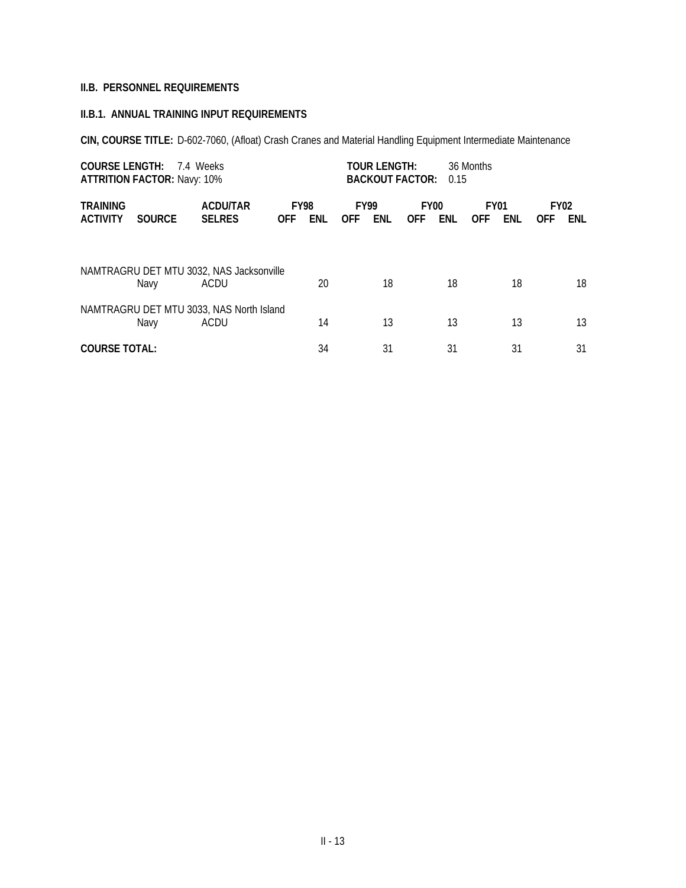**II.B. PERSONNEL REQUIREMENTS**

**II.B.1. ANNUAL TRAINING INPUT REQUIREMENTS**

**CIN, COURSE TITLE:** D-602-7060, (Afloat) Crash Cranes and Material Handling Equipment Intermediate Maintenance

**COURSE LENGTH:** 7.4 Weeks
**ATTRITION FACTOR:** Navy: 10%

**TOUR LENGTH:** 36 Months
**BACKOUT FACTOR:** 0.15

| TRAINING ACTIVITY | SOURCE | ACDU/TAR SELRES | FY98 | | FY99 | | FY00 | | FY01 | | FY02 | |
|---|---|---|---|---|---|---|---|---|---|---|---|---|
| | | | OFF | ENL | OFF | ENL | OFF | ENL | OFF | ENL | OFF | ENL |
| NAMTRAGRU DET MTU 3032, NAS Jacksonville | | | | | | | | | | | | |
| | Navy | ACDU | | 20 | | 18 | | 18 | | 18 | | 18 |
| NAMTRAGRU DET MTU 3033, NAS North Island | | | | | | | | | | | | |
| | Navy | ACDU | | 14 | | 13 | | 13 | | 13 | | 13 |
| **COURSE TOTAL:** | | | | 34 | | 31 | | 31 | | 31 | | 31 |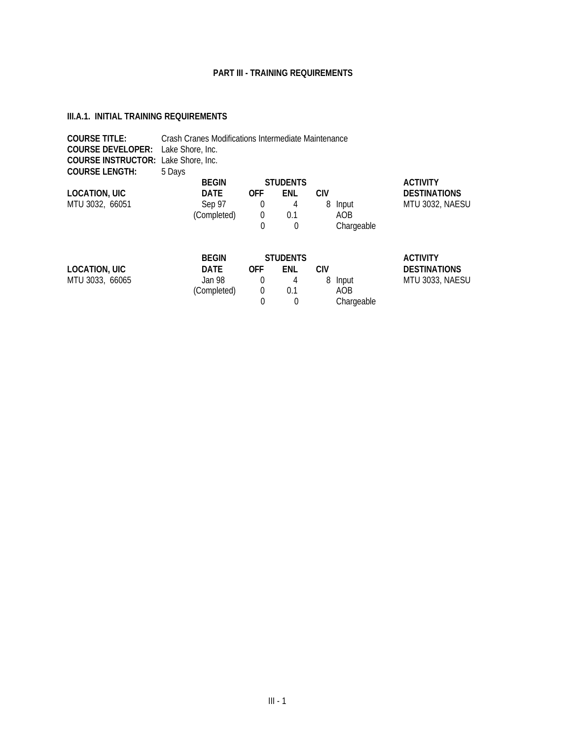## PART III - TRAINING REQUIREMENTS

### III.A.1. INITIAL TRAINING REQUIREMENTS

**COURSE TITLE:** Crash Cranes Modifications Intermediate Maintenance
**COURSE DEVELOPER:** Lake Shore, Inc.
**COURSE INSTRUCTOR:** Lake Shore, Inc.
**COURSE LENGTH:** 5 Days

| LOCATION, UIC | BEGIN DATE | STUDENTS OFF | STUDENTS ENL | STUDENTS CIV | | ACTIVITY DESTINATIONS |
|---|---|---|---|---|---|---|
| MTU 3032, 66051 | Sep 97 | 0 | 4 | 8 | Input | MTU 3032, NAESU |
| | (Completed) | 0 | 0.1 | | AOB | |
| | | 0 | 0 | | Chargeable | |

| LOCATION, UIC | BEGIN DATE | STUDENTS OFF | STUDENTS ENL | STUDENTS CIV | | ACTIVITY DESTINATIONS |
|---|---|---|---|---|---|---|
| MTU 3033, 66065 | Jan 98 | 0 | 4 | 8 | Input | MTU 3033, NAESU |
| | (Completed) | 0 | 0.1 | | AOB | |
| | | 0 | 0 | | Chargeable | |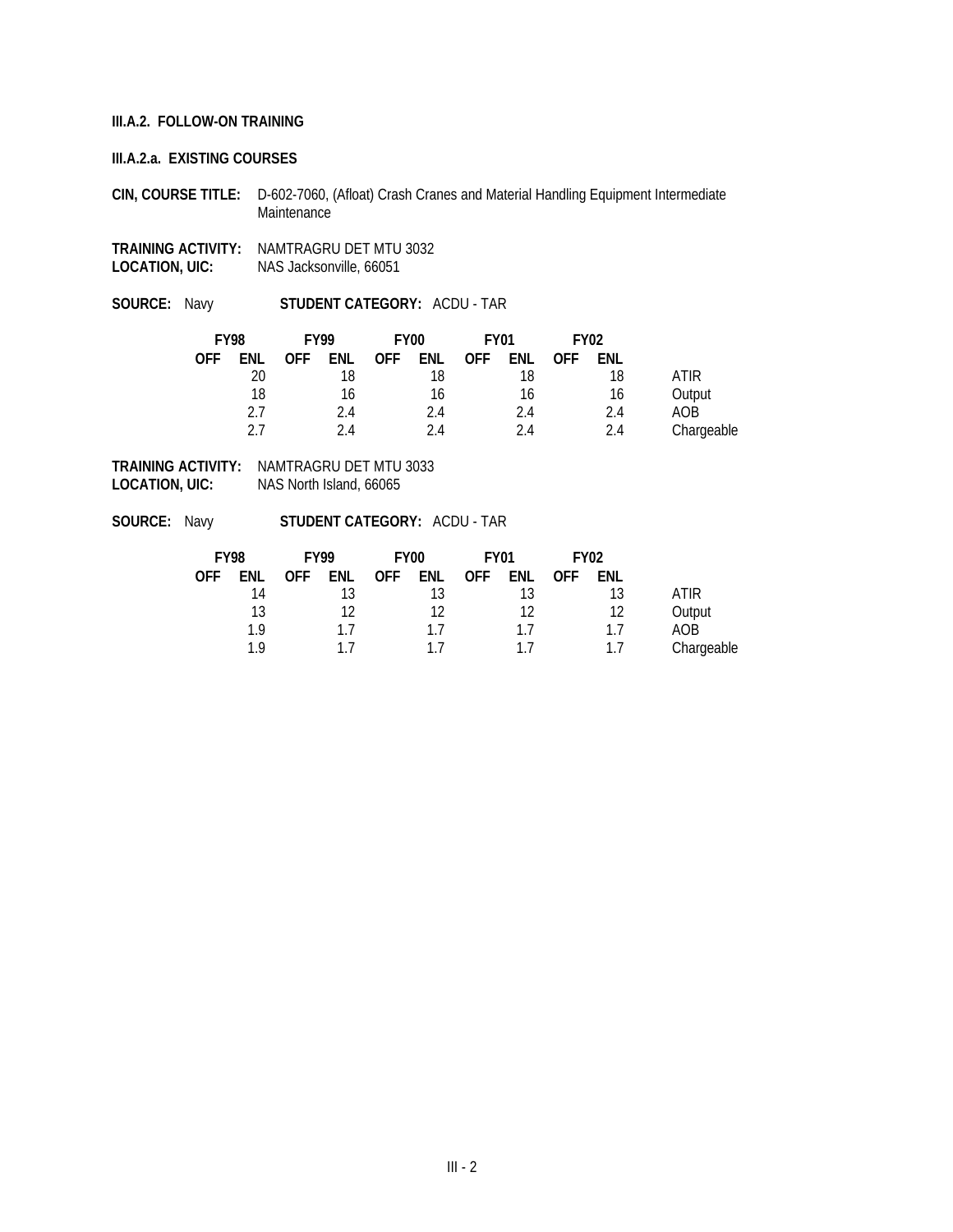**III.A.2. FOLLOW-ON TRAINING**

**III.A.2.a. EXISTING COURSES**

**CIN, COURSE TITLE:** D-602-7060, (Afloat) Crash Cranes and Material Handling Equipment Intermediate Maintenance

**TRAINING ACTIVITY:** NAMTRAGRU DET MTU 3032
**LOCATION, UIC:** NAS Jacksonville, 66051

**SOURCE:** Navy **STUDENT CATEGORY:** ACDU - TAR

| FY98 | | FY99 | | FY00 | | FY01 | | FY02 | | |
|---|---|---|---|---|---|---|---|---|---|---|
| OFF | ENL | OFF | ENL | OFF | ENL | OFF | ENL | OFF | ENL | |
| | 20 | | 18 | | 18 | | 18 | | 18 | ATIR |
| | 18 | | 16 | | 16 | | 16 | | 16 | Output |
| | 2.7 | | 2.4 | | 2.4 | | 2.4 | | 2.4 | AOB |
| | 2.7 | | 2.4 | | 2.4 | | 2.4 | | 2.4 | Chargeable |

**TRAINING ACTIVITY:** NAMTRAGRU DET MTU 3033
**LOCATION, UIC:** NAS North Island, 66065

**SOURCE:** Navy **STUDENT CATEGORY:** ACDU - TAR

| FY98 | | FY99 | | FY00 | | FY01 | | FY02 | | |
|---|---|---|---|---|---|---|---|---|---|---|
| OFF | ENL | OFF | ENL | OFF | ENL | OFF | ENL | OFF | ENL | |
| | 14 | | 13 | | 13 | | 13 | | 13 | ATIR |
| | 13 | | 12 | | 12 | | 12 | | 12 | Output |
| | 1.9 | | 1.7 | | 1.7 | | 1.7 | | 1.7 | AOB |
| | 1.9 | | 1.7 | | 1.7 | | 1.7 | | 1.7 | Chargeable |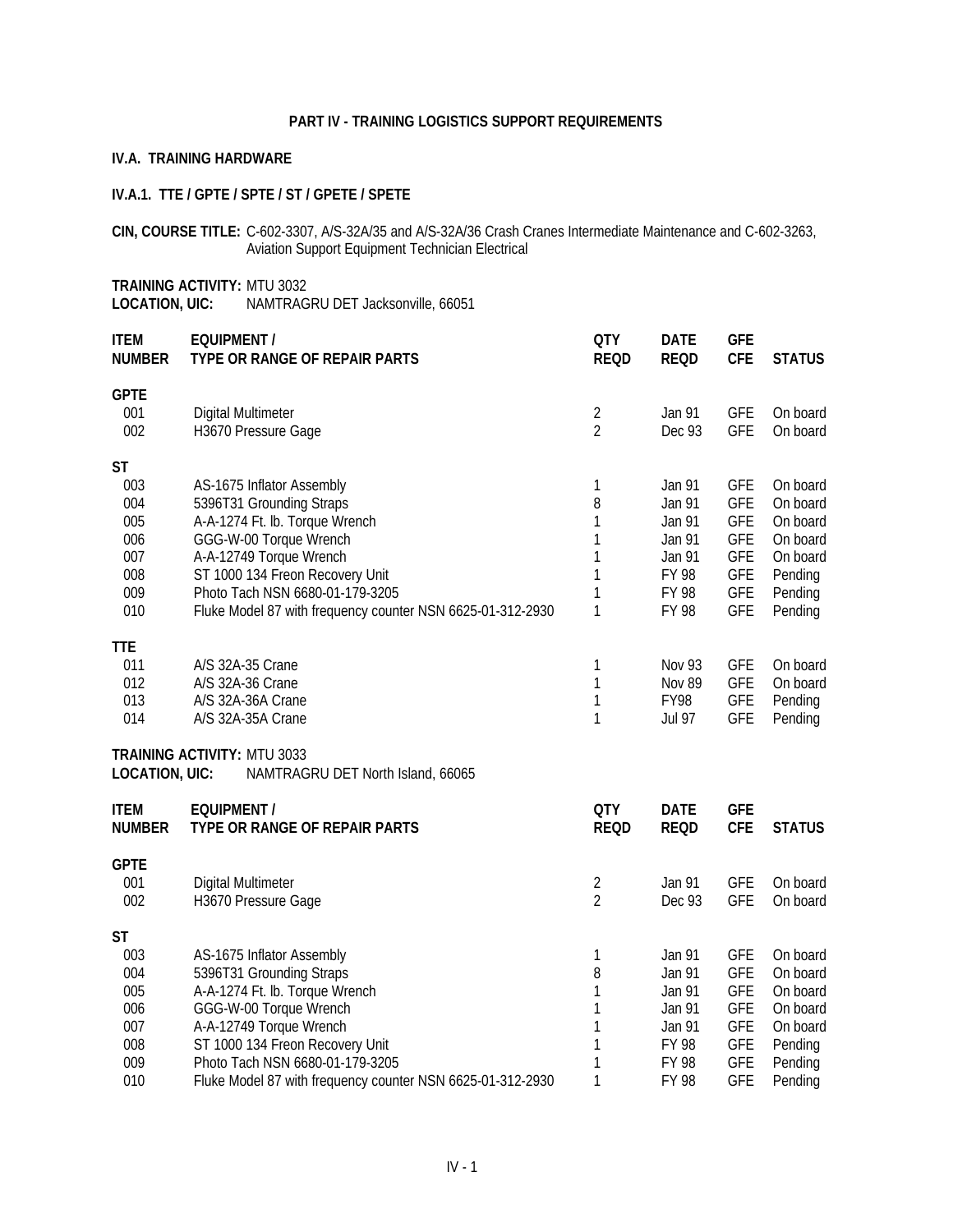# PART IV - TRAINING LOGISTICS SUPPORT REQUIREMENTS

## IV.A. TRAINING HARDWARE

### IV.A.1. TTE / GPTE / SPTE / ST / GPETE / SPETE

**CIN, COURSE TITLE:** C-602-3307, A/S-32A/35 and A/S-32A/36 Crash Cranes Intermediate Maintenance and C-602-3263, Aviation Support Equipment Technician Electrical

**TRAINING ACTIVITY:** MTU 3032
**LOCATION, UIC:** NAMTRAGRU DET Jacksonville, 66051

| ITEM NUMBER | EQUIPMENT / TYPE OR RANGE OF REPAIR PARTS | QTY REQD | DATE REQD | GFE CFE | STATUS |
|---|---|---|---|---|---|
| **GPTE** | | | | | |
| 001 | Digital Multimeter | 2 | Jan 91 | GFE | On board |
| 002 | H3670 Pressure Gage | 2 | Dec 93 | GFE | On board |
| **ST** | | | | | |
| 003 | AS-1675 Inflator Assembly | 1 | Jan 91 | GFE | On board |
| 004 | 5396T31 Grounding Straps | 8 | Jan 91 | GFE | On board |
| 005 | A-A-1274 Ft. lb. Torque Wrench | 1 | Jan 91 | GFE | On board |
| 006 | GGG-W-00 Torque Wrench | 1 | Jan 91 | GFE | On board |
| 007 | A-A-12749 Torque Wrench | 1 | Jan 91 | GFE | On board |
| 008 | ST 1000 134 Freon Recovery Unit | 1 | FY 98 | GFE | Pending |
| 009 | Photo Tach NSN 6680-01-179-3205 | 1 | FY 98 | GFE | Pending |
| 010 | Fluke Model 87 with frequency counter NSN 6625-01-312-2930 | 1 | FY 98 | GFE | Pending |
| **TTE** | | | | | |
| 011 | A/S 32A-35 Crane | 1 | Nov 93 | GFE | On board |
| 012 | A/S 32A-36 Crane | 1 | Nov 89 | GFE | On board |
| 013 | A/S 32A-36A Crane | 1 | FY98 | GFE | Pending |
| 014 | A/S 32A-35A Crane | 1 | Jul 97 | GFE | Pending |

**TRAINING ACTIVITY:** MTU 3033
**LOCATION, UIC:** NAMTRAGRU DET North Island, 66065

| ITEM NUMBER | EQUIPMENT / TYPE OR RANGE OF REPAIR PARTS | QTY REQD | DATE REQD | GFE CFE | STATUS |
|---|---|---|---|---|---|
| **GPTE** | | | | | |
| 001 | Digital Multimeter | 2 | Jan 91 | GFE | On board |
| 002 | H3670 Pressure Gage | 2 | Dec 93 | GFE | On board |
| **ST** | | | | | |
| 003 | AS-1675 Inflator Assembly | 1 | Jan 91 | GFE | On board |
| 004 | 5396T31 Grounding Straps | 8 | Jan 91 | GFE | On board |
| 005 | A-A-1274 Ft. lb. Torque Wrench | 1 | Jan 91 | GFE | On board |
| 006 | GGG-W-00 Torque Wrench | 1 | Jan 91 | GFE | On board |
| 007 | A-A-12749 Torque Wrench | 1 | Jan 91 | GFE | On board |
| 008 | ST 1000 134 Freon Recovery Unit | 1 | FY 98 | GFE | Pending |
| 009 | Photo Tach NSN 6680-01-179-3205 | 1 | FY 98 | GFE | Pending |
| 010 | Fluke Model 87 with frequency counter NSN 6625-01-312-2930 | 1 | FY 98 | GFE | Pending |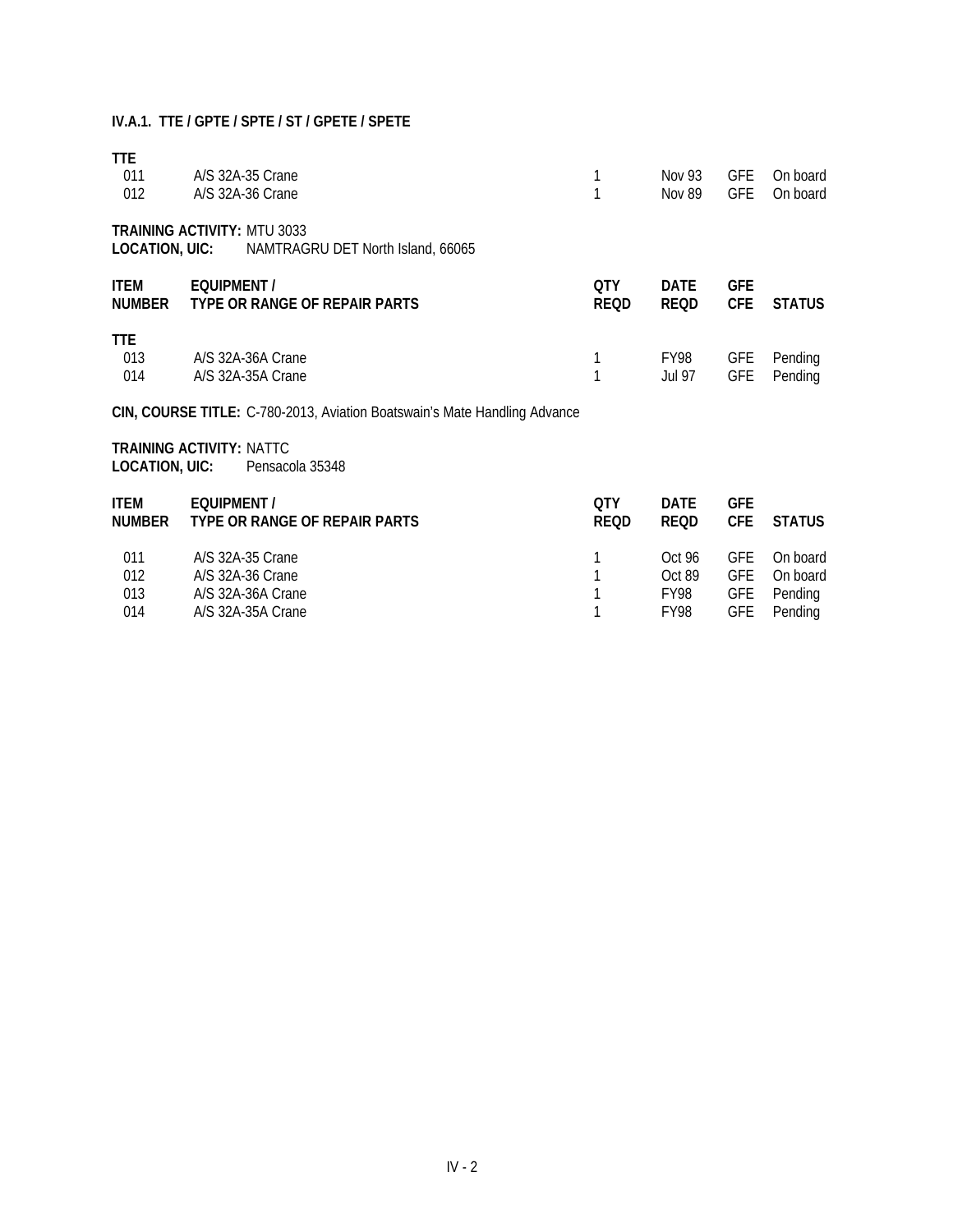**IV.A.1. TTE / GPTE / SPTE / ST / GPETE / SPETE**

| | | | | | |
|---|---|---|---|---|---|
| **TTE** | | | | | |
| 011 | A/S 32A-35 Crane | 1 | Nov 93 | GFE | On board |
| 012 | A/S 32A-36 Crane | 1 | Nov 89 | GFE | On board |

**TRAINING ACTIVITY:** MTU 3033
**LOCATION, UIC:** NAMTRAGRU DET North Island, 66065

| ITEM NUMBER | EQUIPMENT / TYPE OR RANGE OF REPAIR PARTS | QTY REQD | DATE REQD | GFE CFE | STATUS |
|---|---|---|---|---|---|
| **TTE** | | | | | |
| 013 | A/S 32A-36A Crane | 1 | FY98 | GFE | Pending |
| 014 | A/S 32A-35A Crane | 1 | Jul 97 | GFE | Pending |

**CIN, COURSE TITLE:** C-780-2013, Aviation Boatswain's Mate Handling Advance

**TRAINING ACTIVITY:** NATTC
**LOCATION, UIC:** Pensacola 35348

| ITEM NUMBER | EQUIPMENT / TYPE OR RANGE OF REPAIR PARTS | QTY REQD | DATE REQD | GFE CFE | STATUS |
|---|---|---|---|---|---|
| 011 | A/S 32A-35 Crane | 1 | Oct 96 | GFE | On board |
| 012 | A/S 32A-36 Crane | 1 | Oct 89 | GFE | On board |
| 013 | A/S 32A-36A Crane | 1 | FY98 | GFE | Pending |
| 014 | A/S 32A-35A Crane | 1 | FY98 | GFE | Pending |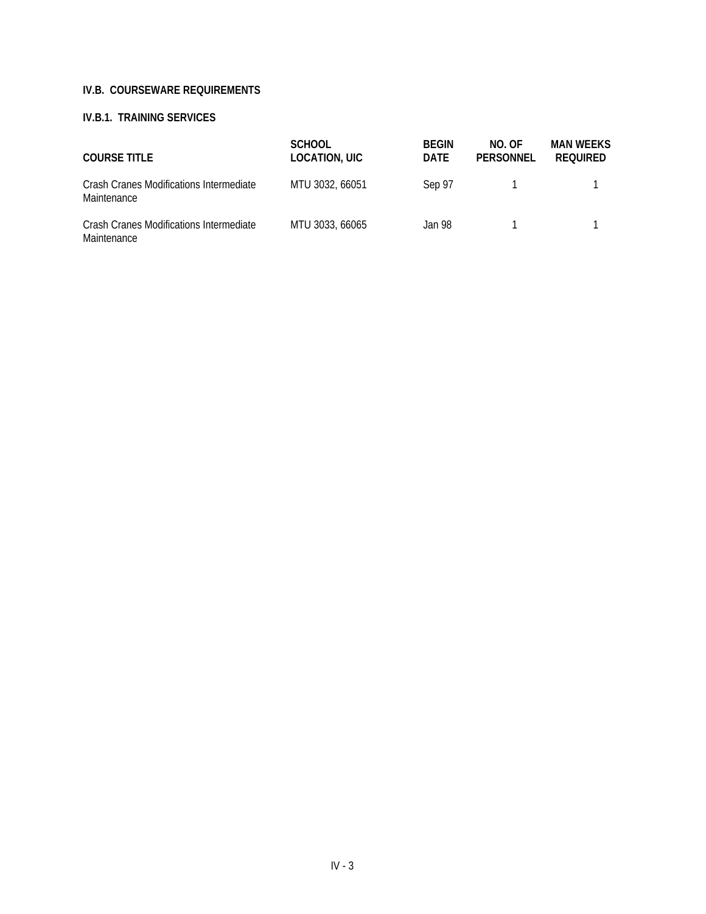### IV.B. COURSEWARE REQUIREMENTS

#### IV.B.1. TRAINING SERVICES

| COURSE TITLE | SCHOOL LOCATION, UIC | BEGIN DATE | NO. OF PERSONNEL | MAN WEEKS REQUIRED |
|---|---|---|---|---|
| Crash Cranes Modifications Intermediate Maintenance | MTU 3032, 66051 | Sep 97 | 1 | 1 |
| Crash Cranes Modifications Intermediate Maintenance | MTU 3033, 66065 | Jan 98 | 1 | 1 |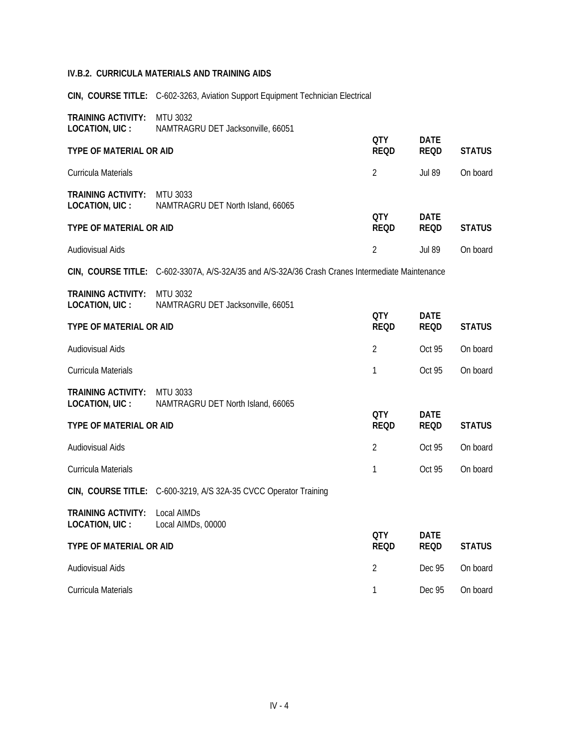### IV.B.2. CURRICULA MATERIALS AND TRAINING AIDS

**CIN, COURSE TITLE:** C-602-3263, Aviation Support Equipment Technician Electrical

**TRAINING ACTIVITY:** MTU 3032
**LOCATION, UIC :** NAMTRAGRU DET Jacksonville, 66051

| TYPE OF MATERIAL OR AID | QTY REQD | DATE REQD | STATUS |
|---|---|---|---|
| Curricula Materials | 2 | Jul 89 | On board |

**TRAINING ACTIVITY:** MTU 3033
**LOCATION, UIC :** NAMTRAGRU DET North Island, 66065

| TYPE OF MATERIAL OR AID | QTY REQD | DATE REQD | STATUS |
|---|---|---|---|
| Audiovisual Aids | 2 | Jul 89 | On board |

**CIN, COURSE TITLE:** C-602-3307A, A/S-32A/35 and A/S-32A/36 Crash Cranes Intermediate Maintenance

**TRAINING ACTIVITY:** MTU 3032
**LOCATION, UIC :** NAMTRAGRU DET Jacksonville, 66051

| TYPE OF MATERIAL OR AID | QTY REQD | DATE REQD | STATUS |
|---|---|---|---|
| Audiovisual Aids | 2 | Oct 95 | On board |
| Curricula Materials | 1 | Oct 95 | On board |

**TRAINING ACTIVITY:** MTU 3033
**LOCATION, UIC :** NAMTRAGRU DET North Island, 66065

| TYPE OF MATERIAL OR AID | QTY REQD | DATE REQD | STATUS |
|---|---|---|---|
| Audiovisual Aids | 2 | Oct 95 | On board |
| Curricula Materials | 1 | Oct 95 | On board |

**CIN, COURSE TITLE:** C-600-3219, A/S 32A-35 CVCC Operator Training

**TRAINING ACTIVITY:** Local AIMDs
**LOCATION, UIC :** Local AIMDs, 00000

| TYPE OF MATERIAL OR AID | QTY REQD | DATE REQD | STATUS |
|---|---|---|---|
| Audiovisual Aids | 2 | Dec 95 | On board |
| Curricula Materials | 1 | Dec 95 | On board |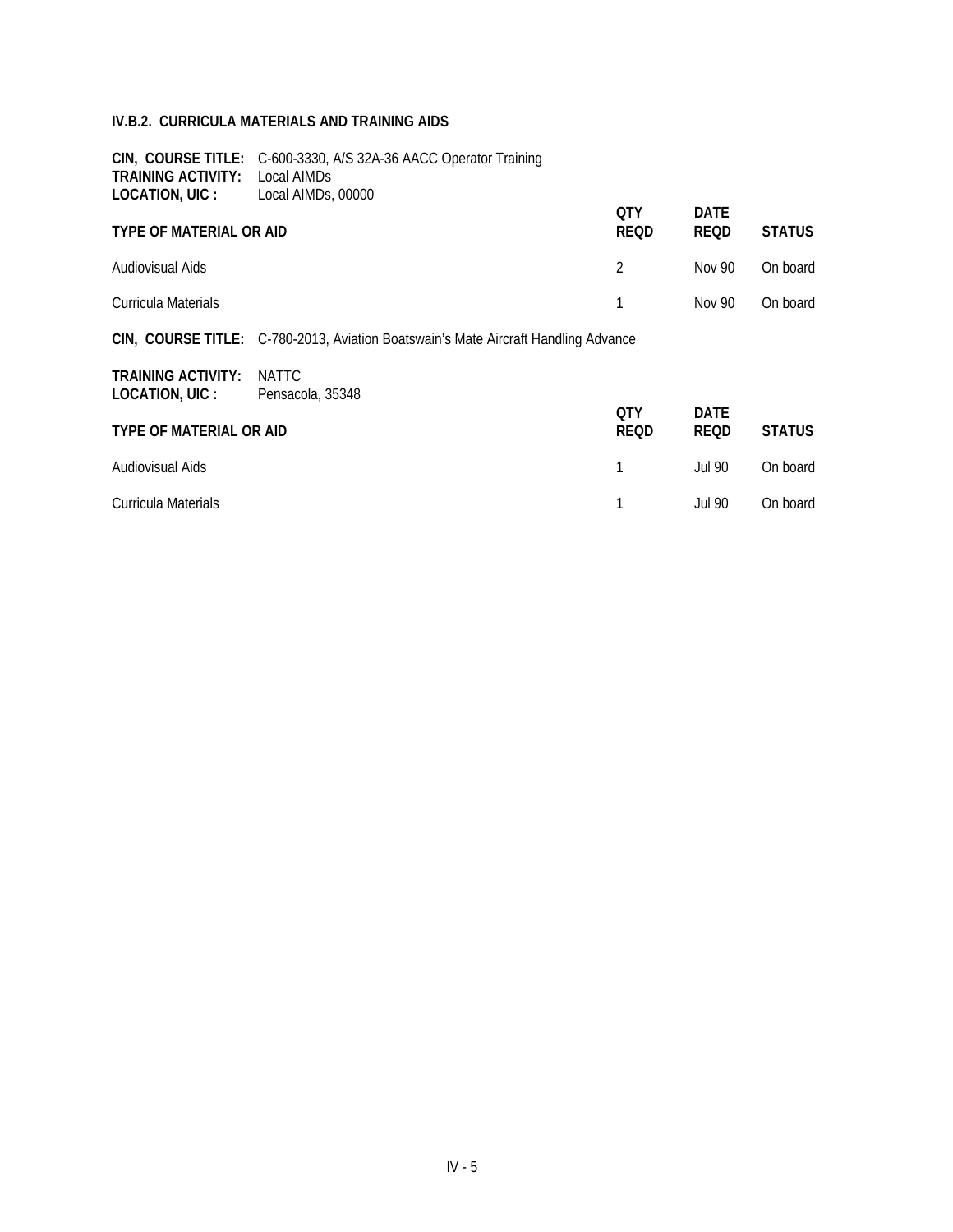### IV.B.2. CURRICULA MATERIALS AND TRAINING AIDS

**CIN, COURSE TITLE:** C-600-3330, A/S 32A-36 AACC Operator Training
**TRAINING ACTIVITY:** Local AIMDs
**LOCATION, UIC :** Local AIMDs, 00000

| TYPE OF MATERIAL OR AID | QTY REQD | DATE REQD | STATUS |
|---|---|---|---|
| Audiovisual Aids | 2 | Nov 90 | On board |
| Curricula Materials | 1 | Nov 90 | On board |

**CIN, COURSE TITLE:** C-780-2013, Aviation Boatswain's Mate Aircraft Handling Advance

**TRAINING ACTIVITY:** NATTC
**LOCATION, UIC :** Pensacola, 35348

| TYPE OF MATERIAL OR AID | QTY REQD | DATE REQD | STATUS |
|---|---|---|---|
| Audiovisual Aids | 1 | Jul 90 | On board |
| Curricula Materials | 1 | Jul 90 | On board |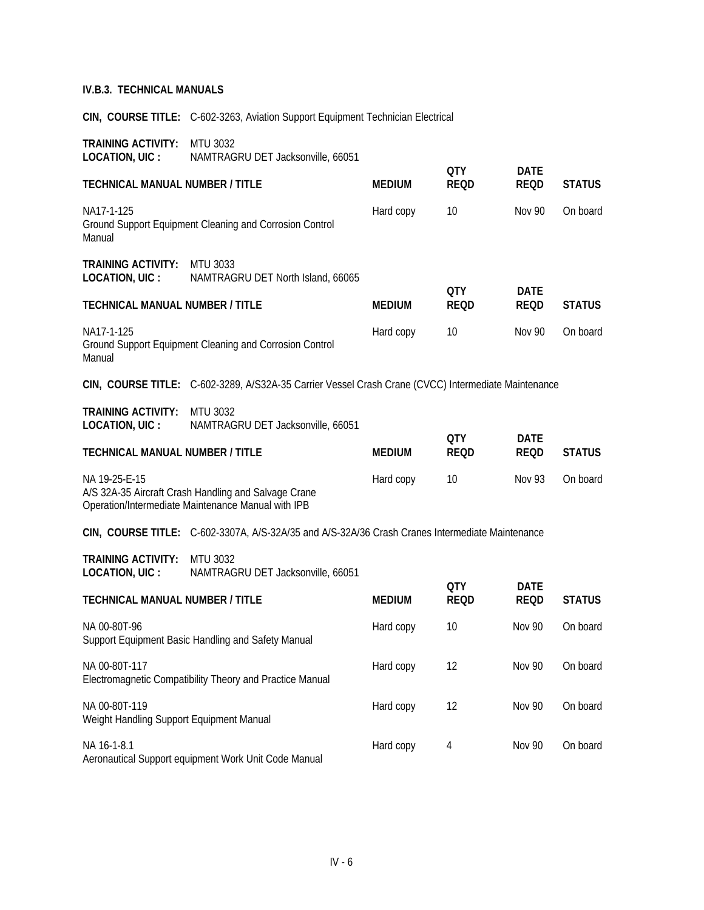### IV.B.3. TECHNICAL MANUALS

**CIN, COURSE TITLE:** C-602-3263, Aviation Support Equipment Technician Electrical

**TRAINING ACTIVITY:** MTU 3032
**LOCATION, UIC :** NAMTRAGRU DET Jacksonville, 66051

| TECHNICAL MANUAL NUMBER / TITLE | MEDIUM | QTY REQD | DATE REQD | STATUS |
|---|---|---|---|---|
| NA17-1-125<br>Ground Support Equipment Cleaning and Corrosion Control Manual | Hard copy | 10 | Nov 90 | On board |

**TRAINING ACTIVITY:** MTU 3033
**LOCATION, UIC :** NAMTRAGRU DET North Island, 66065

| TECHNICAL MANUAL NUMBER / TITLE | MEDIUM | QTY REQD | DATE REQD | STATUS |
|---|---|---|---|---|
| NA17-1-125<br>Ground Support Equipment Cleaning and Corrosion Control Manual | Hard copy | 10 | Nov 90 | On board |

**CIN, COURSE TITLE:** C-602-3289, A/S32A-35 Carrier Vessel Crash Crane (CVCC) Intermediate Maintenance

**TRAINING ACTIVITY:** MTU 3032
**LOCATION, UIC :** NAMTRAGRU DET Jacksonville, 66051

| TECHNICAL MANUAL NUMBER / TITLE | MEDIUM | QTY REQD | DATE REQD | STATUS |
|---|---|---|---|---|
| NA 19-25-E-15<br>A/S 32A-35 Aircraft Crash Handling and Salvage Crane Operation/Intermediate Maintenance Manual with IPB | Hard copy | 10 | Nov 93 | On board |

**CIN, COURSE TITLE:** C-602-3307A, A/S-32A/35 and A/S-32A/36 Crash Cranes Intermediate Maintenance

**TRAINING ACTIVITY:** MTU 3032
**LOCATION, UIC :** NAMTRAGRU DET Jacksonville, 66051

| TECHNICAL MANUAL NUMBER / TITLE | MEDIUM | QTY REQD | DATE REQD | STATUS |
|---|---|---|---|---|
| NA 00-80T-96<br>Support Equipment Basic Handling and Safety Manual | Hard copy | 10 | Nov 90 | On board |
| NA 00-80T-117<br>Electromagnetic Compatibility Theory and Practice Manual | Hard copy | 12 | Nov 90 | On board |
| NA 00-80T-119<br>Weight Handling Support Equipment Manual | Hard copy | 12 | Nov 90 | On board |
| NA 16-1-8.1<br>Aeronautical Support equipment Work Unit Code Manual | Hard copy | 4 | Nov 90 | On board |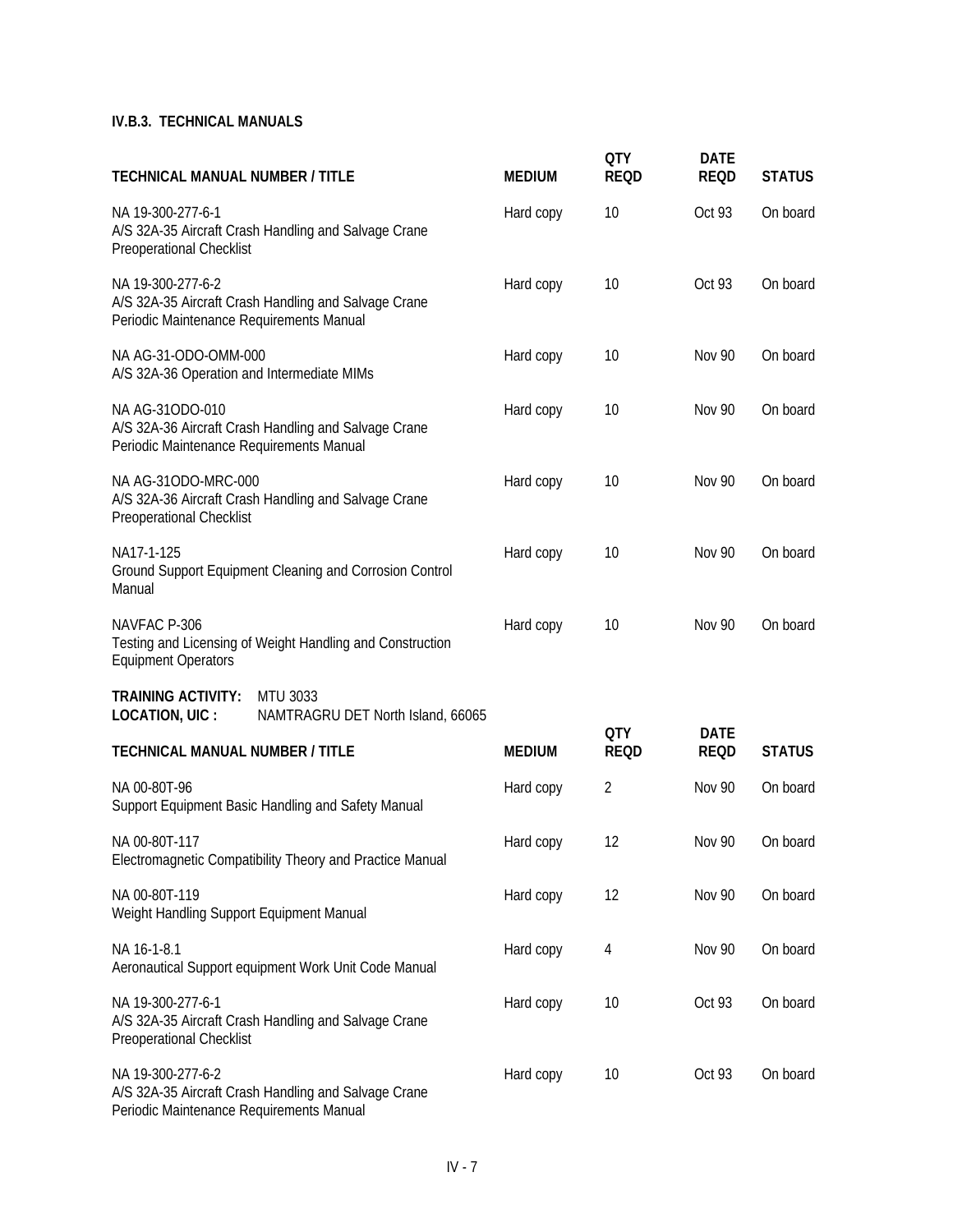**IV.B.3. TECHNICAL MANUALS**

| TECHNICAL MANUAL NUMBER / TITLE | MEDIUM | QTY REQD | DATE REQD | STATUS |
|---|---|---|---|---|
| NA 19-300-277-6-1<br>A/S 32A-35 Aircraft Crash Handling and Salvage Crane Preoperational Checklist | Hard copy | 10 | Oct 93 | On board |
| NA 19-300-277-6-2<br>A/S 32A-35 Aircraft Crash Handling and Salvage Crane Periodic Maintenance Requirements Manual | Hard copy | 10 | Oct 93 | On board |
| NA AG-31-ODO-OMM-000<br>A/S 32A-36 Operation and Intermediate MIMs | Hard copy | 10 | Nov 90 | On board |
| NA AG-31ODO-010<br>A/S 32A-36 Aircraft Crash Handling and Salvage Crane Periodic Maintenance Requirements Manual | Hard copy | 10 | Nov 90 | On board |
| NA AG-31ODO-MRC-000<br>A/S 32A-36 Aircraft Crash Handling and Salvage Crane Preoperational Checklist | Hard copy | 10 | Nov 90 | On board |
| NA17-1-125<br>Ground Support Equipment Cleaning and Corrosion Control Manual | Hard copy | 10 | Nov 90 | On board |
| NAVFAC P-306<br>Testing and Licensing of Weight Handling and Construction Equipment Operators | Hard copy | 10 | Nov 90 | On board |

**TRAINING ACTIVITY:** MTU 3033
**LOCATION, UIC :** NAMTRAGRU DET North Island, 66065

| TECHNICAL MANUAL NUMBER / TITLE | MEDIUM | QTY REQD | DATE REQD | STATUS |
|---|---|---|---|---|
| NA 00-80T-96<br>Support Equipment Basic Handling and Safety Manual | Hard copy | 2 | Nov 90 | On board |
| NA 00-80T-117<br>Electromagnetic Compatibility Theory and Practice Manual | Hard copy | 12 | Nov 90 | On board |
| NA 00-80T-119<br>Weight Handling Support Equipment Manual | Hard copy | 12 | Nov 90 | On board |
| NA 16-1-8.1<br>Aeronautical Support equipment Work Unit Code Manual | Hard copy | 4 | Nov 90 | On board |
| NA 19-300-277-6-1<br>A/S 32A-35 Aircraft Crash Handling and Salvage Crane Preoperational Checklist | Hard copy | 10 | Oct 93 | On board |
| NA 19-300-277-6-2<br>A/S 32A-35 Aircraft Crash Handling and Salvage Crane Periodic Maintenance Requirements Manual | Hard copy | 10 | Oct 93 | On board |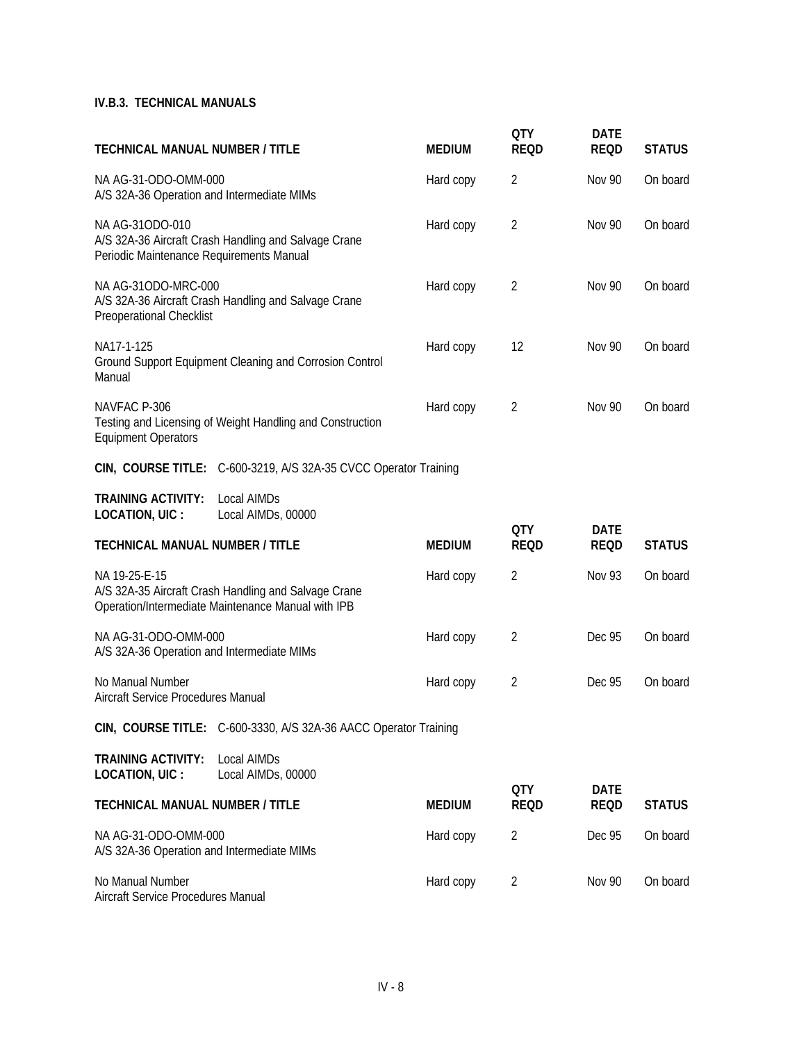**IV.B.3. TECHNICAL MANUALS**

| TECHNICAL MANUAL NUMBER / TITLE | MEDIUM | QTY REQD | DATE REQD | STATUS |
|---|---|---|---|---|
| NA AG-31-ODO-OMM-000<br>A/S 32A-36 Operation and Intermediate MIMs | Hard copy | 2 | Nov 90 | On board |
| NA AG-31ODO-010<br>A/S 32A-36 Aircraft Crash Handling and Salvage Crane Periodic Maintenance Requirements Manual | Hard copy | 2 | Nov 90 | On board |
| NA AG-31ODO-MRC-000<br>A/S 32A-36 Aircraft Crash Handling and Salvage Crane Preoperational Checklist | Hard copy | 2 | Nov 90 | On board |
| NA17-1-125<br>Ground Support Equipment Cleaning and Corrosion Control Manual | Hard copy | 12 | Nov 90 | On board |
| NAVFAC P-306<br>Testing and Licensing of Weight Handling and Construction Equipment Operators | Hard copy | 2 | Nov 90 | On board |

**CIN, COURSE TITLE:** C-600-3219, A/S 32A-35 CVCC Operator Training

**TRAINING ACTIVITY:** Local AIMDs
**LOCATION, UIC :** Local AIMDs, 00000

| TECHNICAL MANUAL NUMBER / TITLE | MEDIUM | QTY REQD | DATE REQD | STATUS |
|---|---|---|---|---|
| NA 19-25-E-15<br>A/S 32A-35 Aircraft Crash Handling and Salvage Crane Operation/Intermediate Maintenance Manual with IPB | Hard copy | 2 | Nov 93 | On board |
| NA AG-31-ODO-OMM-000<br>A/S 32A-36 Operation and Intermediate MIMs | Hard copy | 2 | Dec 95 | On board |
| No Manual Number<br>Aircraft Service Procedures Manual | Hard copy | 2 | Dec 95 | On board |

**CIN, COURSE TITLE:** C-600-3330, A/S 32A-36 AACC Operator Training

**TRAINING ACTIVITY:** Local AIMDs
**LOCATION, UIC :** Local AIMDs, 00000

| TECHNICAL MANUAL NUMBER / TITLE | MEDIUM | QTY REQD | DATE REQD | STATUS |
|---|---|---|---|---|
| NA AG-31-ODO-OMM-000<br>A/S 32A-36 Operation and Intermediate MIMs | Hard copy | 2 | Dec 95 | On board |
| No Manual Number<br>Aircraft Service Procedures Manual | Hard copy | 2 | Nov 90 | On board |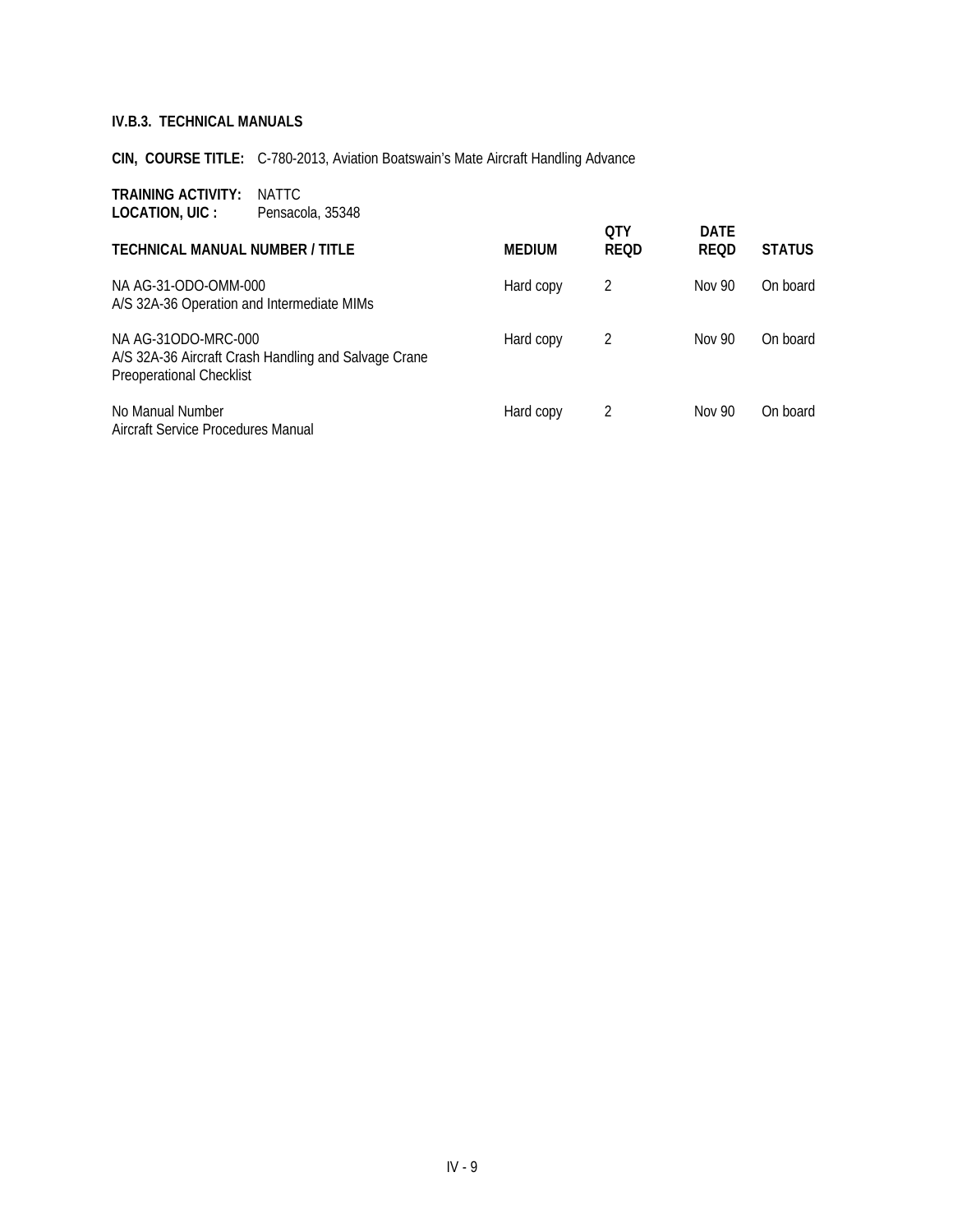### IV.B.3. TECHNICAL MANUALS

**CIN, COURSE TITLE:** C-780-2013, Aviation Boatswain's Mate Aircraft Handling Advance

**TRAINING ACTIVITY:** NATTC
**LOCATION, UIC :** Pensacola, 35348

| TECHNICAL MANUAL NUMBER / TITLE | MEDIUM | QTY REQD | DATE REQD | STATUS |
|---|---|---|---|---|
| NA AG-31-ODO-OMM-000<br>A/S 32A-36 Operation and Intermediate MIMs | Hard copy | 2 | Nov 90 | On board |
| NA AG-31ODO-MRC-000<br>A/S 32A-36 Aircraft Crash Handling and Salvage Crane Preoperational Checklist | Hard copy | 2 | Nov 90 | On board |
| No Manual Number<br>Aircraft Service Procedures Manual | Hard copy | 2 | Nov 90 | On board |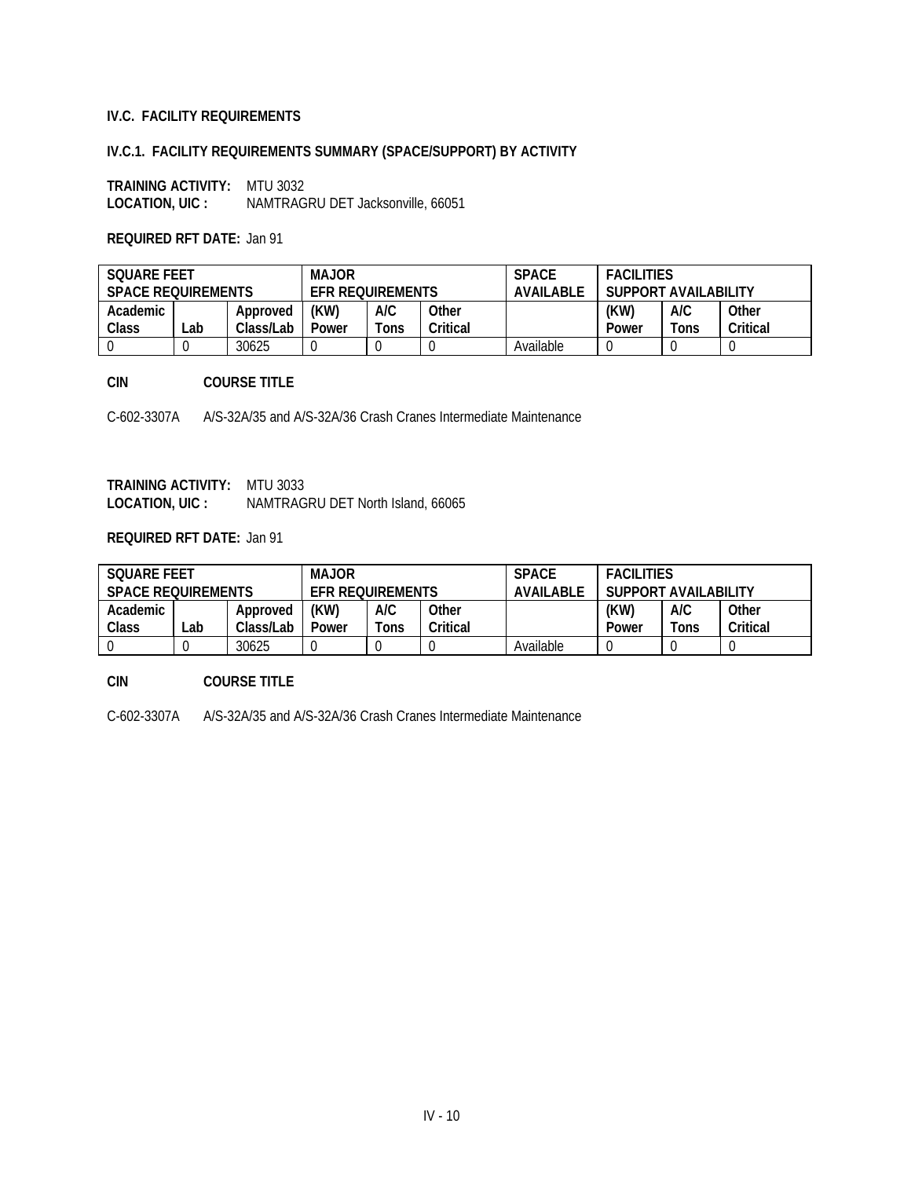## IV.C. FACILITY REQUIREMENTS

### IV.C.1. FACILITY REQUIREMENTS SUMMARY (SPACE/SUPPORT) BY ACTIVITY

**TRAINING ACTIVITY:** MTU 3032
**LOCATION, UIC :** NAMTRAGRU DET Jacksonville, 66051

**REQUIRED RFT DATE:** Jan 91

| SQUARE FEET SPACE REQUIREMENTS | | | MAJOR EFR REQUIREMENTS | | | SPACE AVAILABLE | FACILITIES SUPPORT AVAILABILITY | | |
|---|---|---|---|---|---|---|---|---|---|
| Academic Class | Lab | Approved Class/Lab | (KW) Power | A/C Tons | Other Critical | | (KW) Power | A/C Tons | Other Critical |
| 0 | 0 | 30625 | 0 | 0 | 0 | Available | 0 | 0 | 0 |

**CIN** **COURSE TITLE**

C-602-3307A A/S-32A/35 and A/S-32A/36 Crash Cranes Intermediate Maintenance

**TRAINING ACTIVITY:** MTU 3033
**LOCATION, UIC :** NAMTRAGRU DET North Island, 66065

**REQUIRED RFT DATE:** Jan 91

| SQUARE FEET SPACE REQUIREMENTS | | | MAJOR EFR REQUIREMENTS | | | SPACE AVAILABLE | FACILITIES SUPPORT AVAILABILITY | | |
|---|---|---|---|---|---|---|---|---|---|
| Academic Class | Lab | Approved Class/Lab | (KW) Power | A/C Tons | Other Critical | | (KW) Power | A/C Tons | Other Critical |
| 0 | 0 | 30625 | 0 | 0 | 0 | Available | 0 | 0 | 0 |

**CIN** **COURSE TITLE**

C-602-3307A A/S-32A/35 and A/S-32A/36 Crash Cranes Intermediate Maintenance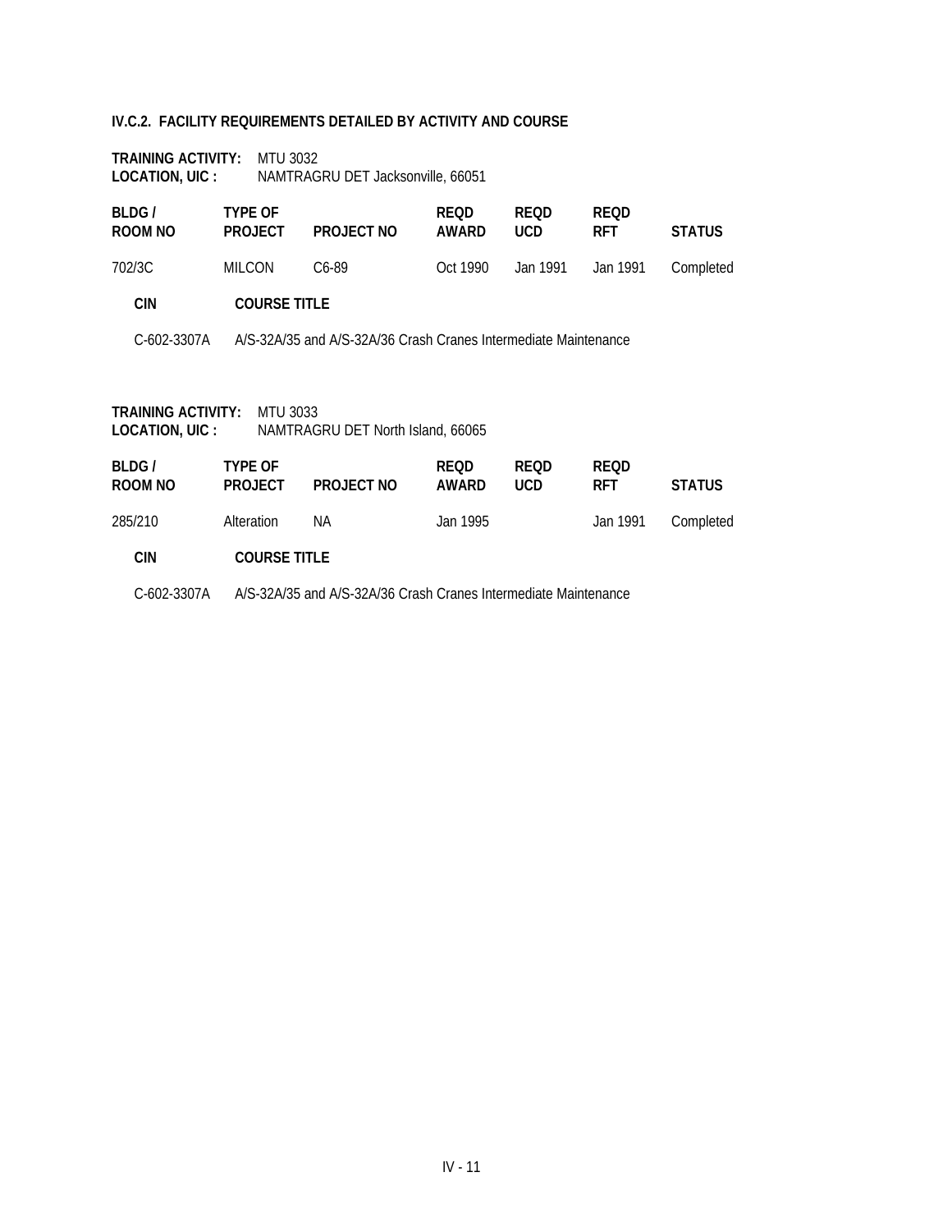### IV.C.2. FACILITY REQUIREMENTS DETAILED BY ACTIVITY AND COURSE

**TRAINING ACTIVITY:** MTU 3032
**LOCATION, UIC :** NAMTRAGRU DET Jacksonville, 66051

| BLDG / ROOM NO | TYPE OF PROJECT | PROJECT NO | REQD AWARD | REQD UCD | REQD RFT | STATUS |
|---|---|---|---|---|---|---|
| 702/3C | MILCON | C6-89 | Oct 1990 | Jan 1991 | Jan 1991 | Completed |

| CIN | COURSE TITLE |
|---|---|
| C-602-3307A | A/S-32A/35 and A/S-32A/36 Crash Cranes Intermediate Maintenance |

**TRAINING ACTIVITY:** MTU 3033
**LOCATION, UIC :** NAMTRAGRU DET North Island, 66065

| BLDG / ROOM NO | TYPE OF PROJECT | PROJECT NO | REQD AWARD | REQD UCD | REQD RFT | STATUS |
|---|---|---|---|---|---|---|
| 285/210 | Alteration | NA | Jan 1995 | | Jan 1991 | Completed |

| CIN | COURSE TITLE |
|---|---|
| C-602-3307A | A/S-32A/35 and A/S-32A/36 Crash Cranes Intermediate Maintenance |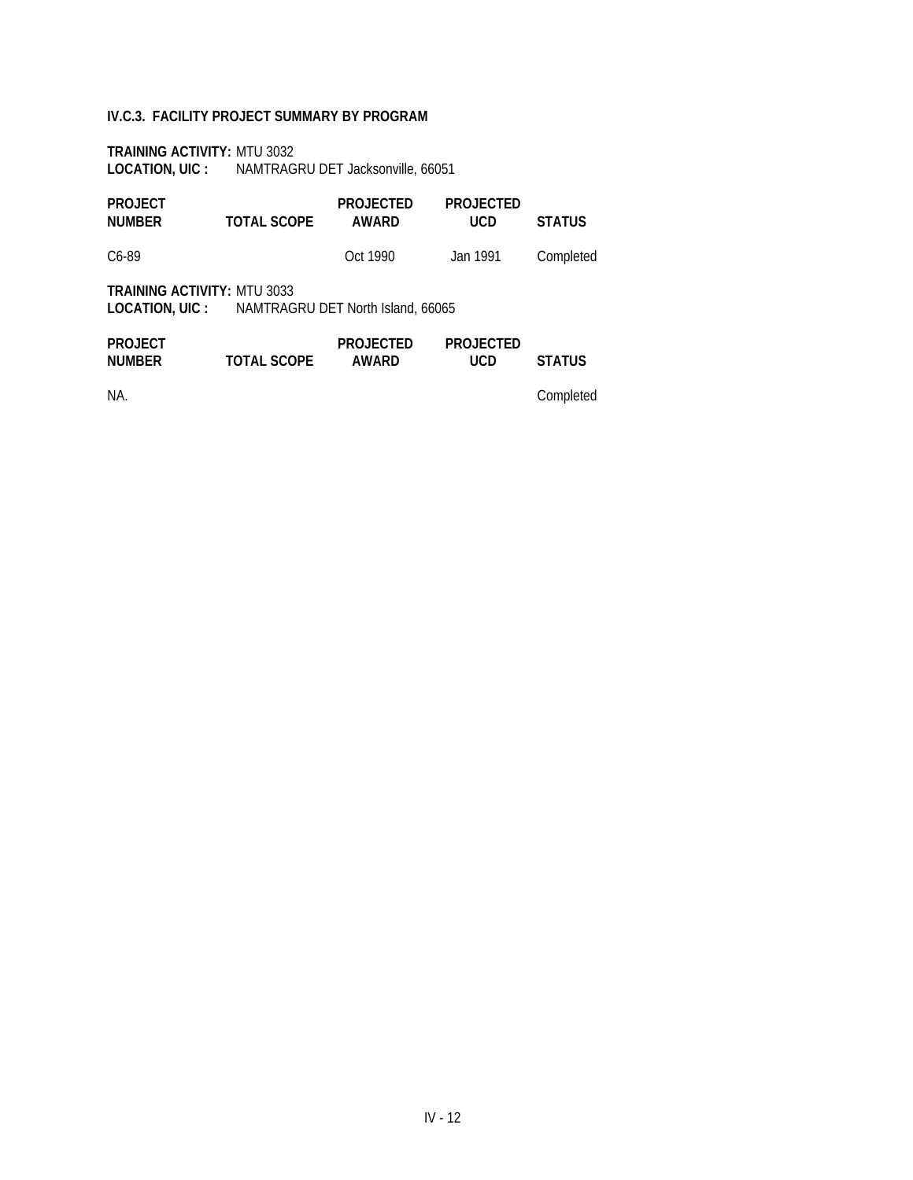**IV.C.3. FACILITY PROJECT SUMMARY BY PROGRAM**

**TRAINING ACTIVITY:** MTU 3032
**LOCATION, UIC :** NAMTRAGRU DET Jacksonville, 66051

| PROJECT NUMBER | TOTAL SCOPE | PROJECTED AWARD | PROJECTED UCD | STATUS |
|---|---|---|---|---|
| C6-89 | | Oct 1990 | Jan 1991 | Completed |

**TRAINING ACTIVITY:** MTU 3033
**LOCATION, UIC :** NAMTRAGRU DET North Island, 66065

| PROJECT NUMBER | TOTAL SCOPE | PROJECTED AWARD | PROJECTED UCD | STATUS |
|---|---|---|---|---|
| NA. | | | | Completed |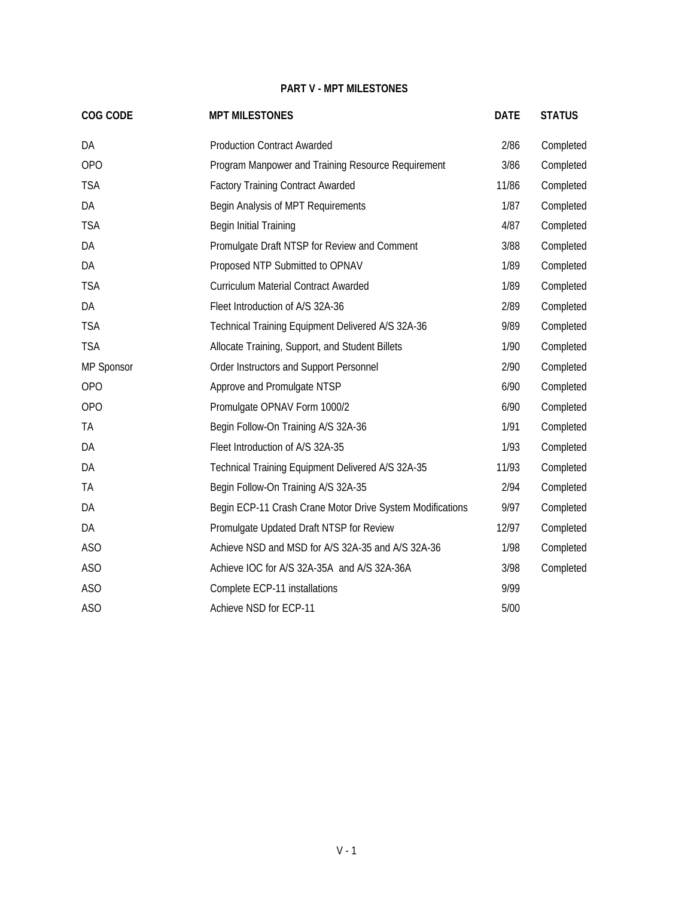## PART V - MPT MILESTONES

| COG CODE | MPT MILESTONES | DATE | STATUS |
|---|---|---|---|
| DA | Production Contract Awarded | 2/86 | Completed |
| OPO | Program Manpower and Training Resource Requirement | 3/86 | Completed |
| TSA | Factory Training Contract Awarded | 11/86 | Completed |
| DA | Begin Analysis of MPT Requirements | 1/87 | Completed |
| TSA | Begin Initial Training | 4/87 | Completed |
| DA | Promulgate Draft NTSP for Review and Comment | 3/88 | Completed |
| DA | Proposed NTP Submitted to OPNAV | 1/89 | Completed |
| TSA | Curriculum Material Contract Awarded | 1/89 | Completed |
| DA | Fleet Introduction of A/S 32A-36 | 2/89 | Completed |
| TSA | Technical Training Equipment Delivered A/S 32A-36 | 9/89 | Completed |
| TSA | Allocate Training, Support, and Student Billets | 1/90 | Completed |
| MP Sponsor | Order Instructors and Support Personnel | 2/90 | Completed |
| OPO | Approve and Promulgate NTSP | 6/90 | Completed |
| OPO | Promulgate OPNAV Form 1000/2 | 6/90 | Completed |
| TA | Begin Follow-On Training A/S 32A-36 | 1/91 | Completed |
| DA | Fleet Introduction of A/S 32A-35 | 1/93 | Completed |
| DA | Technical Training Equipment Delivered A/S 32A-35 | 11/93 | Completed |
| TA | Begin Follow-On Training A/S 32A-35 | 2/94 | Completed |
| DA | Begin ECP-11 Crash Crane Motor Drive System Modifications | 9/97 | Completed |
| DA | Promulgate Updated Draft NTSP for Review | 12/97 | Completed |
| ASO | Achieve NSD and MSD for A/S 32A-35 and A/S 32A-36 | 1/98 | Completed |
| ASO | Achieve IOC for A/S 32A-35A and A/S 32A-36A | 3/98 | Completed |
| ASO | Complete ECP-11 installations | 9/99 | |
| ASO | Achieve NSD for ECP-11 | 5/00 | |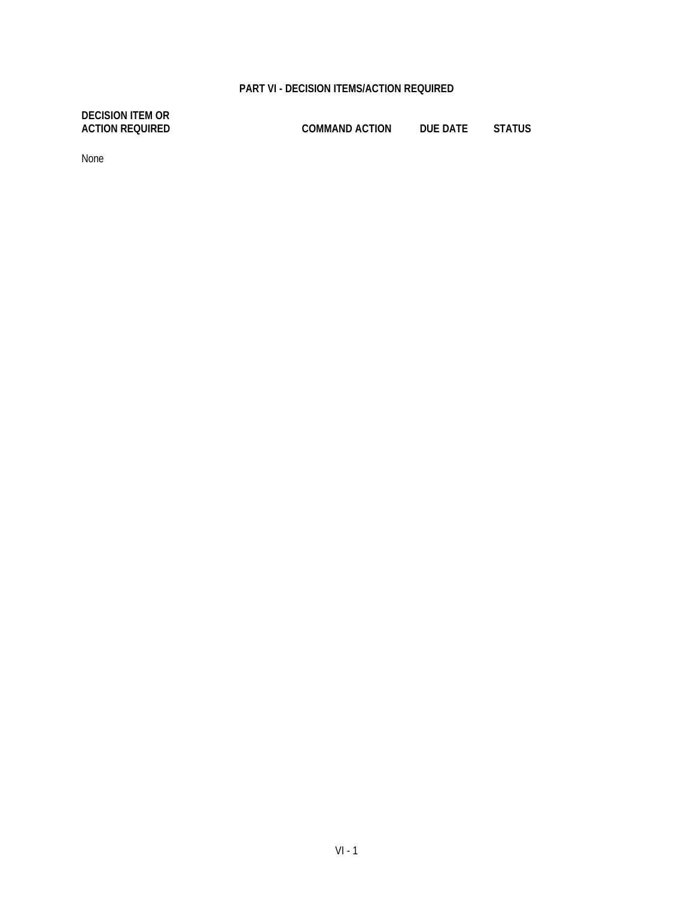# PART VI - DECISION ITEMS/ACTION REQUIRED

| DECISION ITEM OR ACTION REQUIRED | COMMAND ACTION | DUE DATE | STATUS |
|---|---|---|---|

None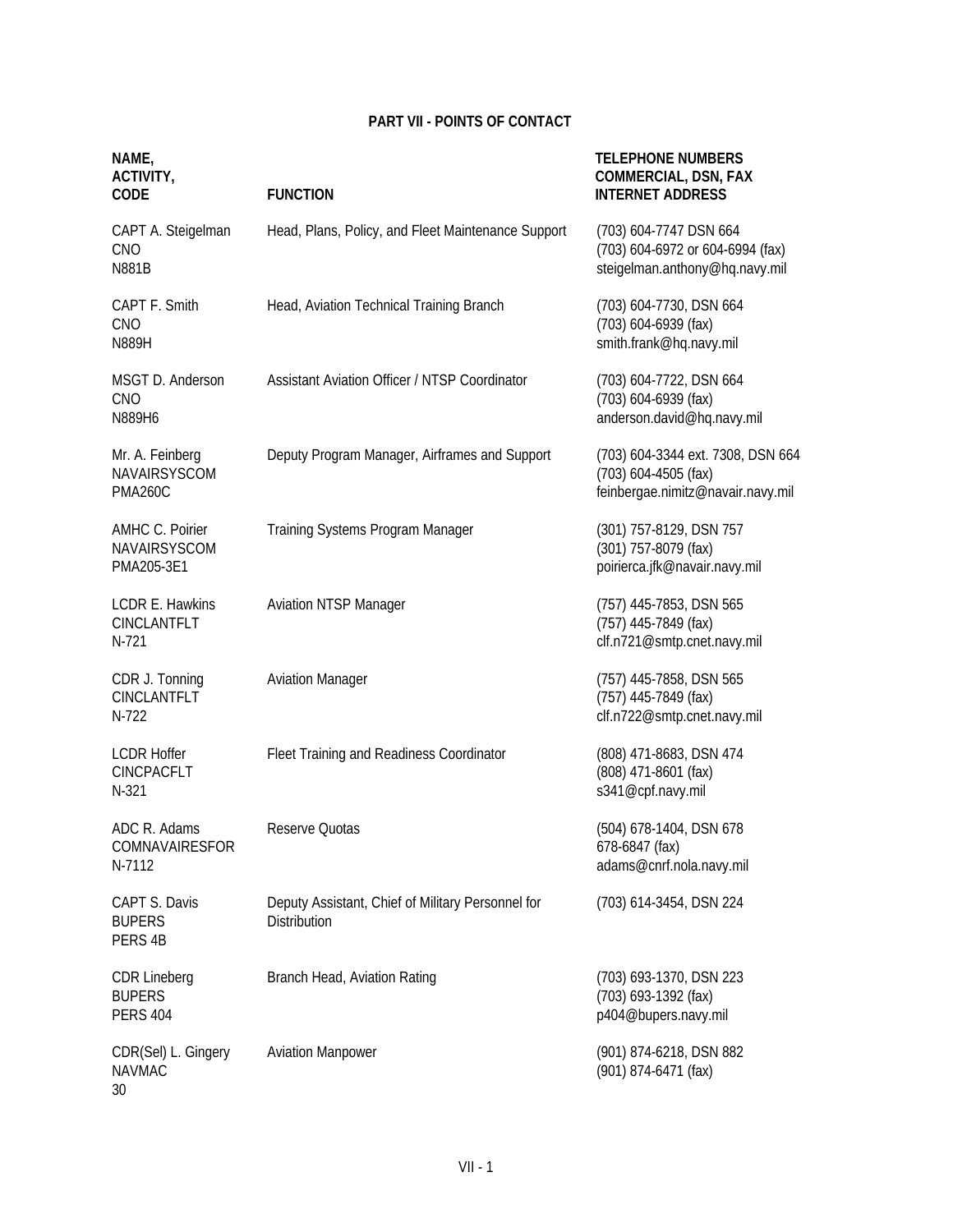## PART VII - POINTS OF CONTACT

| NAME, ACTIVITY, CODE | FUNCTION | TELEPHONE NUMBERS COMMERCIAL, DSN, FAX INTERNET ADDRESS |
|---|---|---|
| CAPT A. Steigelman<br>CNO<br>N881B | Head, Plans, Policy, and Fleet Maintenance Support | (703) 604-7747 DSN 664<br>(703) 604-6972 or 604-6994 (fax)<br>steigelman.anthony@hq.navy.mil |
| CAPT F. Smith<br>CNO<br>N889H | Head, Aviation Technical Training Branch | (703) 604-7730, DSN 664<br>(703) 604-6939 (fax)<br>smith.frank@hq.navy.mil |
| MSGT D. Anderson<br>CNO<br>N889H6 | Assistant Aviation Officer / NTSP Coordinator | (703) 604-7722, DSN 664<br>(703) 604-6939 (fax)<br>anderson.david@hq.navy.mil |
| Mr. A. Feinberg<br>NAVAIRSYSCOM<br>PMA260C | Deputy Program Manager, Airframes and Support | (703) 604-3344 ext. 7308, DSN 664<br>(703) 604-4505 (fax)<br>feinbergae.nimitz@navair.navy.mil |
| AMHC C. Poirier<br>NAVAIRSYSCOM<br>PMA205-3E1 | Training Systems Program Manager | (301) 757-8129, DSN 757<br>(301) 757-8079 (fax)<br>poiriercа.jfk@navair.navy.mil |
| LCDR E. Hawkins<br>CINCLANTFLT<br>N-721 | Aviation NTSP Manager | (757) 445-7853, DSN 565<br>(757) 445-7849 (fax)<br>clf.n721@smtp.cnet.navy.mil |
| CDR J. Tonning<br>CINCLANTFLT<br>N-722 | Aviation Manager | (757) 445-7858, DSN 565<br>(757) 445-7849 (fax)<br>clf.n722@smtp.cnet.navy.mil |
| LCDR Hoffer<br>CINCPACFLT<br>N-321 | Fleet Training and Readiness Coordinator | (808) 471-8683, DSN 474<br>(808) 471-8601 (fax)<br>s341@cpf.navy.mil |
| ADC R. Adams<br>COMNAVAIRESFOR<br>N-7112 | Reserve Quotas | (504) 678-1404, DSN 678<br>678-6847 (fax)<br>adams@cnrf.nola.navy.mil |
| CAPT S. Davis<br>BUPERS<br>PERS 4B | Deputy Assistant, Chief of Military Personnel for Distribution | (703) 614-3454, DSN 224 |
| CDR Lineberg<br>BUPERS<br>PERS 404 | Branch Head, Aviation Rating | (703) 693-1370, DSN 223<br>(703) 693-1392 (fax)<br>p404@bupers.navy.mil |
| CDR(Sel) L. Gingery<br>NAVMAC<br>30 | Aviation Manpower | (901) 874-6218, DSN 882<br>(901) 874-6471 (fax) |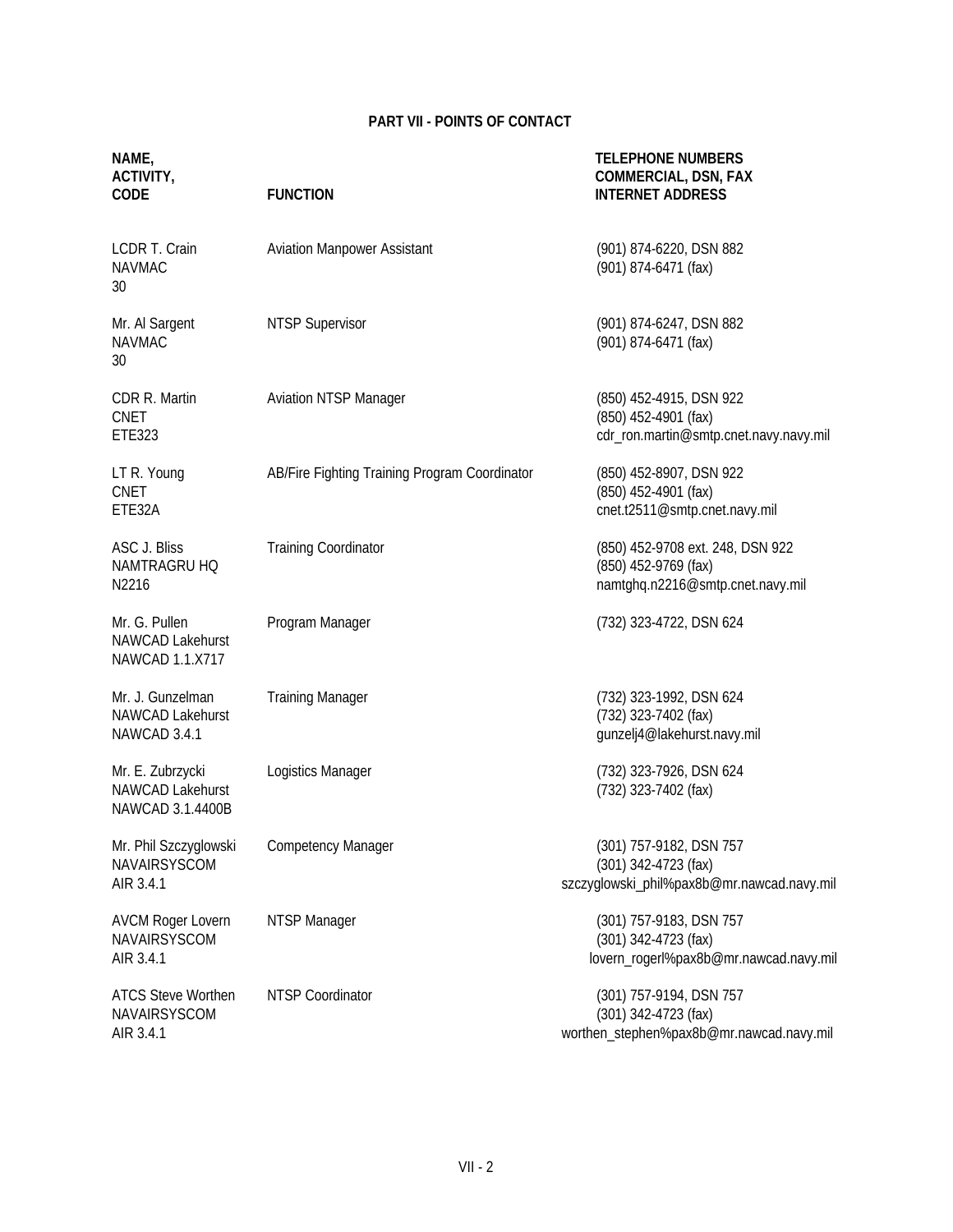## PART VII - POINTS OF CONTACT

| NAME, ACTIVITY, CODE | FUNCTION | TELEPHONE NUMBERS COMMERCIAL, DSN, FAX INTERNET ADDRESS |
|---|---|---|
| LCDR T. Crain<br>NAVMAC<br>30 | Aviation Manpower Assistant | (901) 874-6220, DSN 882<br>(901) 874-6471 (fax) |
| Mr. Al Sargent<br>NAVMAC<br>30 | NTSP Supervisor | (901) 874-6247, DSN 882<br>(901) 874-6471 (fax) |
| CDR R. Martin<br>CNET<br>ETE323 | Aviation NTSP Manager | (850) 452-4915, DSN 922<br>(850) 452-4901 (fax)<br>cdr_ron.martin@smtp.cnet.navy.navy.mil |
| LT R. Young<br>CNET<br>ETE32A | AB/Fire Fighting Training Program Coordinator | (850) 452-8907, DSN 922<br>(850) 452-4901 (fax)<br>cnet.t2511@smtp.cnet.navy.mil |
| ASC J. Bliss<br>NAMTRAGRU HQ<br>N2216 | Training Coordinator | (850) 452-9708 ext. 248, DSN 922<br>(850) 452-9769 (fax)<br>namtghq.n2216@smtp.cnet.navy.mil |
| Mr. G. Pullen<br>NAWCAD Lakehurst<br>NAWCAD 1.1.X717 | Program Manager | (732) 323-4722, DSN 624 |
| Mr. J. Gunzelman<br>NAWCAD Lakehurst<br>NAWCAD 3.4.1 | Training Manager | (732) 323-1992, DSN 624<br>(732) 323-7402 (fax)<br>gunzelj4@lakehurst.navy.mil |
| Mr. E. Zubrzycki<br>NAWCAD Lakehurst<br>NAWCAD 3.1.4400B | Logistics Manager | (732) 323-7926, DSN 624<br>(732) 323-7402 (fax) |
| Mr. Phil Szczyglowski<br>NAVAIRSYSCOM<br>AIR 3.4.1 | Competency Manager | (301) 757-9182, DSN 757<br>(301) 342-4723 (fax)<br>szczyglowski_phil%pax8b@mr.nawcad.navy.mil |
| AVCM Roger Lovern<br>NAVAIRSYSCOM<br>AIR 3.4.1 | NTSP Manager | (301) 757-9183, DSN 757<br>(301) 342-4723 (fax)<br>lovern_rogerl%pax8b@mr.nawcad.navy.mil |
| ATCS Steve Worthen<br>NAVAIRSYSCOM<br>AIR 3.4.1 | NTSP Coordinator | (301) 757-9194, DSN 757<br>(301) 342-4723 (fax)<br>worthen_stephen%pax8b@mr.nawcad.navy.mil |